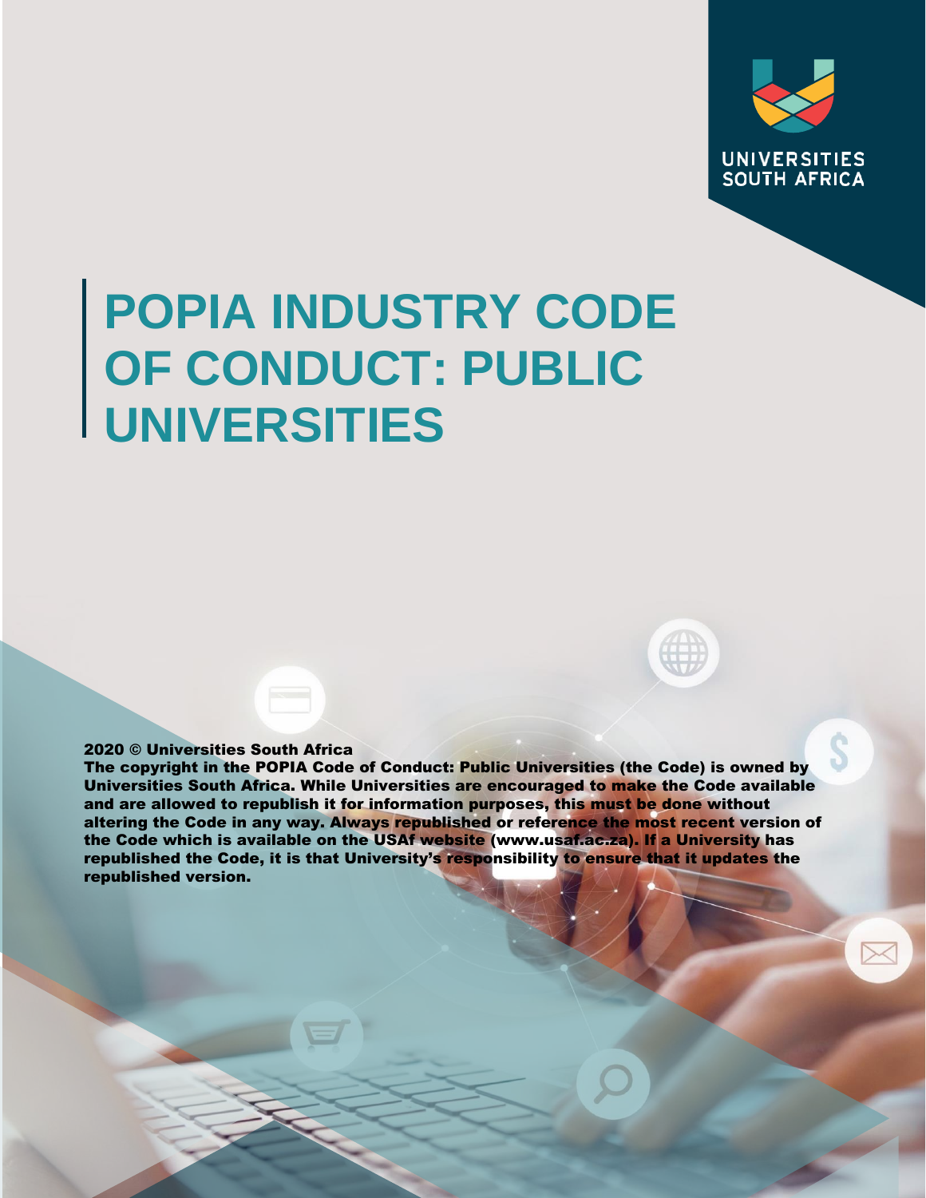UNIVERSITIES SOUTH AFRICA

# POPIA INDUSTRY CODE OF CONDUCT: PUBLIC UNIVERSITIES

**2020 © Universities South Africa**
**The copyright in the POPIA Code of Conduct: Public Universities (the Code) is owned by Universities South Africa. While Universities are encouraged to make the Code available and are allowed to republish it for information purposes, this must be done without altering the Code in any way. Always republished or reference the most recent version of the Code which is available on the USAf website (www.usaf.ac.za). If a University has republished the Code, it is that University's responsibility to ensure that it updates the republished version.**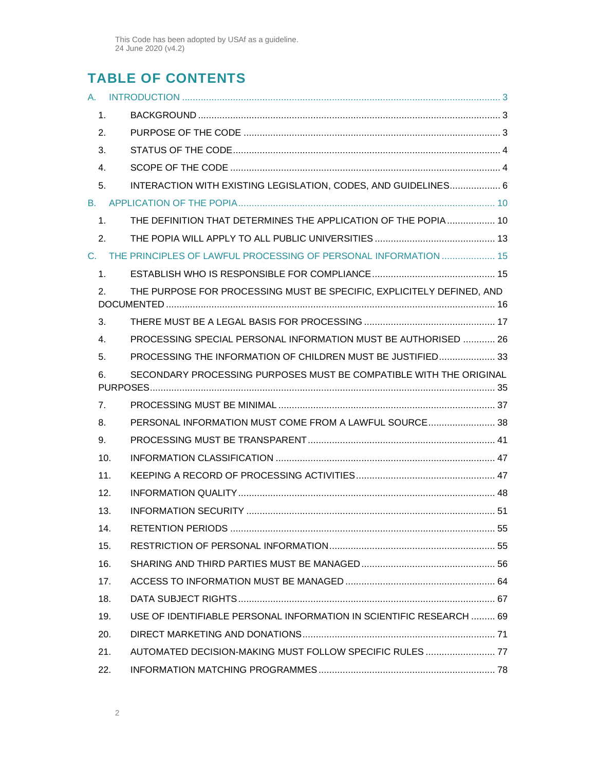This Code has been adopted by USAf as a guideline.
24 June 2020 (v4.2)

# TABLE OF CONTENTS

A. INTRODUCTION ........................................................ 3

1. BACKGROUND ........................................................ 3
2. PURPOSE OF THE CODE ........................................................ 3
3. STATUS OF THE CODE ........................................................ 4
4. SCOPE OF THE CODE ........................................................ 4
5. INTERACTION WITH EXISTING LEGISLATION, CODES, AND GUIDELINES ........................................................ 6

B. APPLICATION OF THE POPIA ........................................................ 10

1. THE DEFINITION THAT DETERMINES THE APPLICATION OF THE POPIA ........................................................ 10
2. THE POPIA WILL APPLY TO ALL PUBLIC UNIVERSITIES ........................................................ 13

C. THE PRINCIPLES OF LAWFUL PROCESSING OF PERSONAL INFORMATION ........................................................ 15

1. ESTABLISH WHO IS RESPONSIBLE FOR COMPLIANCE ........................................................ 15
2. THE PURPOSE FOR PROCESSING MUST BE SPECIFIC, EXPLICITELY DEFINED, AND DOCUMENTED ........................................................ 16
3. THERE MUST BE A LEGAL BASIS FOR PROCESSING ........................................................ 17
4. PROCESSING SPECIAL PERSONAL INFORMATION MUST BE AUTHORISED ........................................................ 26
5. PROCESSING THE INFORMATION OF CHILDREN MUST BE JUSTIFIED ........................................................ 33
6. SECONDARY PROCESSING PURPOSES MUST BE COMPATIBLE WITH THE ORIGINAL PURPOSES ........................................................ 35
7. PROCESSING MUST BE MINIMAL ........................................................ 37
8. PERSONAL INFORMATION MUST COME FROM A LAWFUL SOURCE ........................................................ 38
9. PROCESSING MUST BE TRANSPARENT ........................................................ 41
10. INFORMATION CLASSIFICATION ........................................................ 47
11. KEEPING A RECORD OF PROCESSING ACTIVITIES ........................................................ 47
12. INFORMATION QUALITY ........................................................ 48
13. INFORMATION SECURITY ........................................................ 51
14. RETENTION PERIODS ........................................................ 55
15. RESTRICTION OF PERSONAL INFORMATION ........................................................ 55
16. SHARING AND THIRD PARTIES MUST BE MANAGED ........................................................ 56
17. ACCESS TO INFORMATION MUST BE MANAGED ........................................................ 64
18. DATA SUBJECT RIGHTS ........................................................ 67
19. USE OF IDENTIFIABLE PERSONAL INFORMATION IN SCIENTIFIC RESEARCH ........................................................ 69
20. DIRECT MARKETING AND DONATIONS ........................................................ 71
21. AUTOMATED DECISION-MAKING MUST FOLLOW SPECIFIC RULES ........................................................ 77
22. INFORMATION MATCHING PROGRAMMES ........................................................ 78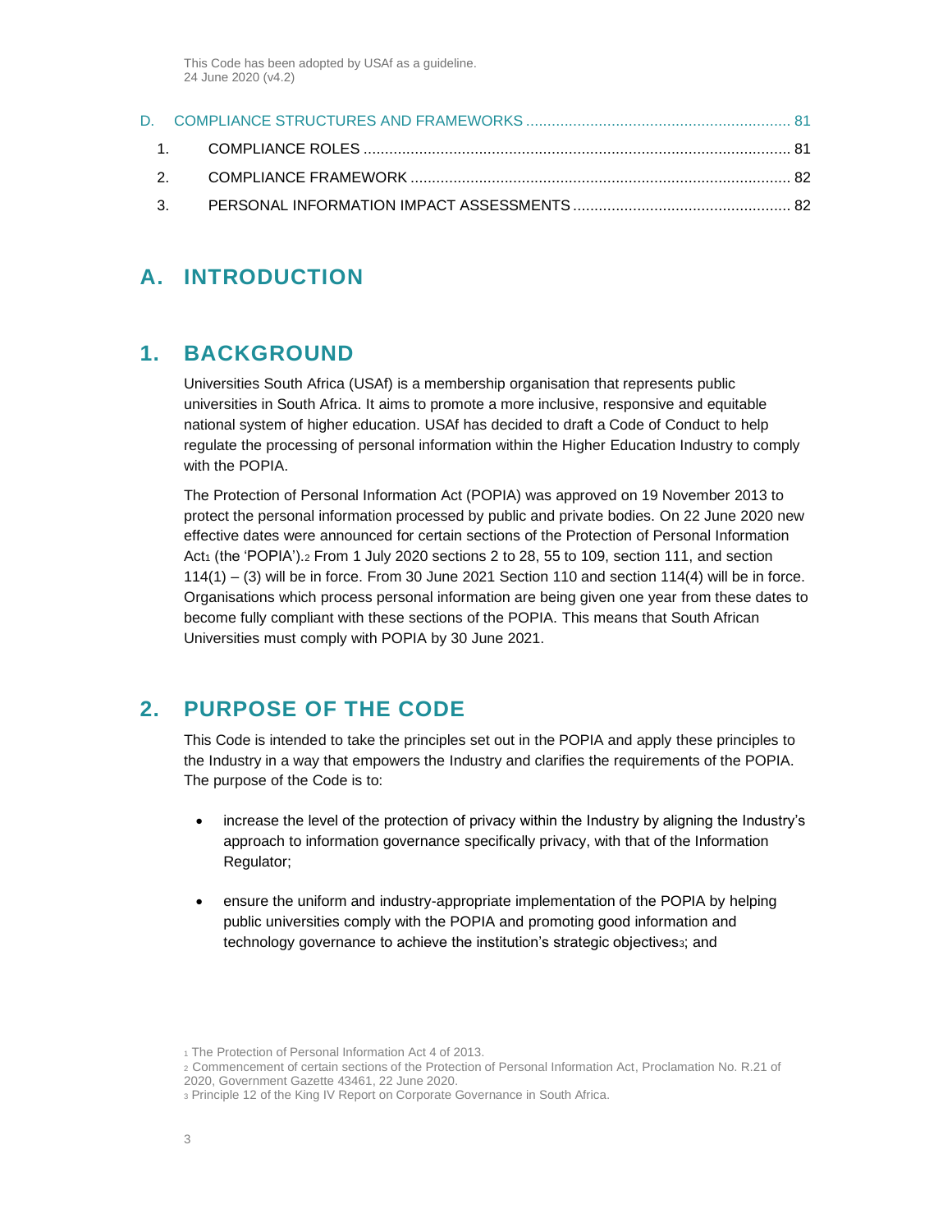| | | |
|---|---|---|
| D. | COMPLIANCE STRUCTURES AND FRAMEWORKS | 81 |
| 1. | COMPLIANCE ROLES | 81 |
| 2. | COMPLIANCE FRAMEWORK | 82 |
| 3. | PERSONAL INFORMATION IMPACT ASSESSMENTS | 82 |

# A. INTRODUCTION

## 1. BACKGROUND

Universities South Africa (USAf) is a membership organisation that represents public universities in South Africa. It aims to promote a more inclusive, responsive and equitable national system of higher education. USAf has decided to draft a Code of Conduct to help regulate the processing of personal information within the Higher Education Industry to comply with the POPIA.

The Protection of Personal Information Act (POPIA) was approved on 19 November 2013 to protect the personal information processed by public and private bodies. On 22 June 2020 new effective dates were announced for certain sections of the Protection of Personal Information Act[1] (the 'POPIA').[2] From 1 July 2020 sections 2 to 28, 55 to 109, section 111, and section 114(1) – (3) will be in force. From 30 June 2021 Section 110 and section 114(4) will be in force. Organisations which process personal information are being given one year from these dates to become fully compliant with these sections of the POPIA. This means that South African Universities must comply with POPIA by 30 June 2021.

## 2. PURPOSE OF THE CODE

This Code is intended to take the principles set out in the POPIA and apply these principles to the Industry in a way that empowers the Industry and clarifies the requirements of the POPIA. The purpose of the Code is to:

- increase the level of the protection of privacy within the Industry by aligning the Industry's approach to information governance specifically privacy, with that of the Information Regulator;
- ensure the uniform and industry-appropriate implementation of the POPIA by helping public universities comply with the POPIA and promoting good information and technology governance to achieve the institution's strategic objectives[3]; and

[1] The Protection of Personal Information Act 4 of 2013.

[2] Commencement of certain sections of the Protection of Personal Information Act, Proclamation No. R.21 of 2020, Government Gazette 43461, 22 June 2020.

[3] Principle 12 of the King IV Report on Corporate Governance in South Africa.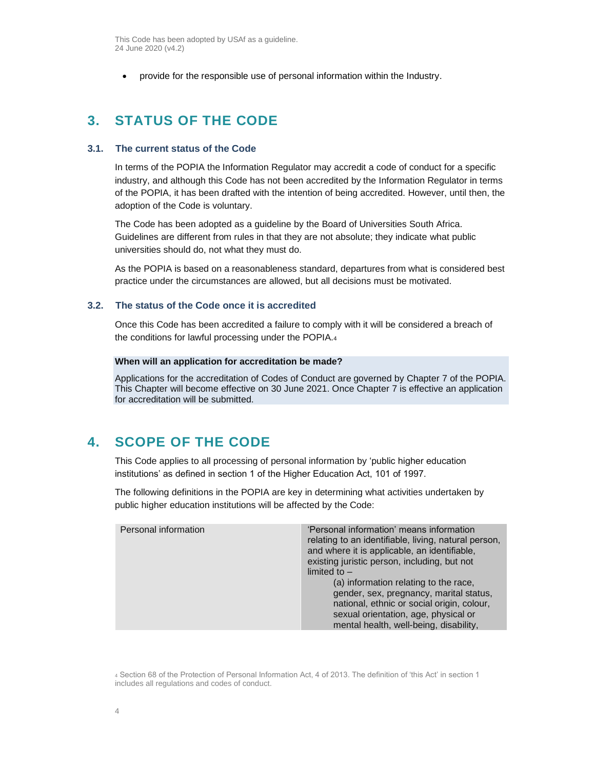- provide for the responsible use of personal information within the Industry.

# 3. STATUS OF THE CODE

## 3.1. The current status of the Code

In terms of the POPIA the Information Regulator may accredit a code of conduct for a specific industry, and although this Code has not been accredited by the Information Regulator in terms of the POPIA, it has been drafted with the intention of being accredited. However, until then, the adoption of the Code is voluntary.

The Code has been adopted as a guideline by the Board of Universities South Africa. Guidelines are different from rules in that they are not absolute; they indicate what public universities should do, not what they must do.

As the POPIA is based on a reasonableness standard, departures from what is considered best practice under the circumstances are allowed, but all decisions must be motivated.

## 3.2. The status of the Code once it is accredited

Once this Code has been accredited a failure to comply with it will be considered a breach of the conditions for lawful processing under the POPIA.[4]

**When will an application for accreditation be made?**

Applications for the accreditation of Codes of Conduct are governed by Chapter 7 of the POPIA. This Chapter will become effective on 30 June 2021. Once Chapter 7 is effective an application for accreditation will be submitted.

# 4. SCOPE OF THE CODE

This Code applies to all processing of personal information by 'public higher education institutions' as defined in section 1 of the Higher Education Act, 101 of 1997.

The following definitions in the POPIA are key in determining what activities undertaken by public higher education institutions will be affected by the Code:

| | |
|---|---|
| Personal information | 'Personal information' means information relating to an identifiable, living, natural person, and where it is applicable, an identifiable, existing juristic person, including, but not limited to –<br>(a) information relating to the race, gender, sex, pregnancy, marital status, national, ethnic or social origin, colour, sexual orientation, age, physical or mental health, well-being, disability, |

[4] Section 68 of the Protection of Personal Information Act, 4 of 2013. The definition of 'this Act' in section 1 includes all regulations and codes of conduct.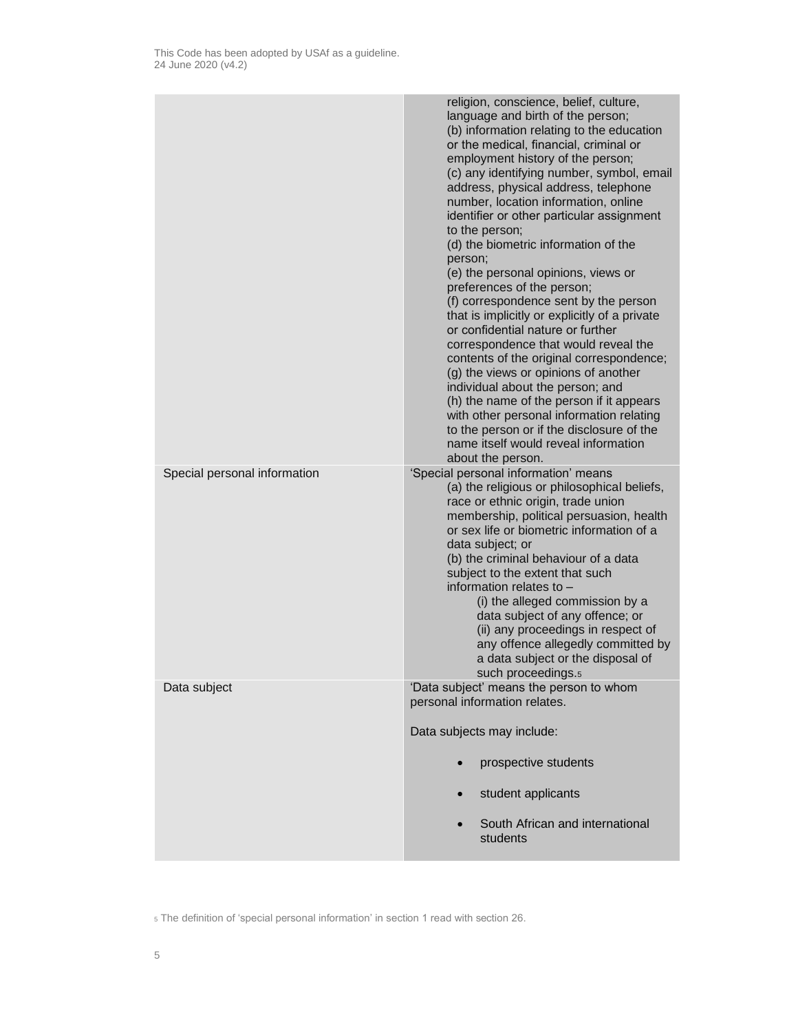| | |
|---|---|
| | religion, conscience, belief, culture, language and birth of the person;<br>(b) information relating to the education or the medical, financial, criminal or employment history of the person;<br>(c) any identifying number, symbol, email address, physical address, telephone number, location information, online identifier or other particular assignment to the person;<br>(d) the biometric information of the person;<br>(e) the personal opinions, views or preferences of the person;<br>(f) correspondence sent by the person that is implicitly or explicitly of a private or confidential nature or further correspondence that would reveal the contents of the original correspondence;<br>(g) the views or opinions of another individual about the person; and<br>(h) the name of the person if it appears with other personal information relating to the person or if the disclosure of the name itself would reveal information about the person. |
| Special personal information | 'Special personal information' means<br>(a) the religious or philosophical beliefs, race or ethnic origin, trade union membership, political persuasion, health or sex life or biometric information of a data subject; or<br>(b) the criminal behaviour of a data subject to the extent that such information relates to –<br>(i) the alleged commission by a data subject of any offence; or<br>(ii) any proceedings in respect of any offence allegedly committed by a data subject or the disposal of such proceedings.[5] |
| Data subject | 'Data subject' means the person to whom personal information relates.<br><br>Data subjects may include:<br>• prospective students<br>• student applicants<br>• South African and international students |

[5] The definition of 'special personal information' in section 1 read with section 26.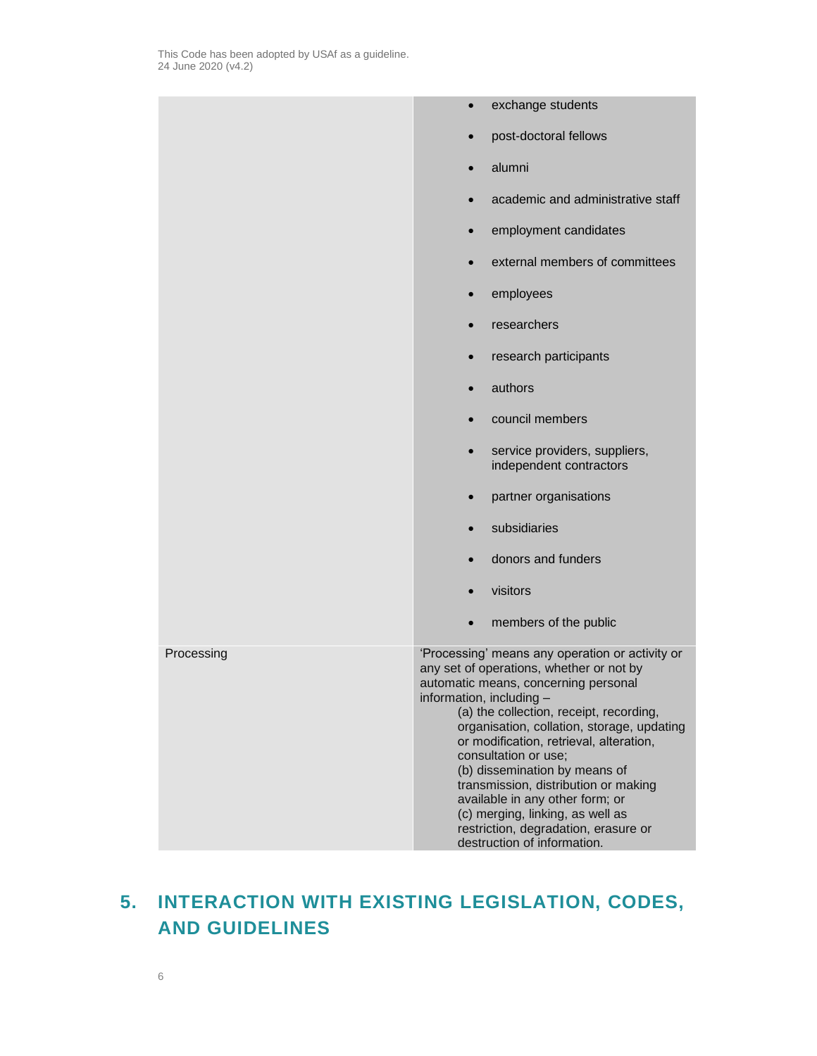| | |
|---|---|
| | • exchange students<br>• post-doctoral fellows<br>• alumni<br>• academic and administrative staff<br>• employment candidates<br>• external members of committees<br>• employees<br>• researchers<br>• research participants<br>• authors<br>• council members<br>• service providers, suppliers, independent contractors<br>• partner organisations<br>• subsidiaries<br>• donors and funders<br>• visitors<br>• members of the public |
| Processing | 'Processing' means any operation or activity or any set of operations, whether or not by automatic means, concerning personal information, including –<br>(a) the collection, receipt, recording, organisation, collation, storage, updating or modification, retrieval, alteration, consultation or use;<br>(b) dissemination by means of transmission, distribution or making available in any other form; or<br>(c) merging, linking, as well as restriction, degradation, erasure or destruction of information. |

## 5. INTERACTION WITH EXISTING LEGISLATION, CODES, AND GUIDELINES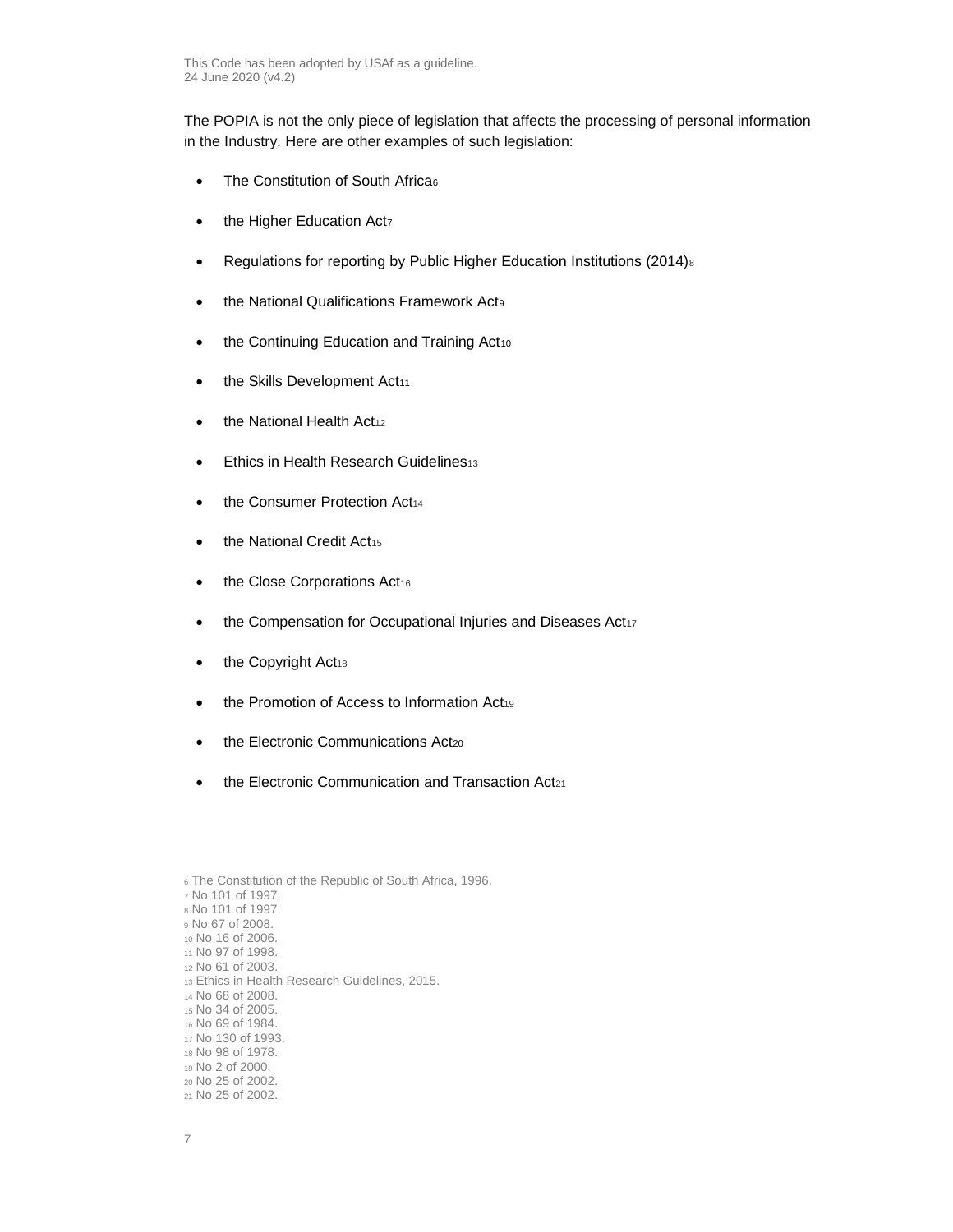The POPIA is not the only piece of legislation that affects the processing of personal information in the Industry. Here are other examples of such legislation:

- The Constitution of South Africa[6]
- the Higher Education Act[7]
- Regulations for reporting by Public Higher Education Institutions (2014)[8]
- the National Qualifications Framework Act[9]
- the Continuing Education and Training Act[10]
- the Skills Development Act[11]
- the National Health Act[12]
- Ethics in Health Research Guidelines[13]
- the Consumer Protection Act[14]
- the National Credit Act[15]
- the Close Corporations Act[16]
- the Compensation for Occupational Injuries and Diseases Act[17]
- the Copyright Act[18]
- the Promotion of Access to Information Act[19]
- the Electronic Communications Act[20]
- the Electronic Communication and Transaction Act[21]

[6] The Constitution of the Republic of South Africa, 1996.
[7] No 101 of 1997.
[8] No 101 of 1997.
[9] No 67 of 2008.
[10] No 16 of 2006.
[11] No 97 of 1998.
[12] No 61 of 2003.
[13] Ethics in Health Research Guidelines, 2015.
[14] No 68 of 2008.
[15] No 34 of 2005.
[16] No 69 of 1984.
[17] No 130 of 1993.
[18] No 98 of 1978.
[19] No 2 of 2000.
[20] No 25 of 2002.
[21] No 25 of 2002.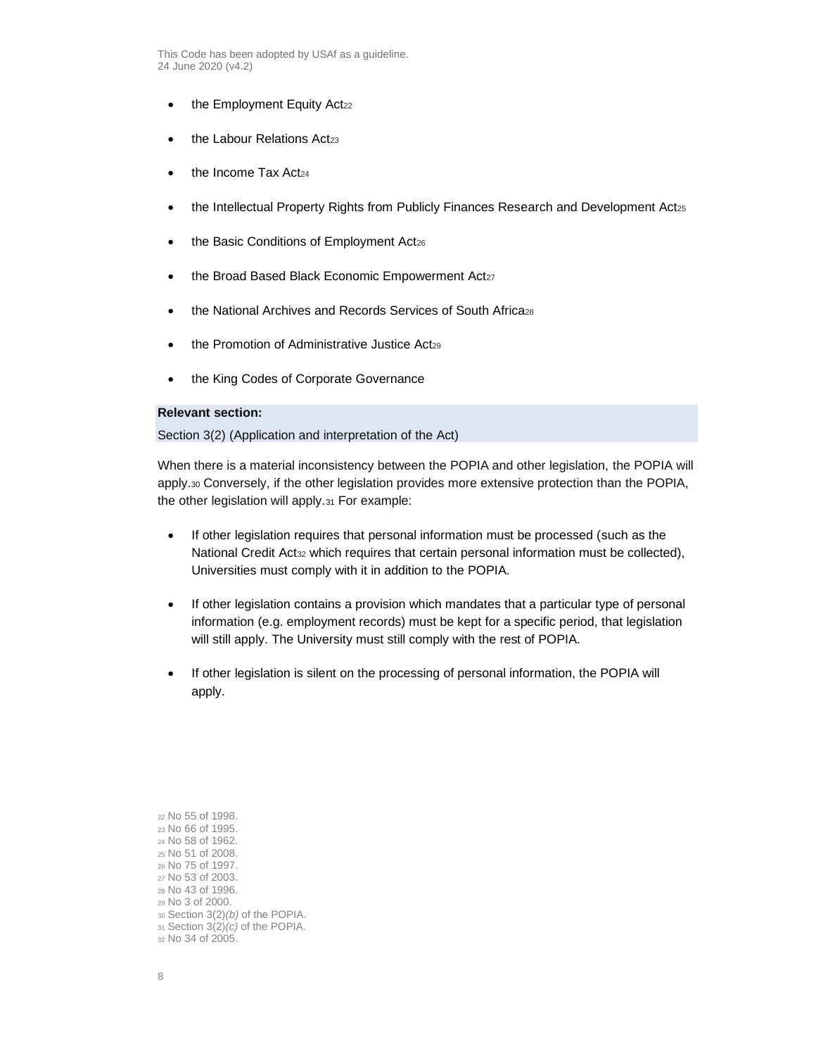- the Employment Equity Act[22]
- the Labour Relations Act[23]
- the Income Tax Act[24]
- the Intellectual Property Rights from Publicly Finances Research and Development Act[25]
- the Basic Conditions of Employment Act[26]
- the Broad Based Black Economic Empowerment Act[27]
- the National Archives and Records Services of South Africa[28]
- the Promotion of Administrative Justice Act[29]
- the King Codes of Corporate Governance

**Relevant section:**

Section 3(2) (Application and interpretation of the Act)

When there is a material inconsistency between the POPIA and other legislation, the POPIA will apply.[30] Conversely, if the other legislation provides more extensive protection than the POPIA, the other legislation will apply.[31] For example:

- If other legislation requires that personal information must be processed (such as the National Credit Act[32] which requires that certain personal information must be collected), Universities must comply with it in addition to the POPIA.
- If other legislation contains a provision which mandates that a particular type of personal information (e.g. employment records) must be kept for a specific period, that legislation will still apply. The University must still comply with the rest of POPIA.
- If other legislation is silent on the processing of personal information, the POPIA will apply.

[22] No 55 of 1998.
[23] No 66 of 1995.
[24] No 58 of 1962.
[25] No 51 of 2008.
[26] No 75 of 1997.
[27] No 53 of 2003.
[28] No 43 of 1996.
[29] No 3 of 2000.
[30] Section 3(2)*(b)* of the POPIA.
[31] Section 3(2)*(c)* of the POPIA.
[32] No 34 of 2005.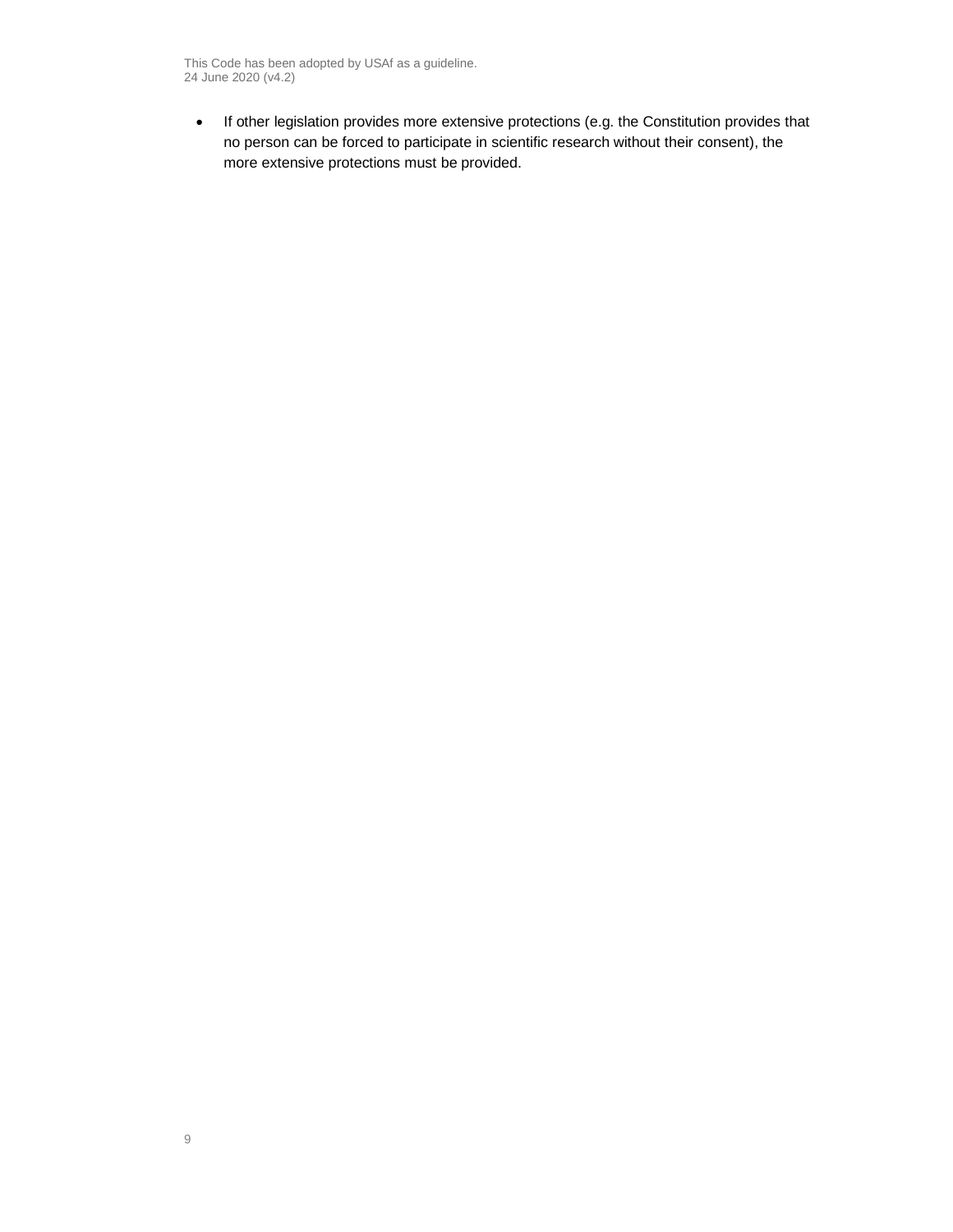- If other legislation provides more extensive protections (e.g. the Constitution provides that no person can be forced to participate in scientific research without their consent), the more extensive protections must be provided.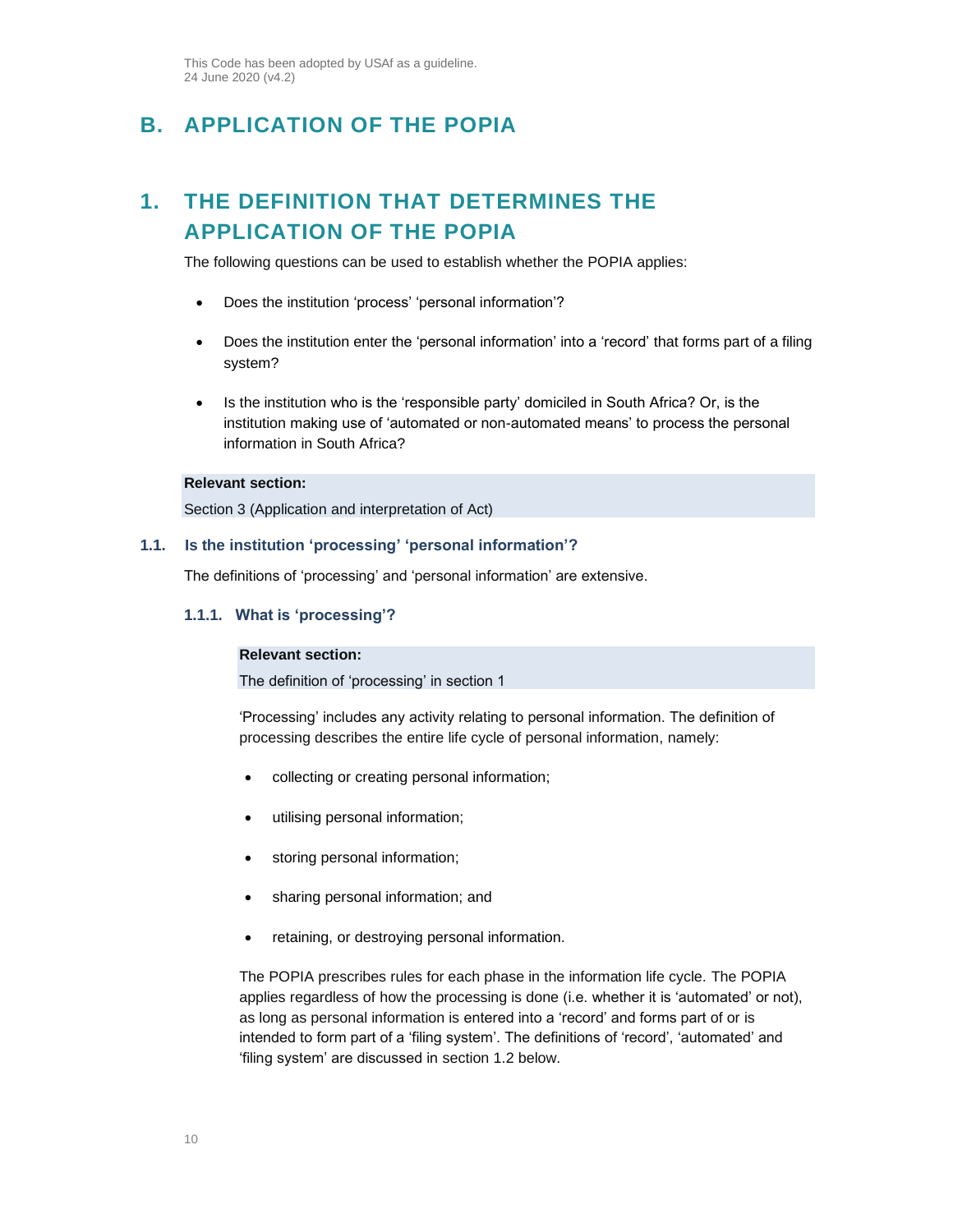# B. APPLICATION OF THE POPIA

# 1. THE DEFINITION THAT DETERMINES THE APPLICATION OF THE POPIA

The following questions can be used to establish whether the POPIA applies:

- Does the institution 'process' 'personal information'?
- Does the institution enter the 'personal information' into a 'record' that forms part of a filing system?
- Is the institution who is the 'responsible party' domiciled in South Africa? Or, is the institution making use of 'automated or non-automated means' to process the personal information in South Africa?

**Relevant section:**

Section 3 (Application and interpretation of Act)

## 1.1. Is the institution 'processing' 'personal information'?

The definitions of 'processing' and 'personal information' are extensive.

### 1.1.1. What is 'processing'?

**Relevant section:**

The definition of 'processing' in section 1

'Processing' includes any activity relating to personal information. The definition of processing describes the entire life cycle of personal information, namely:

- collecting or creating personal information;
- utilising personal information;
- storing personal information;
- sharing personal information; and
- retaining, or destroying personal information.

The POPIA prescribes rules for each phase in the information life cycle. The POPIA applies regardless of how the processing is done (i.e. whether it is 'automated' or not), as long as personal information is entered into a 'record' and forms part of or is intended to form part of a 'filing system'. The definitions of 'record', 'automated' and 'filing system' are discussed in section 1.2 below.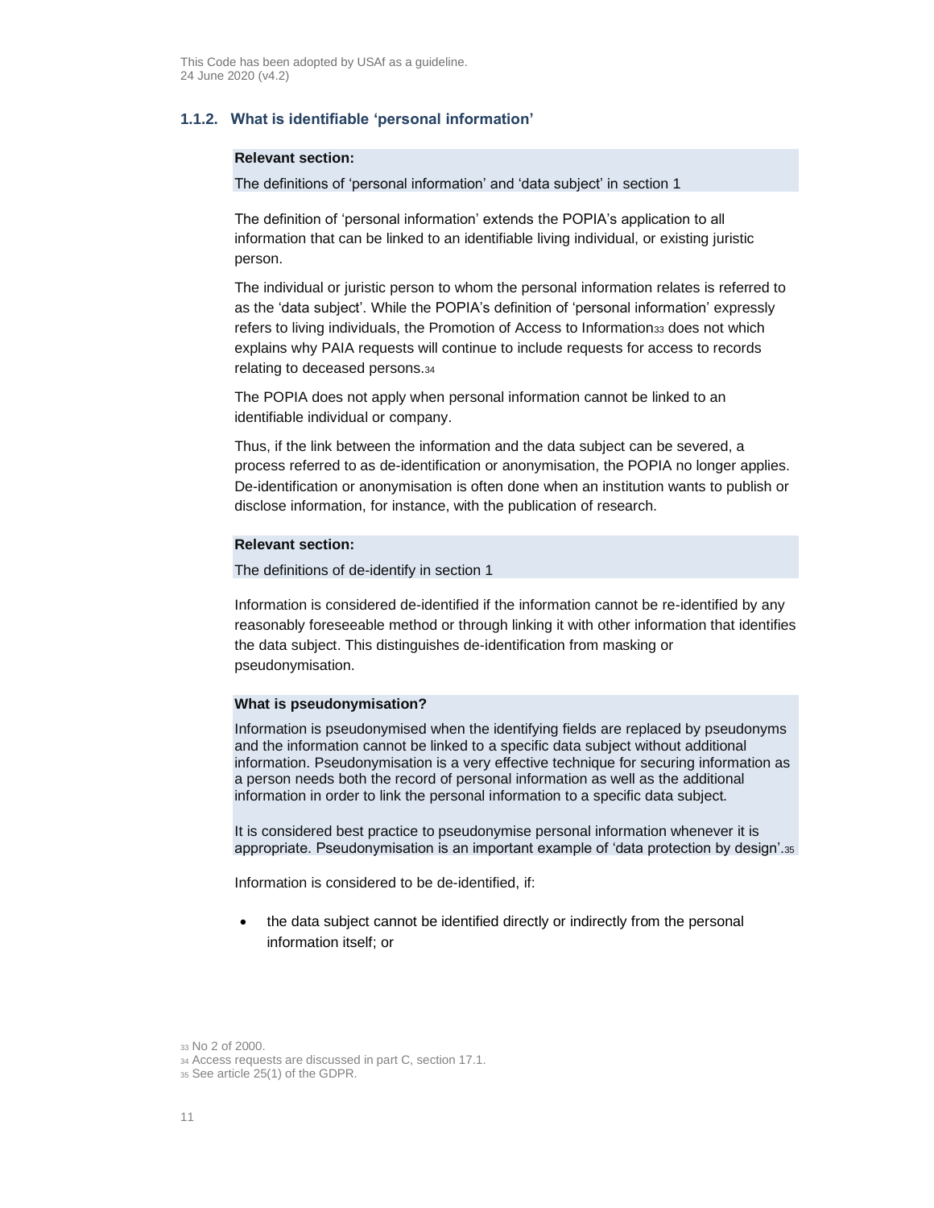### 1.1.2. What is identifiable 'personal information'

**Relevant section:**

The definitions of 'personal information' and 'data subject' in section 1

The definition of 'personal information' extends the POPIA's application to all information that can be linked to an identifiable living individual, or existing juristic person.

The individual or juristic person to whom the personal information relates is referred to as the 'data subject'. While the POPIA's definition of 'personal information' expressly refers to living individuals, the Promotion of Access to Information[33] does not which explains why PAIA requests will continue to include requests for access to records relating to deceased persons.[34]

The POPIA does not apply when personal information cannot be linked to an identifiable individual or company.

Thus, if the link between the information and the data subject can be severed, a process referred to as de-identification or anonymisation, the POPIA no longer applies. De-identification or anonymisation is often done when an institution wants to publish or disclose information, for instance, with the publication of research.

**Relevant section:**

The definitions of de-identify in section 1

Information is considered de-identified if the information cannot be re-identified by any reasonably foreseeable method or through linking it with other information that identifies the data subject. This distinguishes de-identification from masking or pseudonymisation.

**What is pseudonymisation?**

Information is pseudonymised when the identifying fields are replaced by pseudonyms and the information cannot be linked to a specific data subject without additional information. Pseudonymisation is a very effective technique for securing information as a person needs both the record of personal information as well as the additional information in order to link the personal information to a specific data subject.

It is considered best practice to pseudonymise personal information whenever it is appropriate. Pseudonymisation is an important example of 'data protection by design'.[35]

Information is considered to be de-identified, if:

- the data subject cannot be identified directly or indirectly from the personal information itself; or

[33] No 2 of 2000.
[34] Access requests are discussed in part C, section 17.1.
[35] See article 25(1) of the GDPR.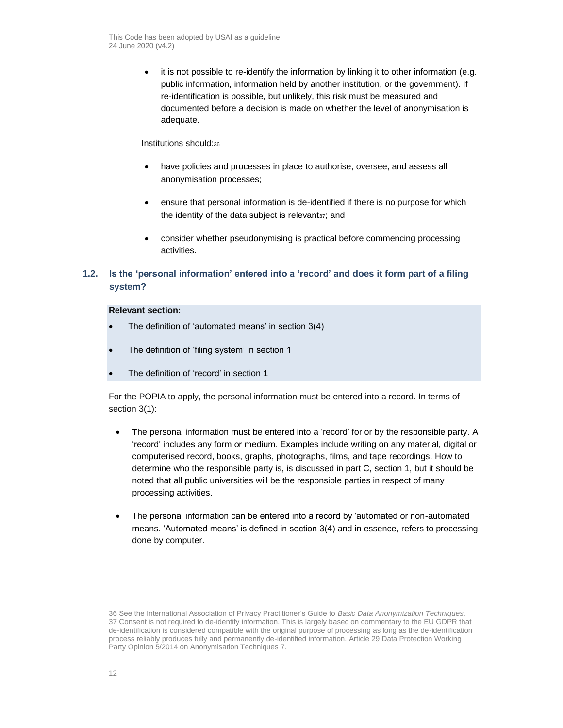- it is not possible to re-identify the information by linking it to other information (e.g. public information, information held by another institution, or the government). If re-identification is possible, but unlikely, this risk must be measured and documented before a decision is made on whether the level of anonymisation is adequate.

Institutions should:[36]

- have policies and processes in place to authorise, oversee, and assess all anonymisation processes;
- ensure that personal information is de-identified if there is no purpose for which the identity of the data subject is relevant[37]; and
- consider whether pseudonymising is practical before commencing processing activities.

### 1.2. Is the 'personal information' entered into a 'record' and does it form part of a filing system?

**Relevant section:**

- The definition of 'automated means' in section 3(4)
- The definition of 'filing system' in section 1
- The definition of 'record' in section 1

For the POPIA to apply, the personal information must be entered into a record. In terms of section 3(1):

- The personal information must be entered into a 'record' for or by the responsible party. A 'record' includes any form or medium. Examples include writing on any material, digital or computerised record, books, graphs, photographs, films, and tape recordings. How to determine who the responsible party is, is discussed in part C, section 1, but it should be noted that all public universities will be the responsible parties in respect of many processing activities.
- The personal information can be entered into a record by 'automated or non-automated means. 'Automated means' is defined in section 3(4) and in essence, refers to processing done by computer.

---

36 See the International Association of Privacy Practitioner's Guide to *Basic Data Anonymization Techniques*.
37 Consent is not required to de-identify information. This is largely based on commentary to the EU GDPR that de-identification is considered compatible with the original purpose of processing as long as the de-identification process reliably produces fully and permanently de-identified information. Article 29 Data Protection Working Party Opinion 5/2014 on Anonymisation Techniques 7.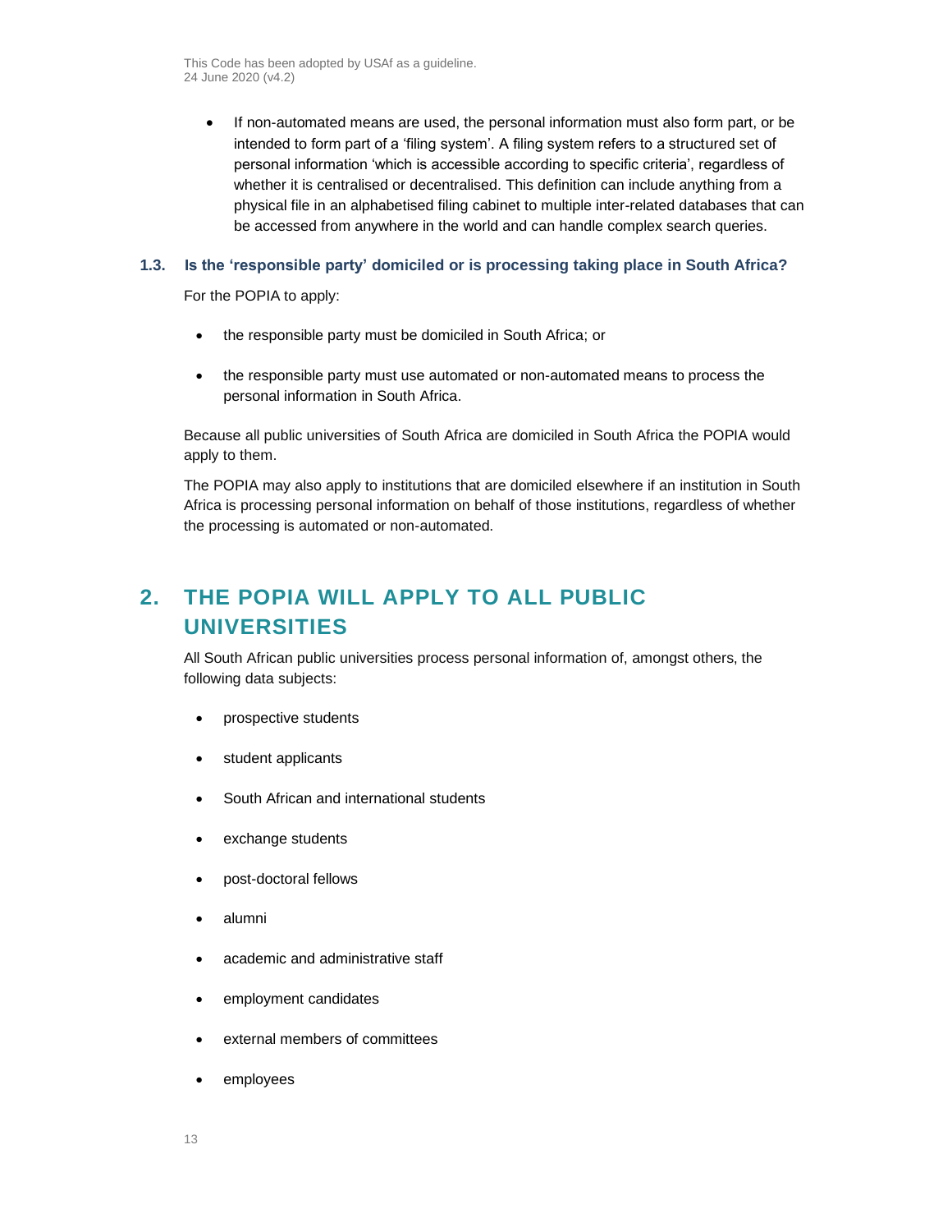- If non-automated means are used, the personal information must also form part, or be intended to form part of a 'filing system'. A filing system refers to a structured set of personal information 'which is accessible according to specific criteria', regardless of whether it is centralised or decentralised. This definition can include anything from a physical file in an alphabetised filing cabinet to multiple inter-related databases that can be accessed from anywhere in the world and can handle complex search queries.

### 1.3. Is the 'responsible party' domiciled or is processing taking place in South Africa?

For the POPIA to apply:

- the responsible party must be domiciled in South Africa; or
- the responsible party must use automated or non-automated means to process the personal information in South Africa.

Because all public universities of South Africa are domiciled in South Africa the POPIA would apply to them.

The POPIA may also apply to institutions that are domiciled elsewhere if an institution in South Africa is processing personal information on behalf of those institutions, regardless of whether the processing is automated or non-automated.

## 2. THE POPIA WILL APPLY TO ALL PUBLIC UNIVERSITIES

All South African public universities process personal information of, amongst others, the following data subjects:

- prospective students
- student applicants
- South African and international students
- exchange students
- post-doctoral fellows
- alumni
- academic and administrative staff
- employment candidates
- external members of committees
- employees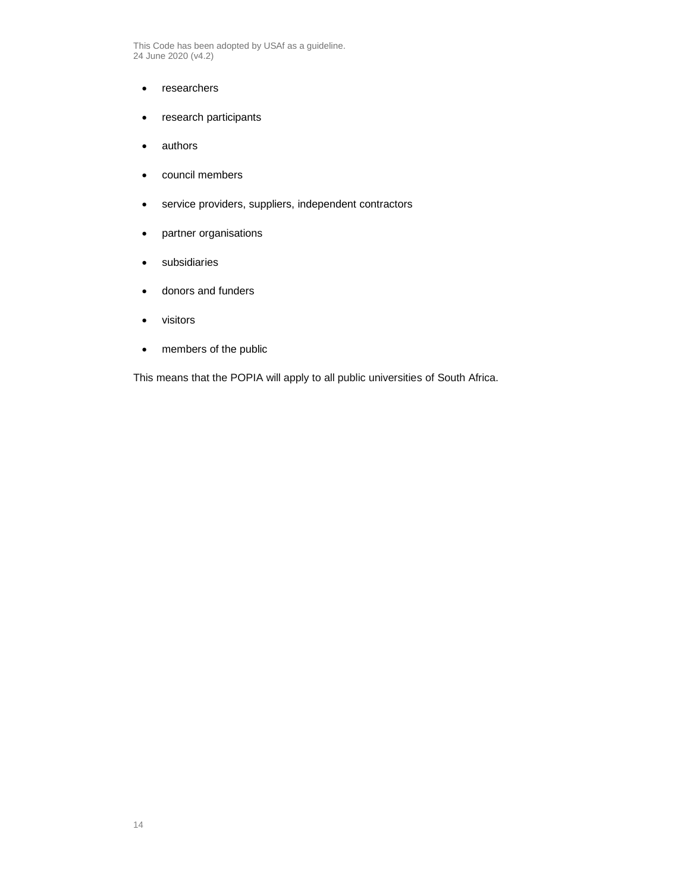- researchers
- research participants
- authors
- council members
- service providers, suppliers, independent contractors
- partner organisations
- subsidiaries
- donors and funders
- visitors
- members of the public

This means that the POPIA will apply to all public universities of South Africa.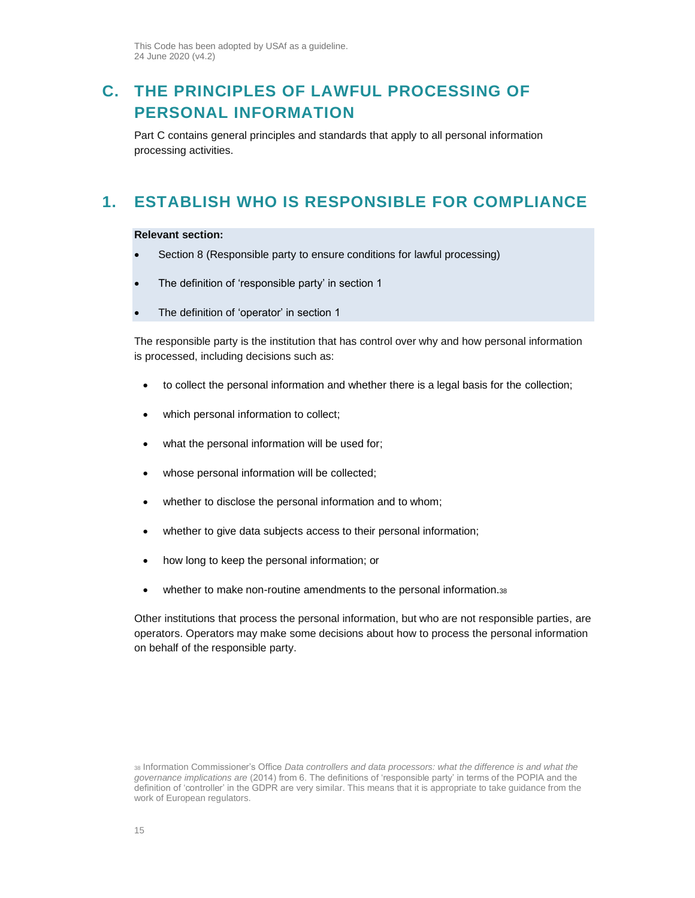# C. THE PRINCIPLES OF LAWFUL PROCESSING OF PERSONAL INFORMATION

Part C contains general principles and standards that apply to all personal information processing activities.

# 1. ESTABLISH WHO IS RESPONSIBLE FOR COMPLIANCE

**Relevant section:**

- Section 8 (Responsible party to ensure conditions for lawful processing)
- The definition of 'responsible party' in section 1
- The definition of 'operator' in section 1

The responsible party is the institution that has control over why and how personal information is processed, including decisions such as:

- to collect the personal information and whether there is a legal basis for the collection;
- which personal information to collect;
- what the personal information will be used for;
- whose personal information will be collected;
- whether to disclose the personal information and to whom;
- whether to give data subjects access to their personal information;
- how long to keep the personal information; or
- whether to make non-routine amendments to the personal information.[38]

Other institutions that process the personal information, but who are not responsible parties, are operators. Operators may make some decisions about how to process the personal information on behalf of the responsible party.

[38] Information Commissioner's Office *Data controllers and data processors: what the difference is and what the governance implications are* (2014) from 6. The definitions of 'responsible party' in terms of the POPIA and the definition of 'controller' in the GDPR are very similar. This means that it is appropriate to take guidance from the work of European regulators.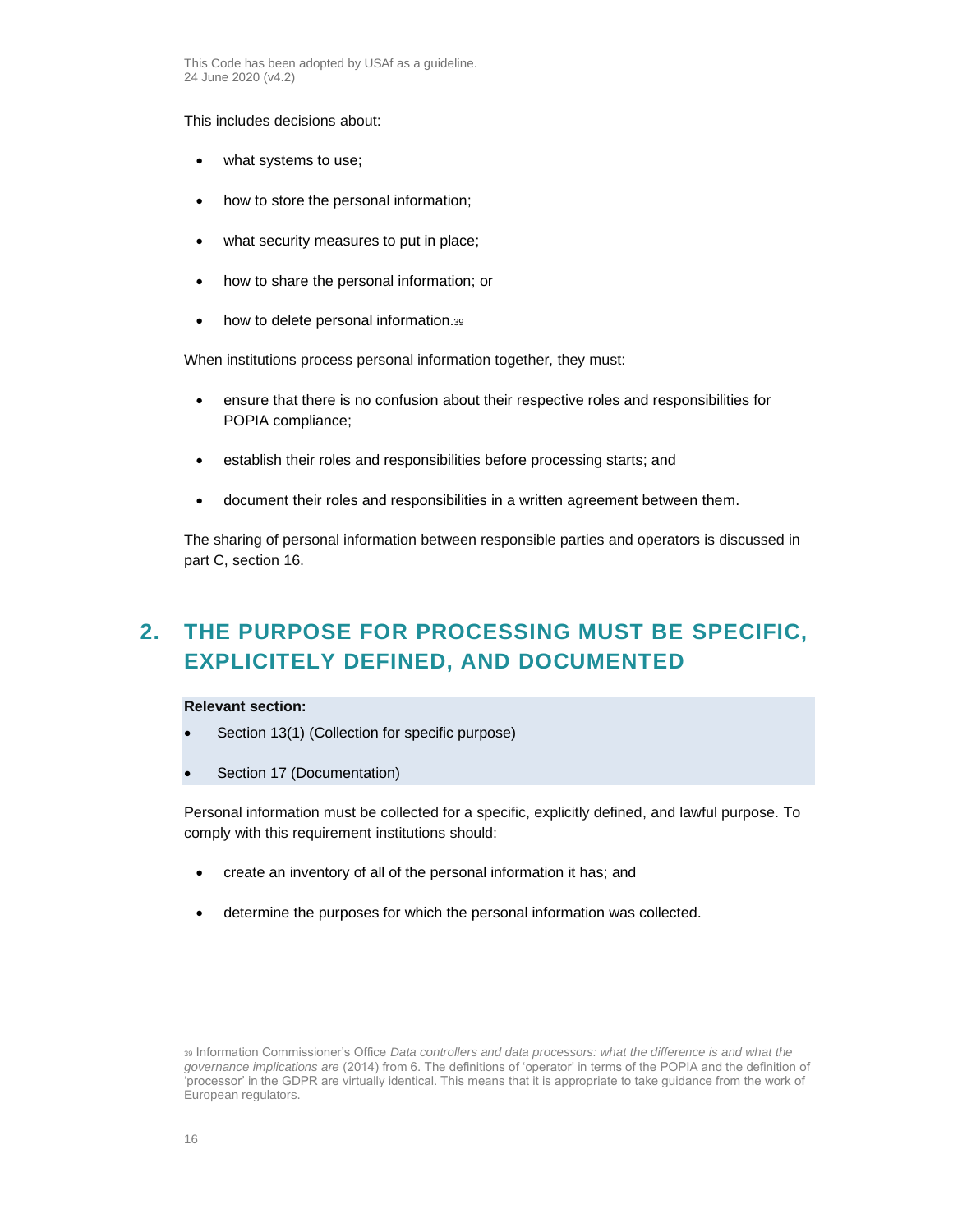This includes decisions about:

- what systems to use;
- how to store the personal information;
- what security measures to put in place;
- how to share the personal information; or
- how to delete personal information.[39]

When institutions process personal information together, they must:

- ensure that there is no confusion about their respective roles and responsibilities for POPIA compliance;
- establish their roles and responsibilities before processing starts; and
- document their roles and responsibilities in a written agreement between them.

The sharing of personal information between responsible parties and operators is discussed in part C, section 16.

## 2. THE PURPOSE FOR PROCESSING MUST BE SPECIFIC, EXPLICITELY DEFINED, AND DOCUMENTED

**Relevant section:**

- Section 13(1) (Collection for specific purpose)
- Section 17 (Documentation)

Personal information must be collected for a specific, explicitly defined, and lawful purpose. To comply with this requirement institutions should:

- create an inventory of all of the personal information it has; and
- determine the purposes for which the personal information was collected.

[39] Information Commissioner's Office *Data controllers and data processors: what the difference is and what the governance implications are* (2014) from 6. The definitions of 'operator' in terms of the POPIA and the definition of 'processor' in the GDPR are virtually identical. This means that it is appropriate to take guidance from the work of European regulators.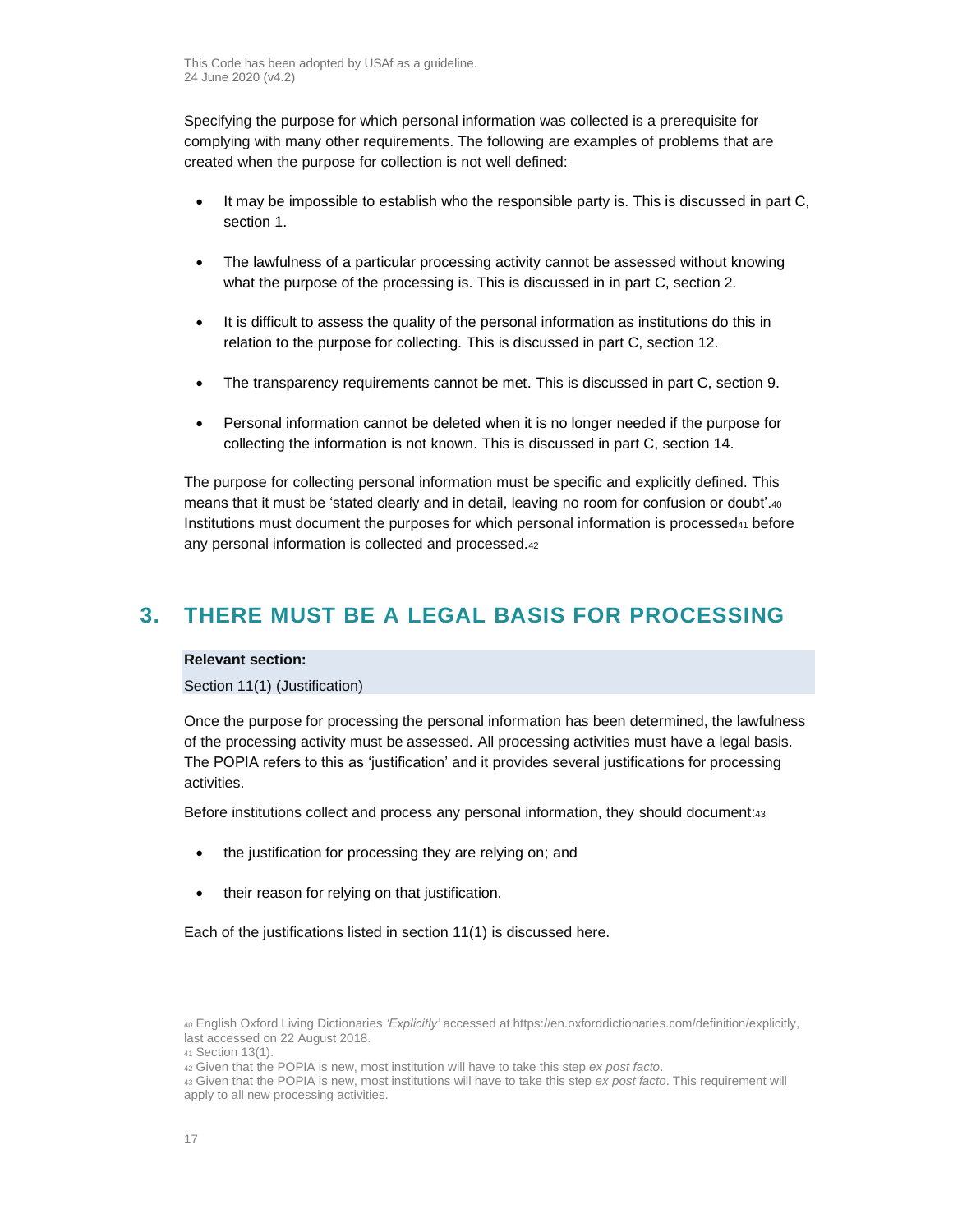Specifying the purpose for which personal information was collected is a prerequisite for complying with many other requirements. The following are examples of problems that are created when the purpose for collection is not well defined:

- It may be impossible to establish who the responsible party is. This is discussed in part C, section 1.
- The lawfulness of a particular processing activity cannot be assessed without knowing what the purpose of the processing is. This is discussed in in part C, section 2.
- It is difficult to assess the quality of the personal information as institutions do this in relation to the purpose for collecting. This is discussed in part C, section 12.
- The transparency requirements cannot be met. This is discussed in part C, section 9.
- Personal information cannot be deleted when it is no longer needed if the purpose for collecting the information is not known. This is discussed in part C, section 14.

The purpose for collecting personal information must be specific and explicitly defined. This means that it must be 'stated clearly and in detail, leaving no room for confusion or doubt'.[40] Institutions must document the purposes for which personal information is processed[41] before any personal information is collected and processed.[42]

## 3. THERE MUST BE A LEGAL BASIS FOR PROCESSING

**Relevant section:**

Section 11(1) (Justification)

Once the purpose for processing the personal information has been determined, the lawfulness of the processing activity must be assessed. All processing activities must have a legal basis. The POPIA refers to this as 'justification' and it provides several justifications for processing activities.

Before institutions collect and process any personal information, they should document:[43]

- the justification for processing they are relying on; and
- their reason for relying on that justification.

Each of the justifications listed in section 11(1) is discussed here.

[40] English Oxford Living Dictionaries *'Explicitly'* accessed at https://en.oxforddictionaries.com/definition/explicitly, last accessed on 22 August 2018.

[41] Section 13(1).

[42] Given that the POPIA is new, most institution will have to take this step *ex post facto*.

[43] Given that the POPIA is new, most institutions will have to take this step *ex post facto*. This requirement will apply to all new processing activities.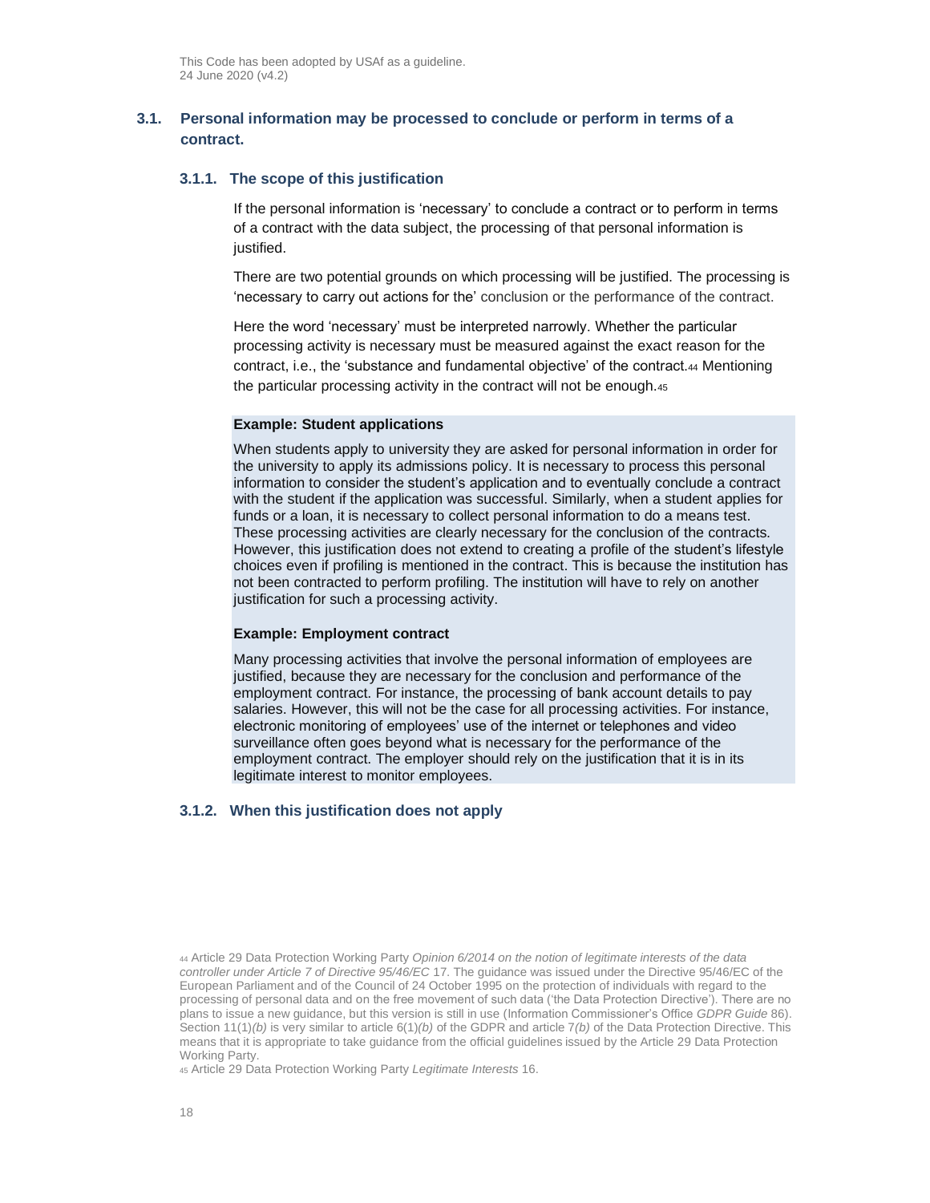## 3.1. Personal information may be processed to conclude or perform in terms of a contract.

### 3.1.1. The scope of this justification

If the personal information is 'necessary' to conclude a contract or to perform in terms of a contract with the data subject, the processing of that personal information is justified.

There are two potential grounds on which processing will be justified. The processing is 'necessary to carry out actions for the' conclusion or the performance of the contract.

Here the word 'necessary' must be interpreted narrowly. Whether the particular processing activity is necessary must be measured against the exact reason for the contract, i.e., the 'substance and fundamental objective' of the contract.[44] Mentioning the particular processing activity in the contract will not be enough.[45]

**Example: Student applications**

When students apply to university they are asked for personal information in order for the university to apply its admissions policy. It is necessary to process this personal information to consider the student's application and to eventually conclude a contract with the student if the application was successful. Similarly, when a student applies for funds or a loan, it is necessary to collect personal information to do a means test. These processing activities are clearly necessary for the conclusion of the contracts. However, this justification does not extend to creating a profile of the student's lifestyle choices even if profiling is mentioned in the contract. This is because the institution has not been contracted to perform profiling. The institution will have to rely on another justification for such a processing activity.

**Example: Employment contract**

Many processing activities that involve the personal information of employees are justified, because they are necessary for the conclusion and performance of the employment contract. For instance, the processing of bank account details to pay salaries. However, this will not be the case for all processing activities. For instance, electronic monitoring of employees' use of the internet or telephones and video surveillance often goes beyond what is necessary for the performance of the employment contract. The employer should rely on the justification that it is in its legitimate interest to monitor employees.

### 3.1.2. When this justification does not apply

[44] Article 29 Data Protection Working Party *Opinion 6/2014 on the notion of legitimate interests of the data controller under Article 7 of Directive 95/46/EC* 17. The guidance was issued under the Directive 95/46/EC of the European Parliament and of the Council of 24 October 1995 on the protection of individuals with regard to the processing of personal data and on the free movement of such data ('the Data Protection Directive'). There are no plans to issue a new guidance, but this version is still in use (Information Commissioner's Office *GDPR Guide* 86). Section 11(1)*(b)* is very similar to article 6(1)*(b)* of the GDPR and article 7*(b)* of the Data Protection Directive. This means that it is appropriate to take guidance from the official guidelines issued by the Article 29 Data Protection Working Party.

[45] Article 29 Data Protection Working Party *Legitimate Interests* 16.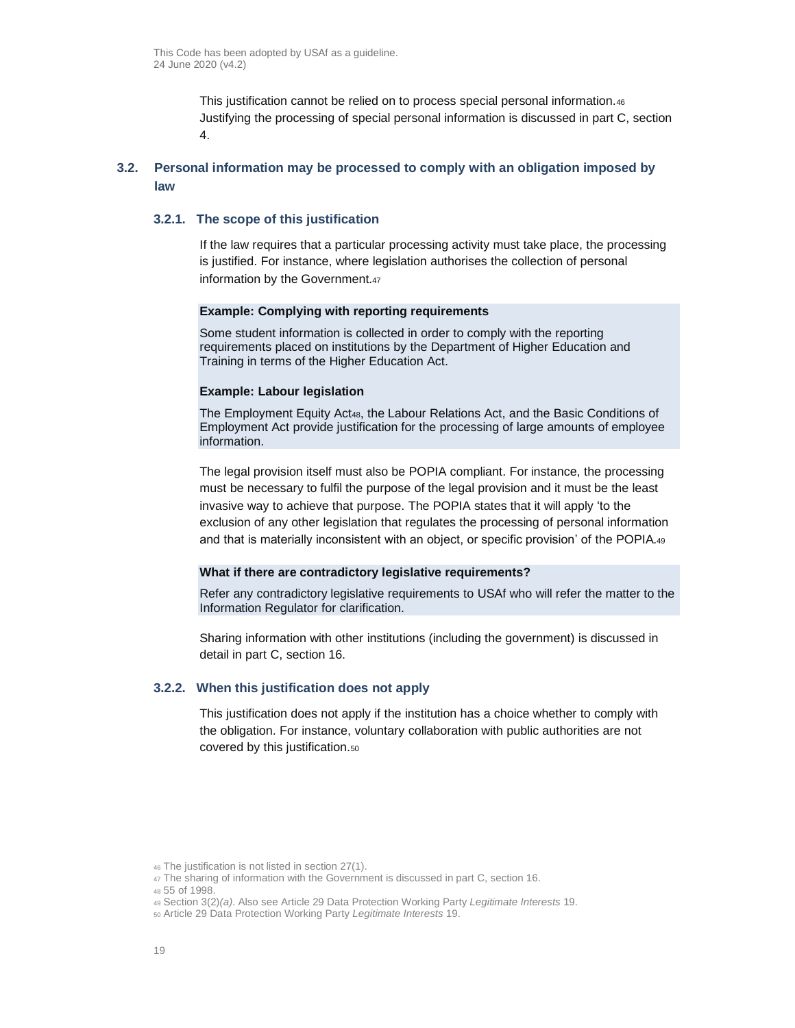This justification cannot be relied on to process special personal information.[46] Justifying the processing of special personal information is discussed in part C, section 4.

## 3.2. Personal information may be processed to comply with an obligation imposed by law

### 3.2.1. The scope of this justification

If the law requires that a particular processing activity must take place, the processing is justified. For instance, where legislation authorises the collection of personal information by the Government.[47]

**Example: Complying with reporting requirements**

Some student information is collected in order to comply with the reporting requirements placed on institutions by the Department of Higher Education and Training in terms of the Higher Education Act.

**Example: Labour legislation**

The Employment Equity Act[48], the Labour Relations Act, and the Basic Conditions of Employment Act provide justification for the processing of large amounts of employee information.

The legal provision itself must also be POPIA compliant. For instance, the processing must be necessary to fulfil the purpose of the legal provision and it must be the least invasive way to achieve that purpose. The POPIA states that it will apply 'to the exclusion of any other legislation that regulates the processing of personal information and that is materially inconsistent with an object, or specific provision' of the POPIA.[49]

**What if there are contradictory legislative requirements?**

Refer any contradictory legislative requirements to USAf who will refer the matter to the Information Regulator for clarification.

Sharing information with other institutions (including the government) is discussed in detail in part C, section 16.

### 3.2.2. When this justification does not apply

This justification does not apply if the institution has a choice whether to comply with the obligation. For instance, voluntary collaboration with public authorities are not covered by this justification.[50]

[46] The justification is not listed in section 27(1).
[47] The sharing of information with the Government is discussed in part C, section 16.
[48] 55 of 1998.
[49] Section 3(2)*(a)*. Also see Article 29 Data Protection Working Party *Legitimate Interests* 19.
[50] Article 29 Data Protection Working Party *Legitimate Interests* 19.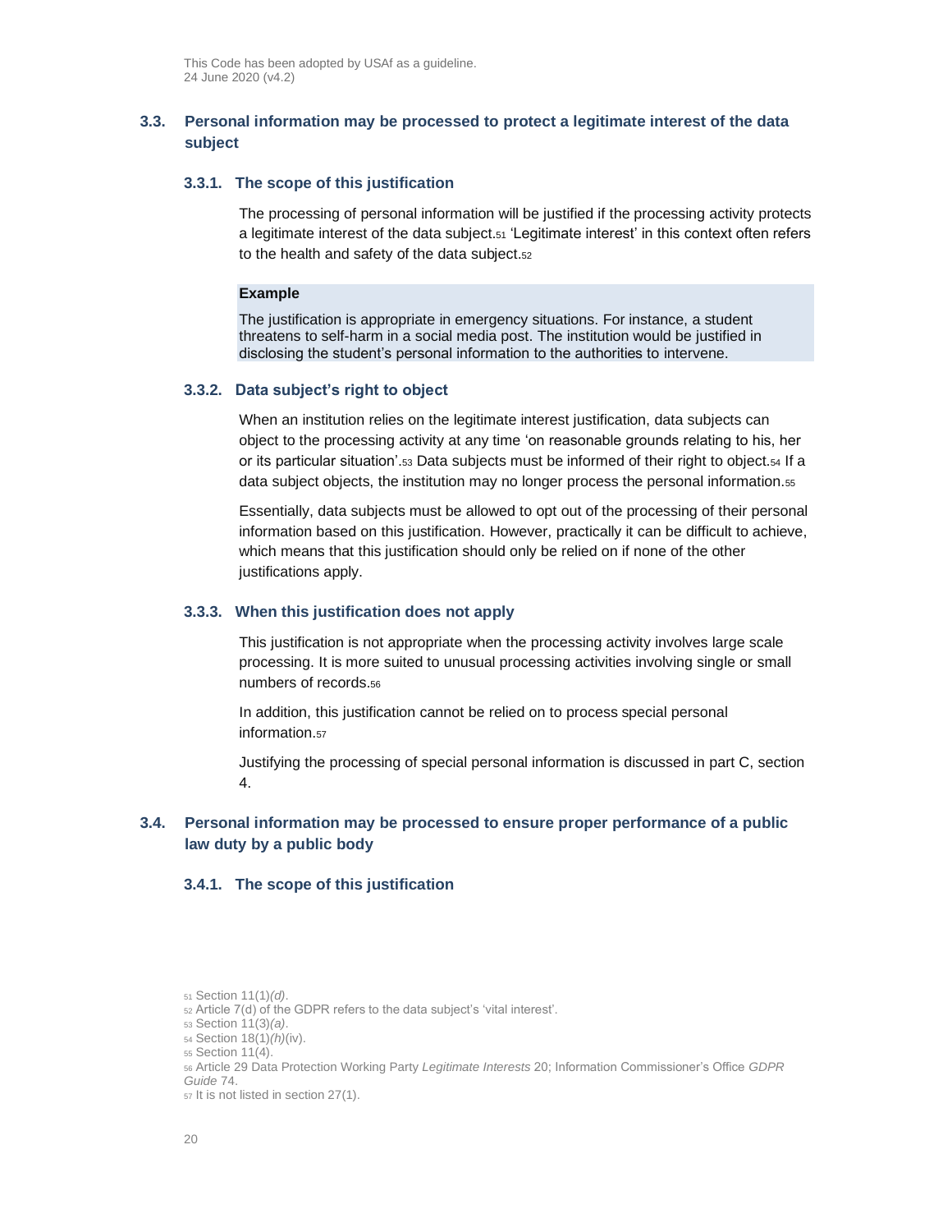### 3.3. Personal information may be processed to protect a legitimate interest of the data subject

#### 3.3.1. The scope of this justification

The processing of personal information will be justified if the processing activity protects a legitimate interest of the data subject.[51] 'Legitimate interest' in this context often refers to the health and safety of the data subject.[52]

> **Example**
>
> The justification is appropriate in emergency situations. For instance, a student threatens to self-harm in a social media post. The institution would be justified in disclosing the student's personal information to the authorities to intervene.

#### 3.3.2. Data subject's right to object

When an institution relies on the legitimate interest justification, data subjects can object to the processing activity at any time 'on reasonable grounds relating to his, her or its particular situation'.[53] Data subjects must be informed of their right to object.[54] If a data subject objects, the institution may no longer process the personal information.[55]

Essentially, data subjects must be allowed to opt out of the processing of their personal information based on this justification. However, practically it can be difficult to achieve, which means that this justification should only be relied on if none of the other justifications apply.

#### 3.3.3. When this justification does not apply

This justification is not appropriate when the processing activity involves large scale processing. It is more suited to unusual processing activities involving single or small numbers of records.[56]

In addition, this justification cannot be relied on to process special personal information.[57]

Justifying the processing of special personal information is discussed in part C, section 4.

### 3.4. Personal information may be processed to ensure proper performance of a public law duty by a public body

#### 3.4.1. The scope of this justification

---

[51] Section 11(1)*(d)*.
[52] Article 7(d) of the GDPR refers to the data subject's 'vital interest'.
[53] Section 11(3)*(a)*.
[54] Section 18(1)*(h)*(iv).
[55] Section 11(4).
[56] Article 29 Data Protection Working Party *Legitimate Interests* 20; Information Commissioner's Office *GDPR Guide* 74.
[57] It is not listed in section 27(1).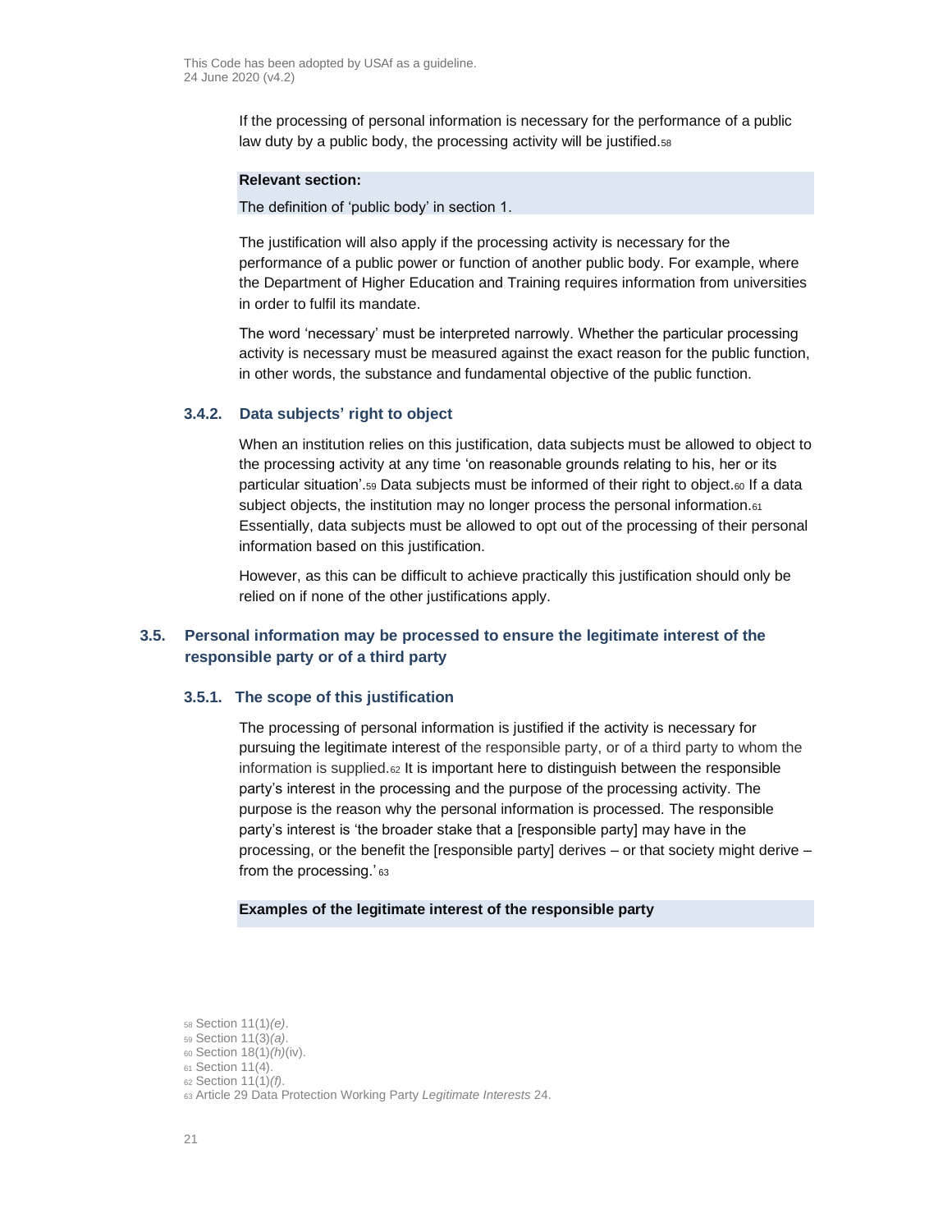If the processing of personal information is necessary for the performance of a public law duty by a public body, the processing activity will be justified.[58]

**Relevant section:**

The definition of 'public body' in section 1.

The justification will also apply if the processing activity is necessary for the performance of a public power or function of another public body. For example, where the Department of Higher Education and Training requires information from universities in order to fulfil its mandate.

The word 'necessary' must be interpreted narrowly. Whether the particular processing activity is necessary must be measured against the exact reason for the public function, in other words, the substance and fundamental objective of the public function.

### 3.4.2. Data subjects' right to object

When an institution relies on this justification, data subjects must be allowed to object to the processing activity at any time 'on reasonable grounds relating to his, her or its particular situation'.[59] Data subjects must be informed of their right to object.[60] If a data subject objects, the institution may no longer process the personal information.[61] Essentially, data subjects must be allowed to opt out of the processing of their personal information based on this justification.

However, as this can be difficult to achieve practically this justification should only be relied on if none of the other justifications apply.

## 3.5. Personal information may be processed to ensure the legitimate interest of the responsible party or of a third party

### 3.5.1. The scope of this justification

The processing of personal information is justified if the activity is necessary for pursuing the legitimate interest of the responsible party, or of a third party to whom the information is supplied.[62] It is important here to distinguish between the responsible party's interest in the processing and the purpose of the processing activity. The purpose is the reason why the personal information is processed. The responsible party's interest is 'the broader stake that a [responsible party] may have in the processing, or the benefit the [responsible party] derives – or that society might derive – from the processing.'[63]

**Examples of the legitimate interest of the responsible party**

---

[58] Section 11(1)*(e)*.
[59] Section 11(3)*(a)*.
[60] Section 18(1)*(h)*(iv).
[61] Section 11(4).
[62] Section 11(1)*(f)*.
[63] Article 29 Data Protection Working Party *Legitimate Interests* 24.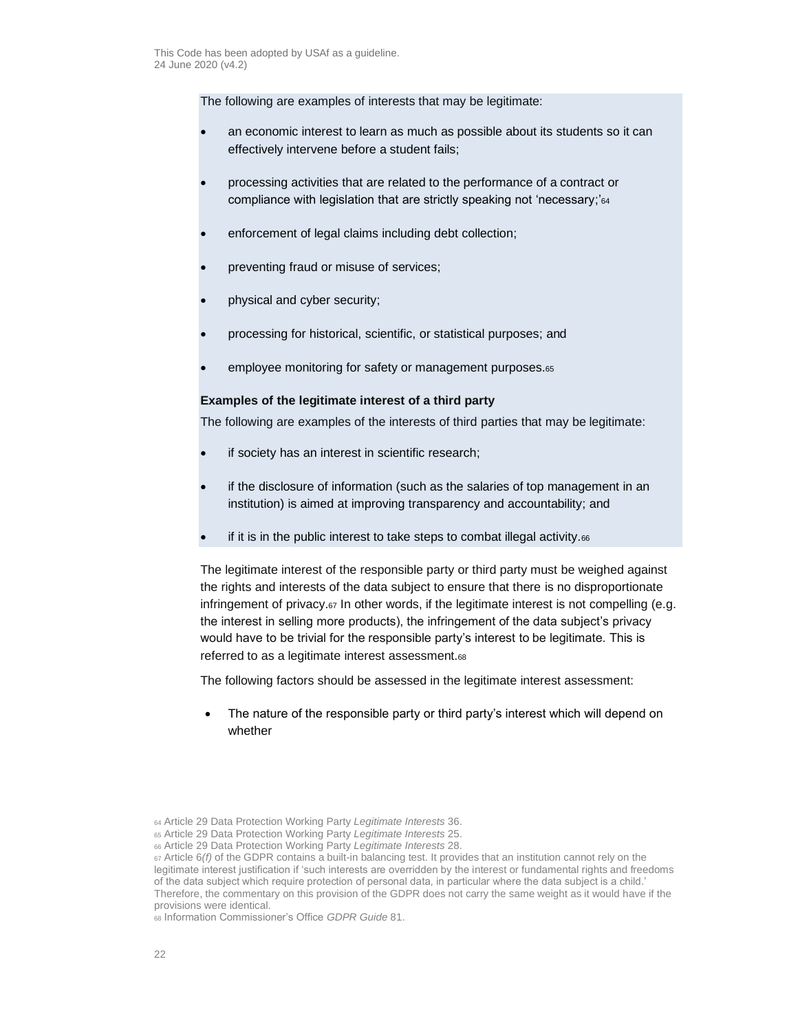The following are examples of interests that may be legitimate:

- an economic interest to learn as much as possible about its students so it can effectively intervene before a student fails;
- processing activities that are related to the performance of a contract or compliance with legislation that are strictly speaking not 'necessary;'[64]
- enforcement of legal claims including debt collection;
- preventing fraud or misuse of services;
- physical and cyber security;
- processing for historical, scientific, or statistical purposes; and
- employee monitoring for safety or management purposes.[65]

**Examples of the legitimate interest of a third party**

The following are examples of the interests of third parties that may be legitimate:

- if society has an interest in scientific research;
- if the disclosure of information (such as the salaries of top management in an institution) is aimed at improving transparency and accountability; and
- if it is in the public interest to take steps to combat illegal activity.[66]

The legitimate interest of the responsible party or third party must be weighed against the rights and interests of the data subject to ensure that there is no disproportionate infringement of privacy.[67] In other words, if the legitimate interest is not compelling (e.g. the interest in selling more products), the infringement of the data subject's privacy would have to be trivial for the responsible party's interest to be legitimate. This is referred to as a legitimate interest assessment.[68]

The following factors should be assessed in the legitimate interest assessment:

- The nature of the responsible party or third party's interest which will depend on whether

[64] Article 29 Data Protection Working Party *Legitimate Interests* 36.

[65] Article 29 Data Protection Working Party *Legitimate Interests* 25.

[66] Article 29 Data Protection Working Party *Legitimate Interests* 28.

[67] Article 6*(f)* of the GDPR contains a built-in balancing test. It provides that an institution cannot rely on the legitimate interest justification if 'such interests are overridden by the interest or fundamental rights and freedoms of the data subject which require protection of personal data, in particular where the data subject is a child.' Therefore, the commentary on this provision of the GDPR does not carry the same weight as it would have if the provisions were identical.

[68] Information Commissioner's Office *GDPR Guide* 81.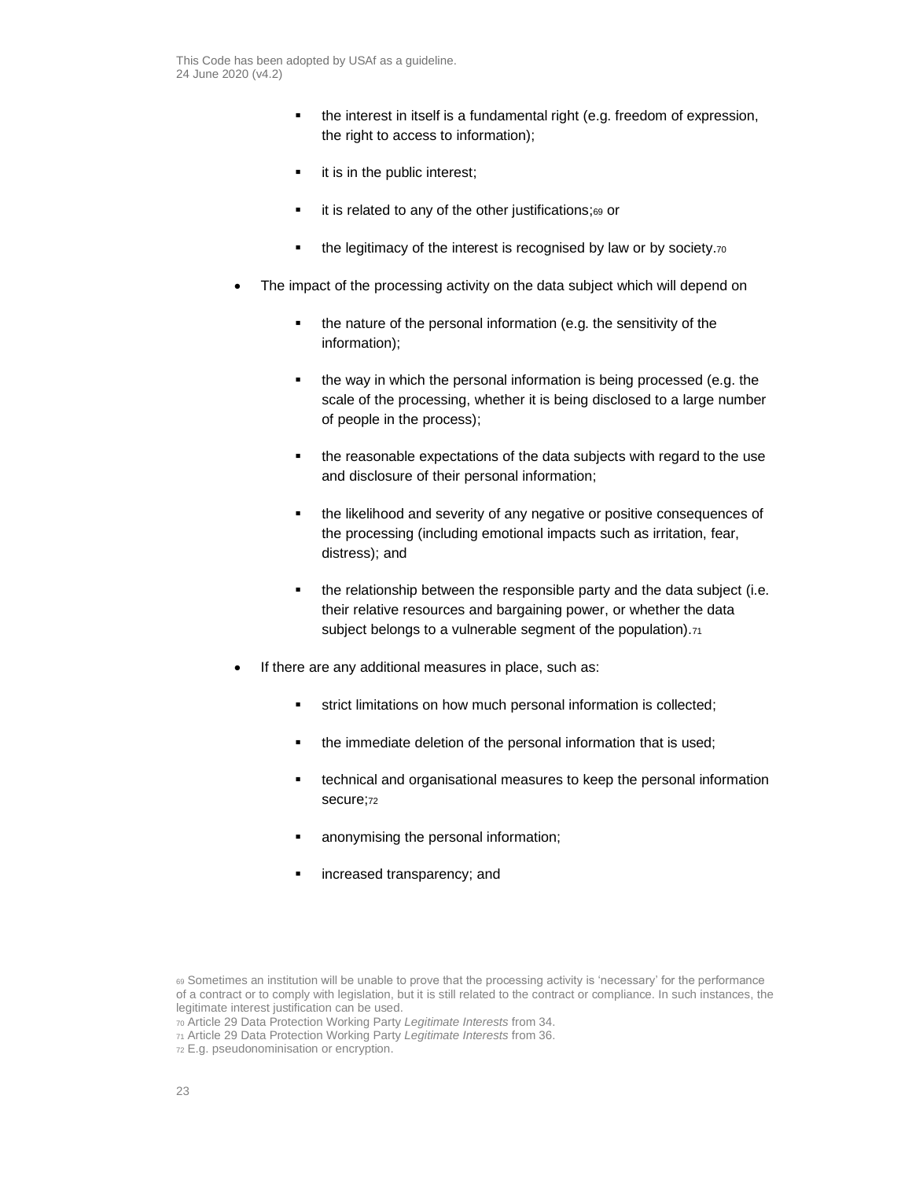- the interest in itself is a fundamental right (e.g. freedom of expression, the right to access to information);
    - it is in the public interest;
    - it is related to any of the other justifications;[69] or
    - the legitimacy of the interest is recognised by law or by society.[70]

- The impact of the processing activity on the data subject which will depend on
    - the nature of the personal information (e.g. the sensitivity of the information);
    - the way in which the personal information is being processed (e.g. the scale of the processing, whether it is being disclosed to a large number of people in the process);
    - the reasonable expectations of the data subjects with regard to the use and disclosure of their personal information;
    - the likelihood and severity of any negative or positive consequences of the processing (including emotional impacts such as irritation, fear, distress); and
    - the relationship between the responsible party and the data subject (i.e. their relative resources and bargaining power, or whether the data subject belongs to a vulnerable segment of the population).[71]

- If there are any additional measures in place, such as:
    - strict limitations on how much personal information is collected;
    - the immediate deletion of the personal information that is used;
    - technical and organisational measures to keep the personal information secure;[72]
    - anonymising the personal information;
    - increased transparency; and

[69] Sometimes an institution will be unable to prove that the processing activity is 'necessary' for the performance of a contract or to comply with legislation, but it is still related to the contract or compliance. In such instances, the legitimate interest justification can be used.

[70] Article 29 Data Protection Working Party *Legitimate Interests* from 34.

[71] Article 29 Data Protection Working Party *Legitimate Interests* from 36.

[72] E.g. pseudonominisation or encryption.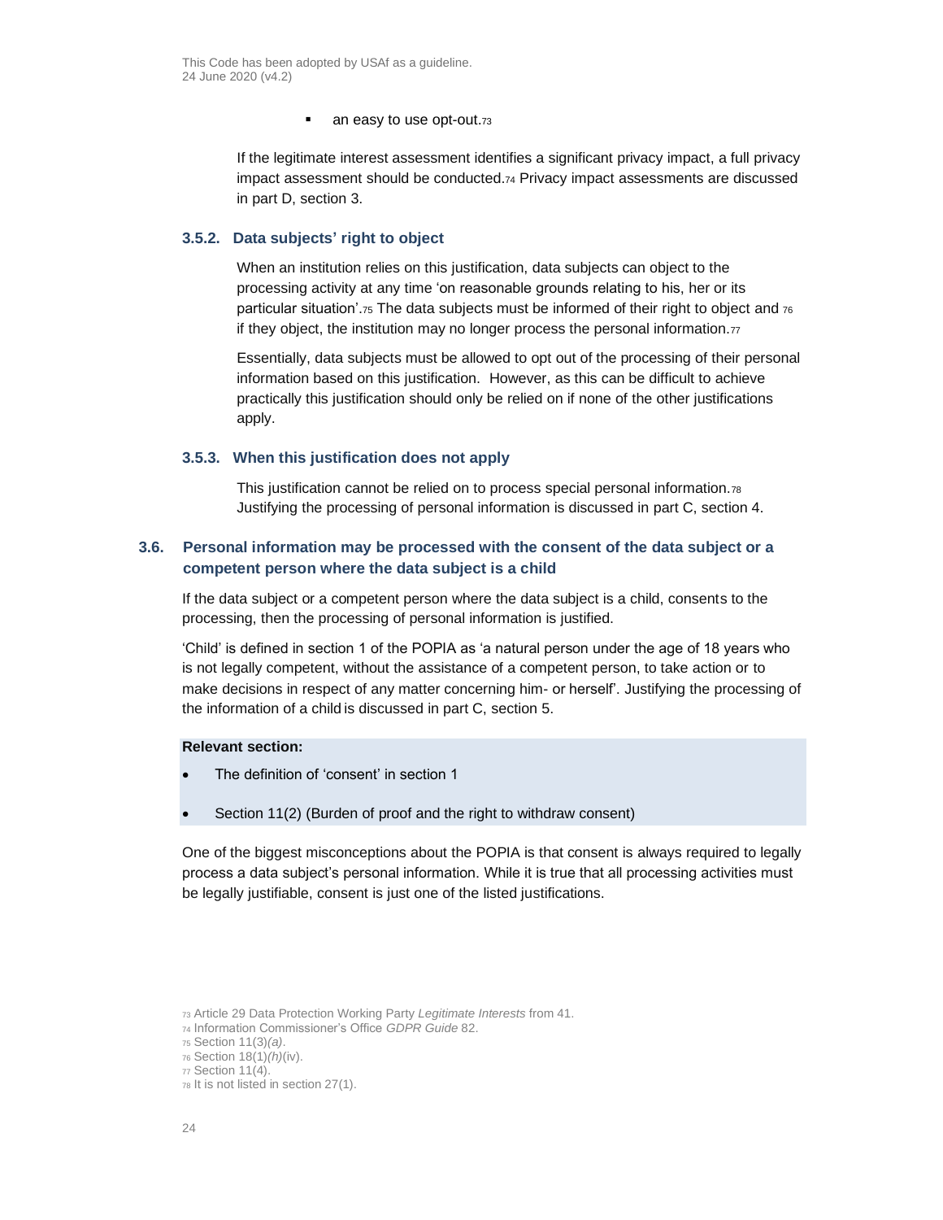- an easy to use opt-out.[73]

If the legitimate interest assessment identifies a significant privacy impact, a full privacy impact assessment should be conducted.[74] Privacy impact assessments are discussed in part D, section 3.

### 3.5.2. Data subjects' right to object

When an institution relies on this justification, data subjects can object to the processing activity at any time 'on reasonable grounds relating to his, her or its particular situation'.[75] The data subjects must be informed of their right to object and[76] if they object, the institution may no longer process the personal information.[77]

Essentially, data subjects must be allowed to opt out of the processing of their personal information based on this justification. However, as this can be difficult to achieve practically this justification should only be relied on if none of the other justifications apply.

### 3.5.3. When this justification does not apply

This justification cannot be relied on to process special personal information.[78] Justifying the processing of personal information is discussed in part C, section 4.

## 3.6. Personal information may be processed with the consent of the data subject or a competent person where the data subject is a child

If the data subject or a competent person where the data subject is a child, consents to the processing, then the processing of personal information is justified.

'Child' is defined in section 1 of the POPIA as 'a natural person under the age of 18 years who is not legally competent, without the assistance of a competent person, to take action or to make decisions in respect of any matter concerning him- or herself'. Justifying the processing of the information of a child is discussed in part C, section 5.

**Relevant section:**

- The definition of 'consent' in section 1
- Section 11(2) (Burden of proof and the right to withdraw consent)

One of the biggest misconceptions about the POPIA is that consent is always required to legally process a data subject's personal information. While it is true that all processing activities must be legally justifiable, consent is just one of the listed justifications.

---

[73] Article 29 Data Protection Working Party *Legitimate Interests* from 41.
[74] Information Commissioner's Office *GDPR Guide* 82.
[75] Section 11(3)*(a)*.
[76] Section 18(1)*(h)*(iv).
[77] Section 11(4).
[78] It is not listed in section 27(1).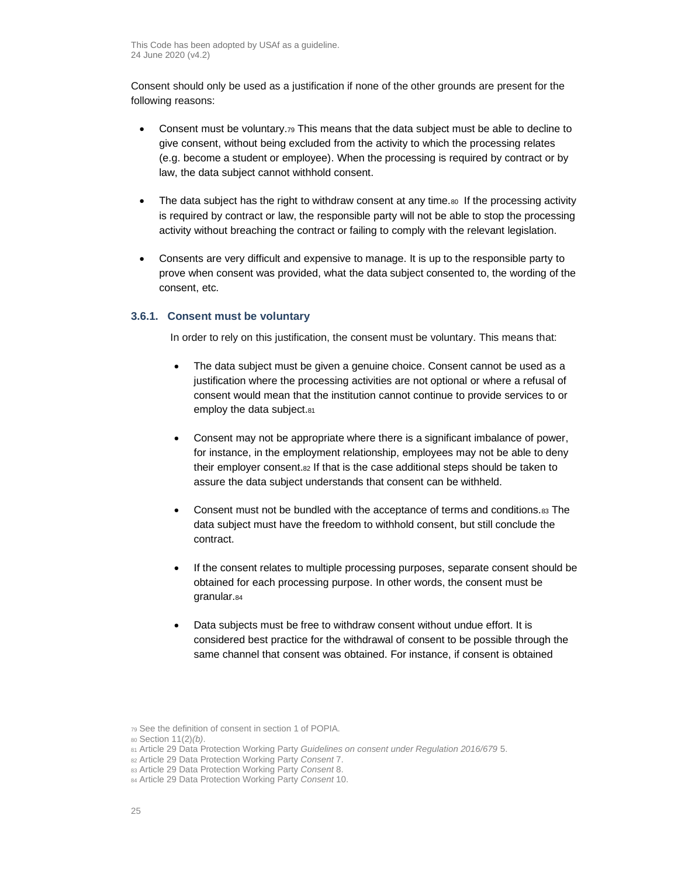Consent should only be used as a justification if none of the other grounds are present for the following reasons:

- Consent must be voluntary.[79] This means that the data subject must be able to decline to give consent, without being excluded from the activity to which the processing relates (e.g. become a student or employee). When the processing is required by contract or by law, the data subject cannot withhold consent.
- The data subject has the right to withdraw consent at any time.[80] If the processing activity is required by contract or law, the responsible party will not be able to stop the processing activity without breaching the contract or failing to comply with the relevant legislation.
- Consents are very difficult and expensive to manage. It is up to the responsible party to prove when consent was provided, what the data subject consented to, the wording of the consent, etc.

### 3.6.1. Consent must be voluntary

In order to rely on this justification, the consent must be voluntary. This means that:

- The data subject must be given a genuine choice. Consent cannot be used as a justification where the processing activities are not optional or where a refusal of consent would mean that the institution cannot continue to provide services to or employ the data subject.[81]
- Consent may not be appropriate where there is a significant imbalance of power, for instance, in the employment relationship, employees may not be able to deny their employer consent.[82] If that is the case additional steps should be taken to assure the data subject understands that consent can be withheld.
- Consent must not be bundled with the acceptance of terms and conditions.[83] The data subject must have the freedom to withhold consent, but still conclude the contract.
- If the consent relates to multiple processing purposes, separate consent should be obtained for each processing purpose. In other words, the consent must be granular.[84]
- Data subjects must be free to withdraw consent without undue effort. It is considered best practice for the withdrawal of consent to be possible through the same channel that consent was obtained. For instance, if consent is obtained

[79] See the definition of consent in section 1 of POPIA.
[80] Section 11(2)*(b)*.
[81] Article 29 Data Protection Working Party *Guidelines on consent under Regulation 2016/679* 5.
[82] Article 29 Data Protection Working Party *Consent* 7.
[83] Article 29 Data Protection Working Party *Consent* 8.
[84] Article 29 Data Protection Working Party *Consent* 10.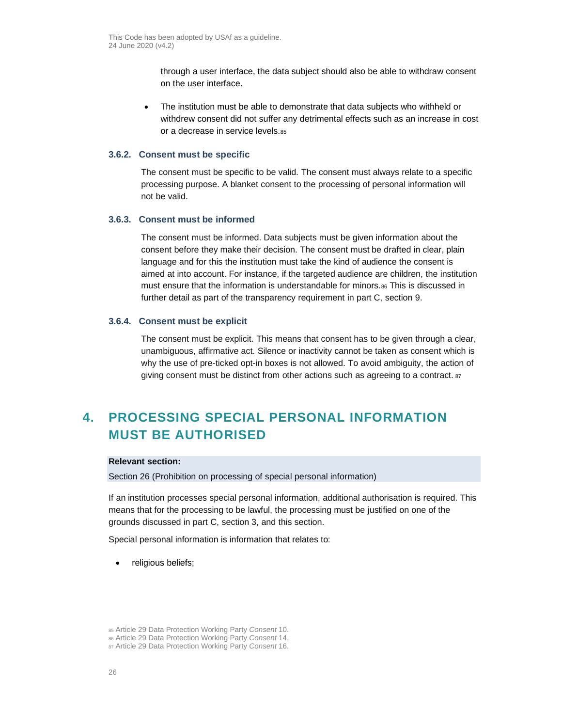through a user interface, the data subject should also be able to withdraw consent on the user interface.

- The institution must be able to demonstrate that data subjects who withheld or withdrew consent did not suffer any detrimental effects such as an increase in cost or a decrease in service levels.[85]

### 3.6.2. Consent must be specific

The consent must be specific to be valid. The consent must always relate to a specific processing purpose. A blanket consent to the processing of personal information will not be valid.

### 3.6.3. Consent must be informed

The consent must be informed. Data subjects must be given information about the consent before they make their decision. The consent must be drafted in clear, plain language and for this the institution must take the kind of audience the consent is aimed at into account. For instance, if the targeted audience are children, the institution must ensure that the information is understandable for minors.[86] This is discussed in further detail as part of the transparency requirement in part C, section 9.

### 3.6.4. Consent must be explicit

The consent must be explicit. This means that consent has to be given through a clear, unambiguous, affirmative act. Silence or inactivity cannot be taken as consent which is why the use of pre-ticked opt-in boxes is not allowed. To avoid ambiguity, the action of giving consent must be distinct from other actions such as agreeing to a contract. [87]

## 4. PROCESSING SPECIAL PERSONAL INFORMATION MUST BE AUTHORISED

**Relevant section:**

Section 26 (Prohibition on processing of special personal information)

If an institution processes special personal information, additional authorisation is required. This means that for the processing to be lawful, the processing must be justified on one of the grounds discussed in part C, section 3, and this section.

Special personal information is information that relates to:

- religious beliefs;

[85] Article 29 Data Protection Working Party *Consent* 10.
[86] Article 29 Data Protection Working Party *Consent* 14.
[87] Article 29 Data Protection Working Party *Consent* 16.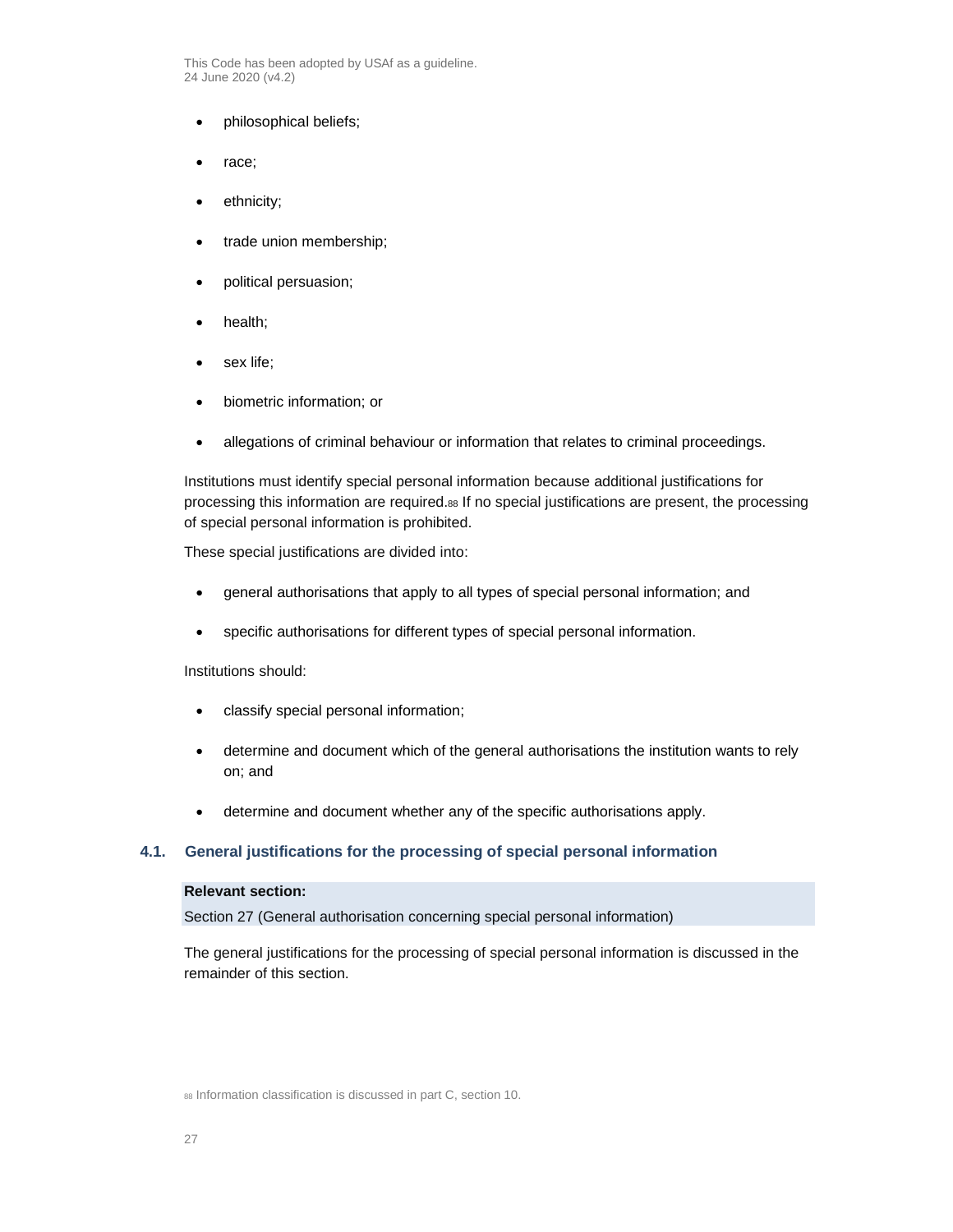- philosophical beliefs;
- race;
- ethnicity;
- trade union membership;
- political persuasion;
- health;
- sex life;
- biometric information; or
- allegations of criminal behaviour or information that relates to criminal proceedings.

Institutions must identify special personal information because additional justifications for processing this information are required.[88] If no special justifications are present, the processing of special personal information is prohibited.

These special justifications are divided into:

- general authorisations that apply to all types of special personal information; and
- specific authorisations for different types of special personal information.

Institutions should:

- classify special personal information;
- determine and document which of the general authorisations the institution wants to rely on; and
- determine and document whether any of the specific authorisations apply.

### 4.1. General justifications for the processing of special personal information

**Relevant section:**

Section 27 (General authorisation concerning special personal information)

The general justifications for the processing of special personal information is discussed in the remainder of this section.

[88] Information classification is discussed in part C, section 10.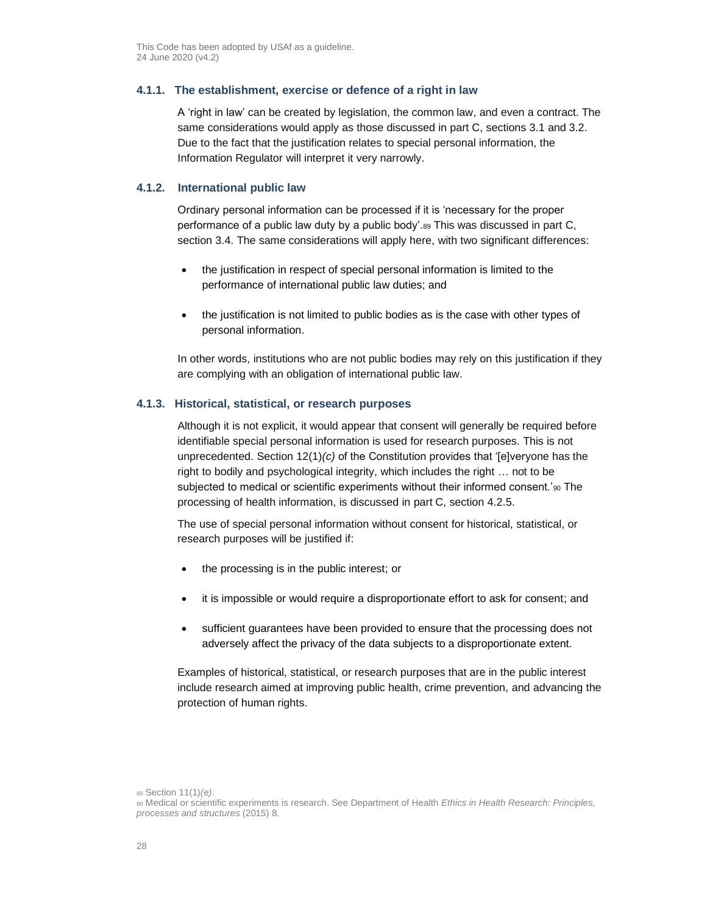#### 4.1.1. The establishment, exercise or defence of a right in law

A 'right in law' can be created by legislation, the common law, and even a contract. The same considerations would apply as those discussed in part C, sections 3.1 and 3.2. Due to the fact that the justification relates to special personal information, the Information Regulator will interpret it very narrowly.

#### 4.1.2. International public law

Ordinary personal information can be processed if it is 'necessary for the proper performance of a public law duty by a public body'.[89] This was discussed in part C, section 3.4. The same considerations will apply here, with two significant differences:

- the justification in respect of special personal information is limited to the performance of international public law duties; and
- the justification is not limited to public bodies as is the case with other types of personal information.

In other words, institutions who are not public bodies may rely on this justification if they are complying with an obligation of international public law.

#### 4.1.3. Historical, statistical, or research purposes

Although it is not explicit, it would appear that consent will generally be required before identifiable special personal information is used for research purposes. This is not unprecedented. Section 12(1)*(c)* of the Constitution provides that '[e]veryone has the right to bodily and psychological integrity, which includes the right … not to be subjected to medical or scientific experiments without their informed consent.'[90] The processing of health information, is discussed in part C, section 4.2.5.

The use of special personal information without consent for historical, statistical, or research purposes will be justified if:

- the processing is in the public interest; or
- it is impossible or would require a disproportionate effort to ask for consent; and
- sufficient guarantees have been provided to ensure that the processing does not adversely affect the privacy of the data subjects to a disproportionate extent.

Examples of historical, statistical, or research purposes that are in the public interest include research aimed at improving public health, crime prevention, and advancing the protection of human rights.

[89] Section 11(1)*(e)*.

[90] Medical or scientific experiments is research. See Department of Health *Ethics in Health Research: Principles, processes and structures* (2015) 8.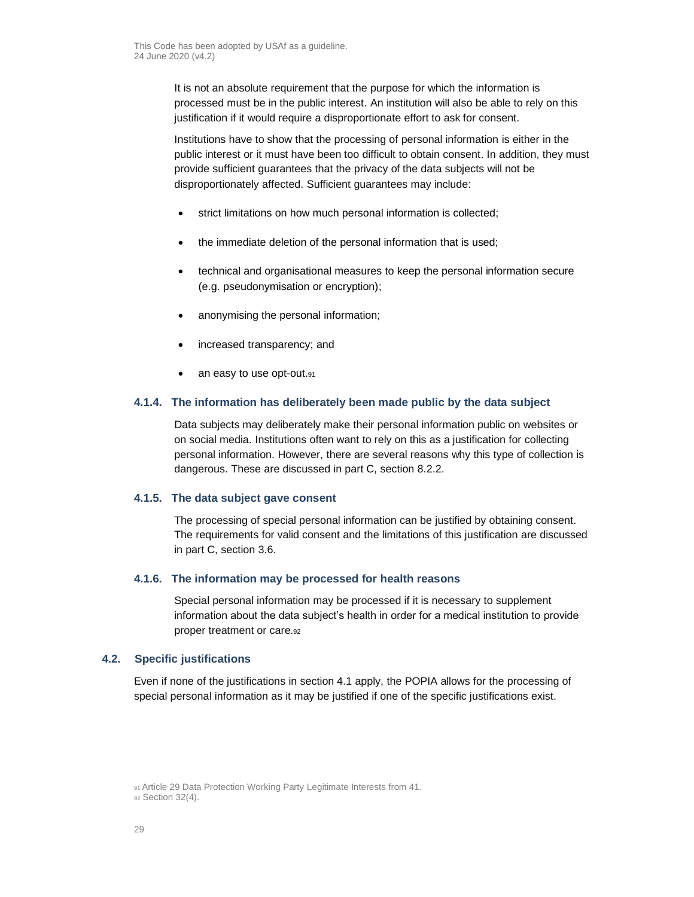It is not an absolute requirement that the purpose for which the information is processed must be in the public interest. An institution will also be able to rely on this justification if it would require a disproportionate effort to ask for consent.

Institutions have to show that the processing of personal information is either in the public interest or it must have been too difficult to obtain consent. In addition, they must provide sufficient guarantees that the privacy of the data subjects will not be disproportionately affected. Sufficient guarantees may include:

- strict limitations on how much personal information is collected;
- the immediate deletion of the personal information that is used;
- technical and organisational measures to keep the personal information secure (e.g. pseudonymisation or encryption);
- anonymising the personal information;
- increased transparency; and
- an easy to use opt-out.[91]

### 4.1.4. The information has deliberately been made public by the data subject

Data subjects may deliberately make their personal information public on websites or on social media. Institutions often want to rely on this as a justification for collecting personal information. However, there are several reasons why this type of collection is dangerous. These are discussed in part C, section 8.2.2.

### 4.1.5. The data subject gave consent

The processing of special personal information can be justified by obtaining consent. The requirements for valid consent and the limitations of this justification are discussed in part C, section 3.6.

### 4.1.6. The information may be processed for health reasons

Special personal information may be processed if it is necessary to supplement information about the data subject's health in order for a medical institution to provide proper treatment or care.[92]

## 4.2. Specific justifications

Even if none of the justifications in section 4.1 apply, the POPIA allows for the processing of special personal information as it may be justified if one of the specific justifications exist.

[91] Article 29 Data Protection Working Party Legitimate Interests from 41.
[92] Section 32(4).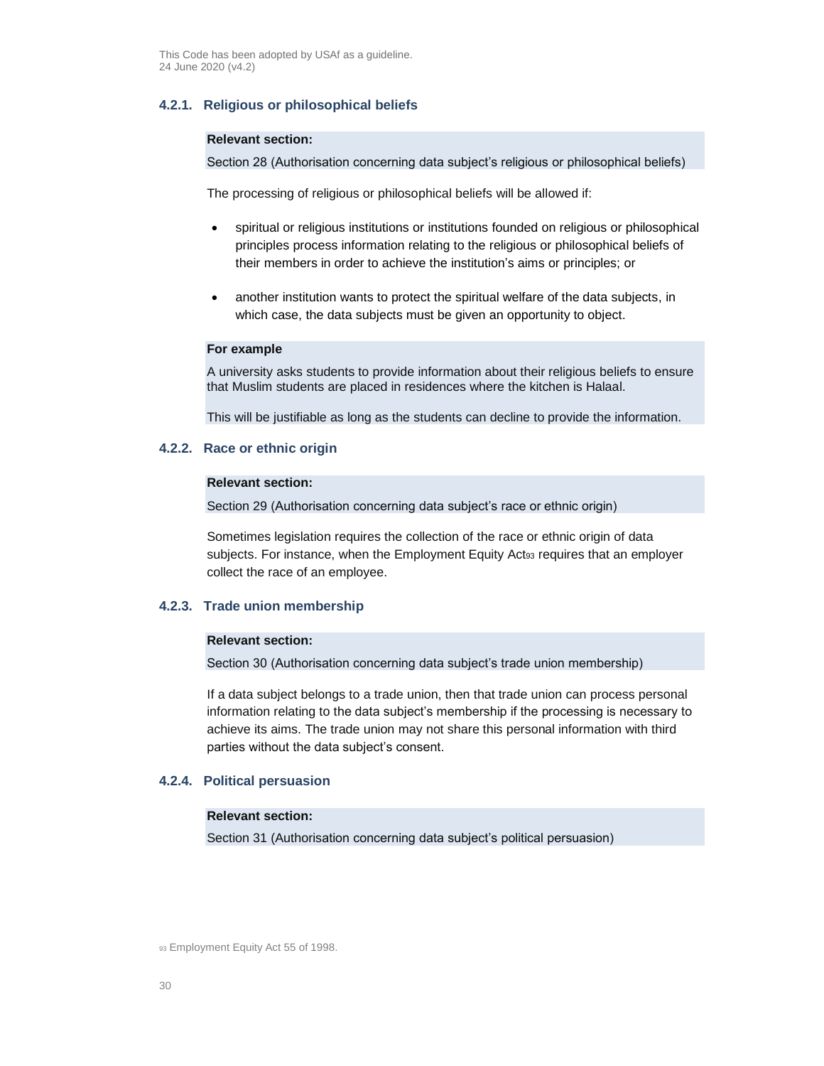### 4.2.1. Religious or philosophical beliefs

**Relevant section:**

Section 28 (Authorisation concerning data subject's religious or philosophical beliefs)

The processing of religious or philosophical beliefs will be allowed if:

- spiritual or religious institutions or institutions founded on religious or philosophical principles process information relating to the religious or philosophical beliefs of their members in order to achieve the institution's aims or principles; or
- another institution wants to protect the spiritual welfare of the data subjects, in which case, the data subjects must be given an opportunity to object.

**For example**

A university asks students to provide information about their religious beliefs to ensure that Muslim students are placed in residences where the kitchen is Halaal.

This will be justifiable as long as the students can decline to provide the information.

### 4.2.2. Race or ethnic origin

**Relevant section:**

Section 29 (Authorisation concerning data subject's race or ethnic origin)

Sometimes legislation requires the collection of the race or ethnic origin of data subjects. For instance, when the Employment Equity Act[93] requires that an employer collect the race of an employee.

### 4.2.3. Trade union membership

**Relevant section:**

Section 30 (Authorisation concerning data subject's trade union membership)

If a data subject belongs to a trade union, then that trade union can process personal information relating to the data subject's membership if the processing is necessary to achieve its aims. The trade union may not share this personal information with third parties without the data subject's consent.

### 4.2.4. Political persuasion

**Relevant section:**

Section 31 (Authorisation concerning data subject's political persuasion)

[93] Employment Equity Act 55 of 1998.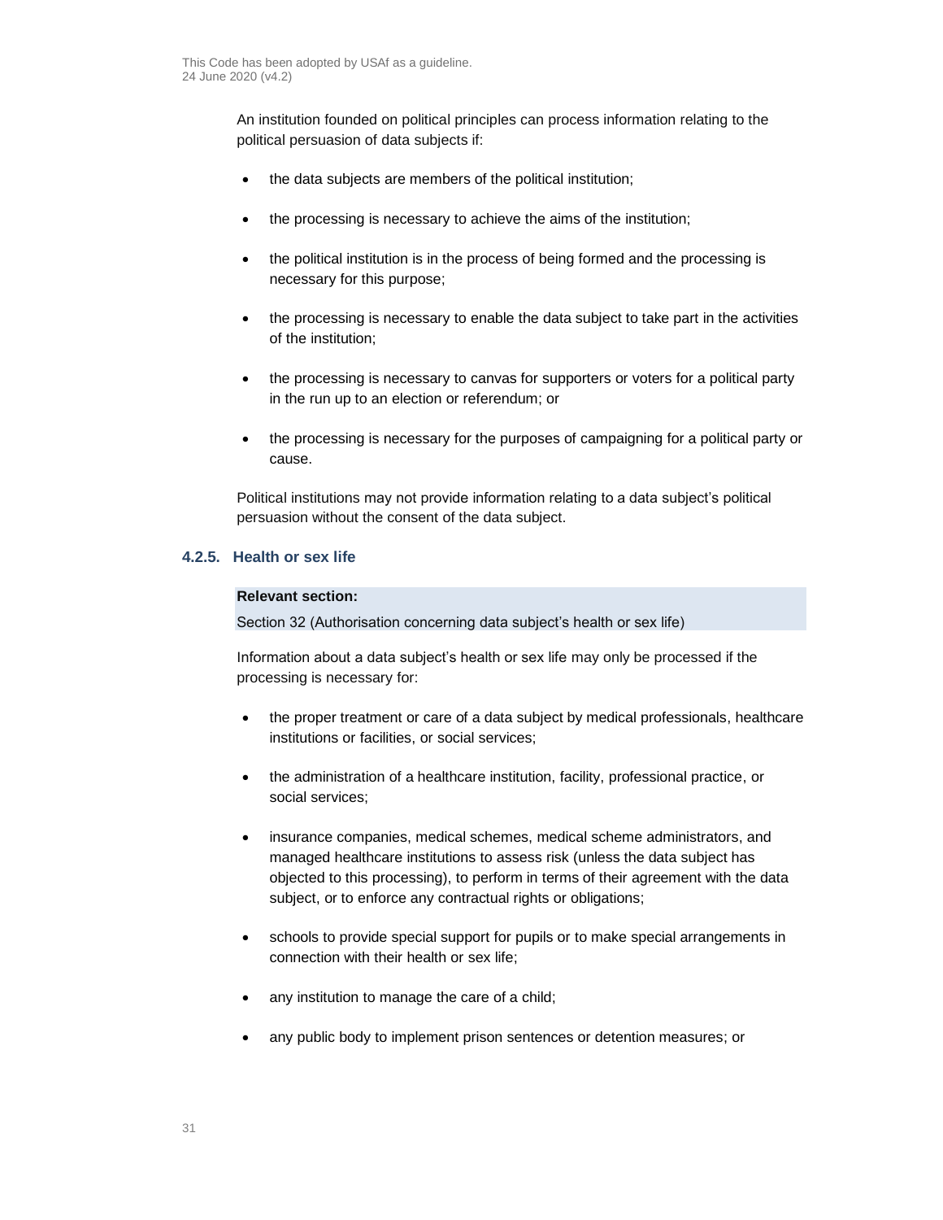An institution founded on political principles can process information relating to the political persuasion of data subjects if:

- the data subjects are members of the political institution;
- the processing is necessary to achieve the aims of the institution;
- the political institution is in the process of being formed and the processing is necessary for this purpose;
- the processing is necessary to enable the data subject to take part in the activities of the institution;
- the processing is necessary to canvas for supporters or voters for a political party in the run up to an election or referendum; or
- the processing is necessary for the purposes of campaigning for a political party or cause.

Political institutions may not provide information relating to a data subject's political persuasion without the consent of the data subject.

#### 4.2.5. Health or sex life

**Relevant section:**

Section 32 (Authorisation concerning data subject's health or sex life)

Information about a data subject's health or sex life may only be processed if the processing is necessary for:

- the proper treatment or care of a data subject by medical professionals, healthcare institutions or facilities, or social services;
- the administration of a healthcare institution, facility, professional practice, or social services;
- insurance companies, medical schemes, medical scheme administrators, and managed healthcare institutions to assess risk (unless the data subject has objected to this processing), to perform in terms of their agreement with the data subject, or to enforce any contractual rights or obligations;
- schools to provide special support for pupils or to make special arrangements in connection with their health or sex life;
- any institution to manage the care of a child;
- any public body to implement prison sentences or detention measures; or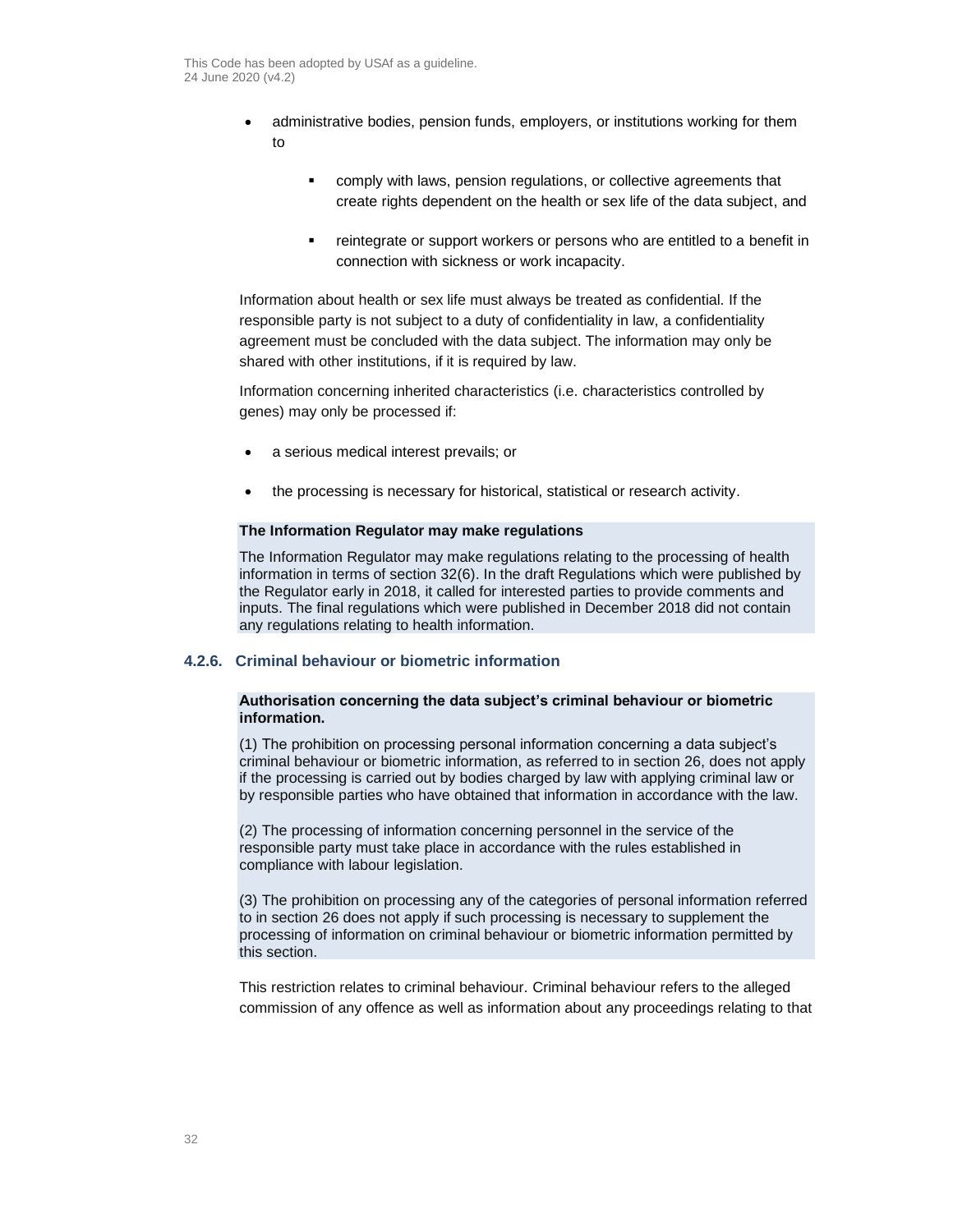- administrative bodies, pension funds, employers, or institutions working for them to
  - comply with laws, pension regulations, or collective agreements that create rights dependent on the health or sex life of the data subject, and
  - reintegrate or support workers or persons who are entitled to a benefit in connection with sickness or work incapacity.

Information about health or sex life must always be treated as confidential. If the responsible party is not subject to a duty of confidentiality in law, a confidentiality agreement must be concluded with the data subject. The information may only be shared with other institutions, if it is required by law.

Information concerning inherited characteristics (i.e. characteristics controlled by genes) may only be processed if:

- a serious medical interest prevails; or
- the processing is necessary for historical, statistical or research activity.

**The Information Regulator may make regulations**

The Information Regulator may make regulations relating to the processing of health information in terms of section 32(6). In the draft Regulations which were published by the Regulator early in 2018, it called for interested parties to provide comments and inputs. The final regulations which were published in December 2018 did not contain any regulations relating to health information.

### 4.2.6. Criminal behaviour or biometric information

**Authorisation concerning the data subject's criminal behaviour or biometric information.**

(1) The prohibition on processing personal information concerning a data subject's criminal behaviour or biometric information, as referred to in section 26, does not apply if the processing is carried out by bodies charged by law with applying criminal law or by responsible parties who have obtained that information in accordance with the law.

(2) The processing of information concerning personnel in the service of the responsible party must take place in accordance with the rules established in compliance with labour legislation.

(3) The prohibition on processing any of the categories of personal information referred to in section 26 does not apply if such processing is necessary to supplement the processing of information on criminal behaviour or biometric information permitted by this section.

This restriction relates to criminal behaviour. Criminal behaviour refers to the alleged commission of any offence as well as information about any proceedings relating to that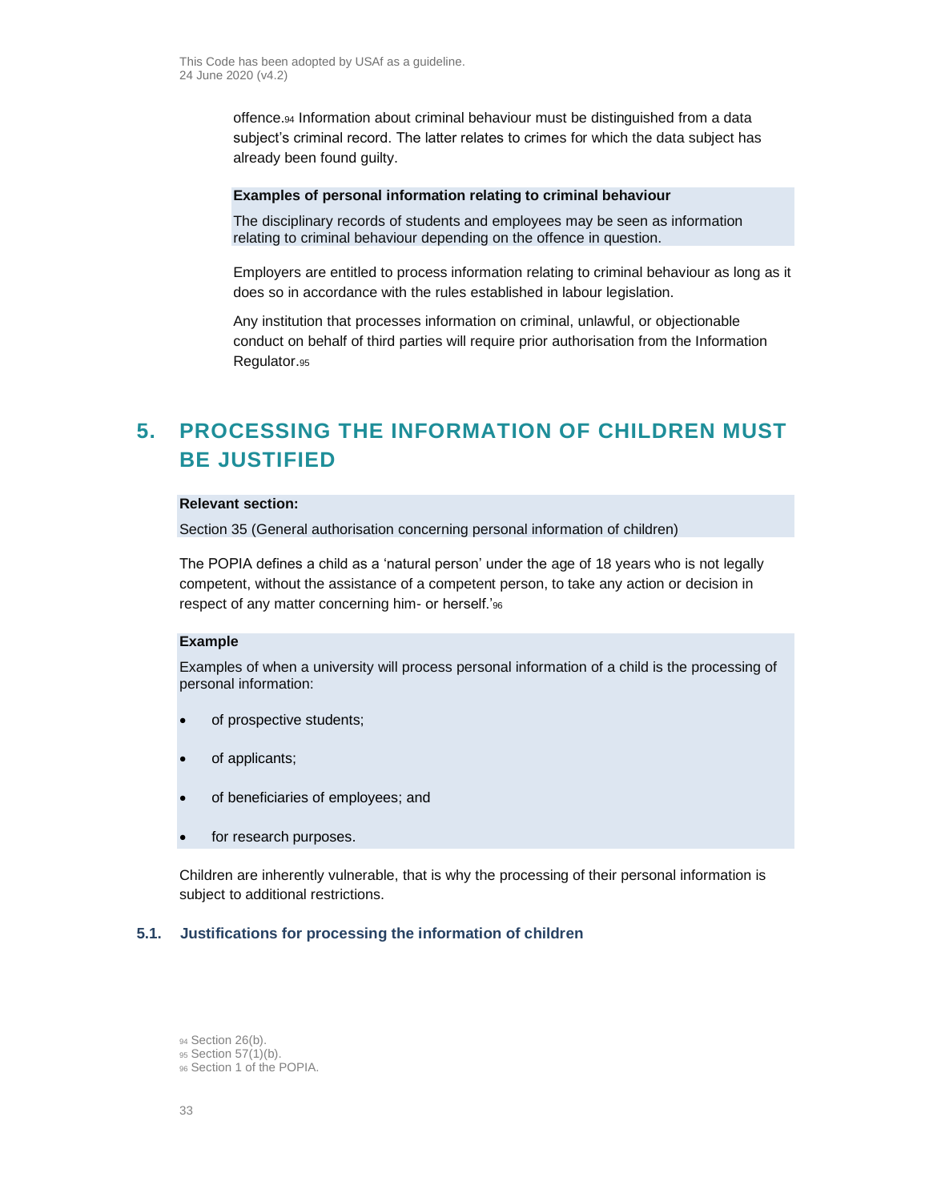offence.[94] Information about criminal behaviour must be distinguished from a data subject's criminal record. The latter relates to crimes for which the data subject has already been found guilty.

**Examples of personal information relating to criminal behaviour**

The disciplinary records of students and employees may be seen as information relating to criminal behaviour depending on the offence in question.

Employers are entitled to process information relating to criminal behaviour as long as it does so in accordance with the rules established in labour legislation.

Any institution that processes information on criminal, unlawful, or objectionable conduct on behalf of third parties will require prior authorisation from the Information Regulator.[95]

# 5. PROCESSING THE INFORMATION OF CHILDREN MUST BE JUSTIFIED

**Relevant section:**

Section 35 (General authorisation concerning personal information of children)

The POPIA defines a child as a 'natural person' under the age of 18 years who is not legally competent, without the assistance of a competent person, to take any action or decision in respect of any matter concerning him- or herself.'[96]

**Example**

Examples of when a university will process personal information of a child is the processing of personal information:

- of prospective students;
- of applicants;
- of beneficiaries of employees; and
- for research purposes.

Children are inherently vulnerable, that is why the processing of their personal information is subject to additional restrictions.

## 5.1. Justifications for processing the information of children

[94] Section 26(b).
[95] Section 57(1)(b).
[96] Section 1 of the POPIA.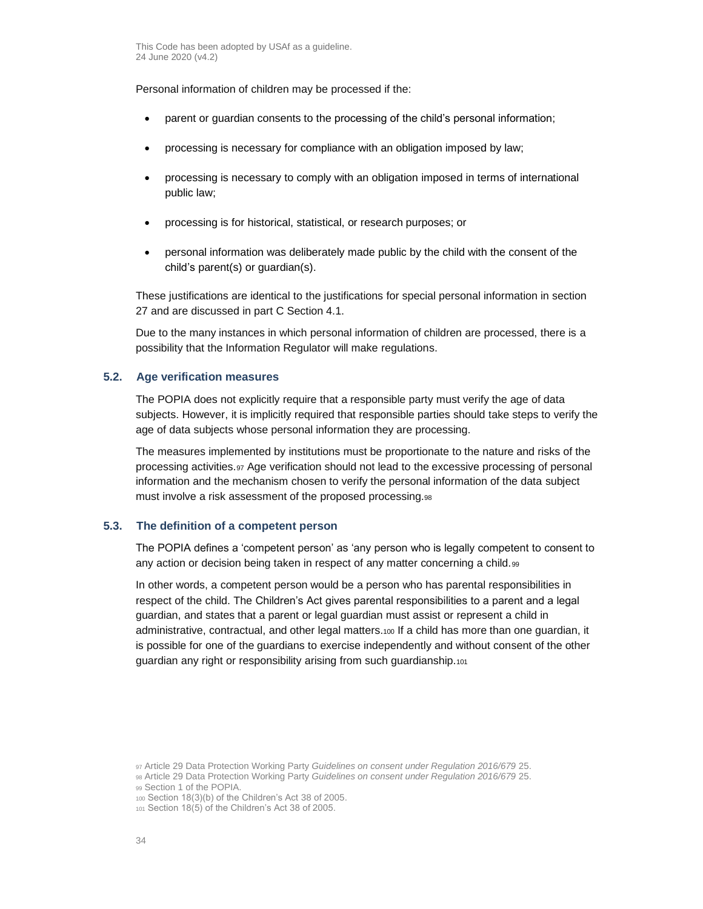Personal information of children may be processed if the:

- parent or guardian consents to the processing of the child's personal information;
- processing is necessary for compliance with an obligation imposed by law;
- processing is necessary to comply with an obligation imposed in terms of international public law;
- processing is for historical, statistical, or research purposes; or
- personal information was deliberately made public by the child with the consent of the child's parent(s) or guardian(s).

These justifications are identical to the justifications for special personal information in section 27 and are discussed in part C Section 4.1.

Due to the many instances in which personal information of children are processed, there is a possibility that the Information Regulator will make regulations.

### 5.2. Age verification measures

The POPIA does not explicitly require that a responsible party must verify the age of data subjects. However, it is implicitly required that responsible parties should take steps to verify the age of data subjects whose personal information they are processing.

The measures implemented by institutions must be proportionate to the nature and risks of the processing activities.[97] Age verification should not lead to the excessive processing of personal information and the mechanism chosen to verify the personal information of the data subject must involve a risk assessment of the proposed processing.[98]

### 5.3. The definition of a competent person

The POPIA defines a 'competent person' as 'any person who is legally competent to consent to any action or decision being taken in respect of any matter concerning a child.[99]

In other words, a competent person would be a person who has parental responsibilities in respect of the child. The Children's Act gives parental responsibilities to a parent and a legal guardian, and states that a parent or legal guardian must assist or represent a child in administrative, contractual, and other legal matters.[100] If a child has more than one guardian, it is possible for one of the guardians to exercise independently and without consent of the other guardian any right or responsibility arising from such guardianship.[101]

[97] Article 29 Data Protection Working Party *Guidelines on consent under Regulation 2016/679* 25.
[98] Article 29 Data Protection Working Party *Guidelines on consent under Regulation 2016/679* 25.
[99] Section 1 of the POPIA.
[100] Section 18(3)(b) of the Children's Act 38 of 2005.
[101] Section 18(5) of the Children's Act 38 of 2005.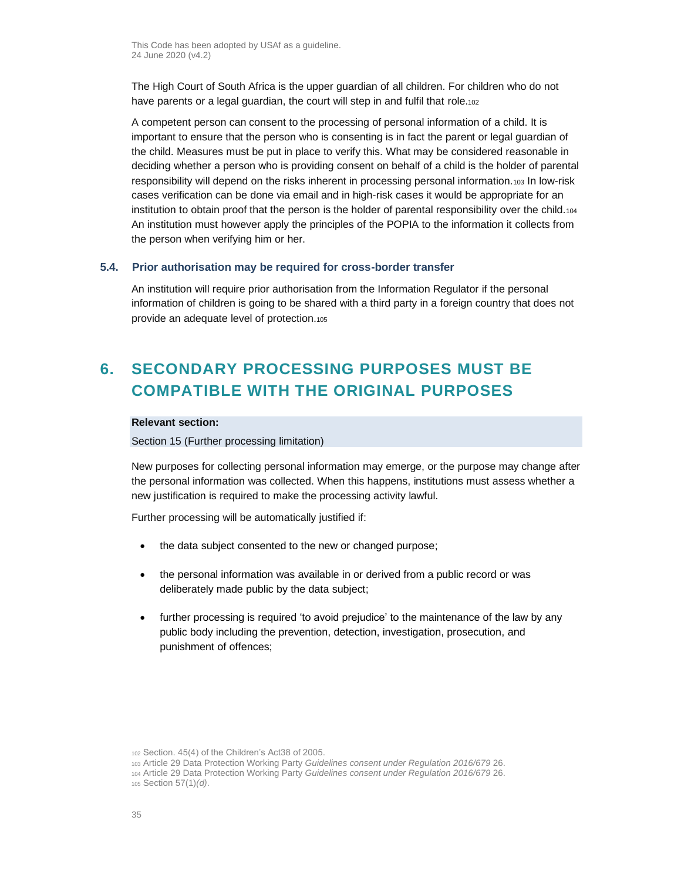The High Court of South Africa is the upper guardian of all children. For children who do not have parents or a legal guardian, the court will step in and fulfil that role.[102]

A competent person can consent to the processing of personal information of a child. It is important to ensure that the person who is consenting is in fact the parent or legal guardian of the child. Measures must be put in place to verify this. What may be considered reasonable in deciding whether a person who is providing consent on behalf of a child is the holder of parental responsibility will depend on the risks inherent in processing personal information.[103] In low-risk cases verification can be done via email and in high-risk cases it would be appropriate for an institution to obtain proof that the person is the holder of parental responsibility over the child.[104] An institution must however apply the principles of the POPIA to the information it collects from the person when verifying him or her.

### 5.4. Prior authorisation may be required for cross-border transfer

An institution will require prior authorisation from the Information Regulator if the personal information of children is going to be shared with a third party in a foreign country that does not provide an adequate level of protection.[105]

## 6. SECONDARY PROCESSING PURPOSES MUST BE COMPATIBLE WITH THE ORIGINAL PURPOSES

**Relevant section:**

Section 15 (Further processing limitation)

New purposes for collecting personal information may emerge, or the purpose may change after the personal information was collected. When this happens, institutions must assess whether a new justification is required to make the processing activity lawful.

Further processing will be automatically justified if:

- the data subject consented to the new or changed purpose;
- the personal information was available in or derived from a public record or was deliberately made public by the data subject;
- further processing is required 'to avoid prejudice' to the maintenance of the law by any public body including the prevention, detection, investigation, prosecution, and punishment of offences;

[102] Section. 45(4) of the Children's Act38 of 2005.
[103] Article 29 Data Protection Working Party *Guidelines consent under Regulation 2016/679* 26.
[104] Article 29 Data Protection Working Party *Guidelines consent under Regulation 2016/679* 26.
[105] Section 57(1)*(d)*.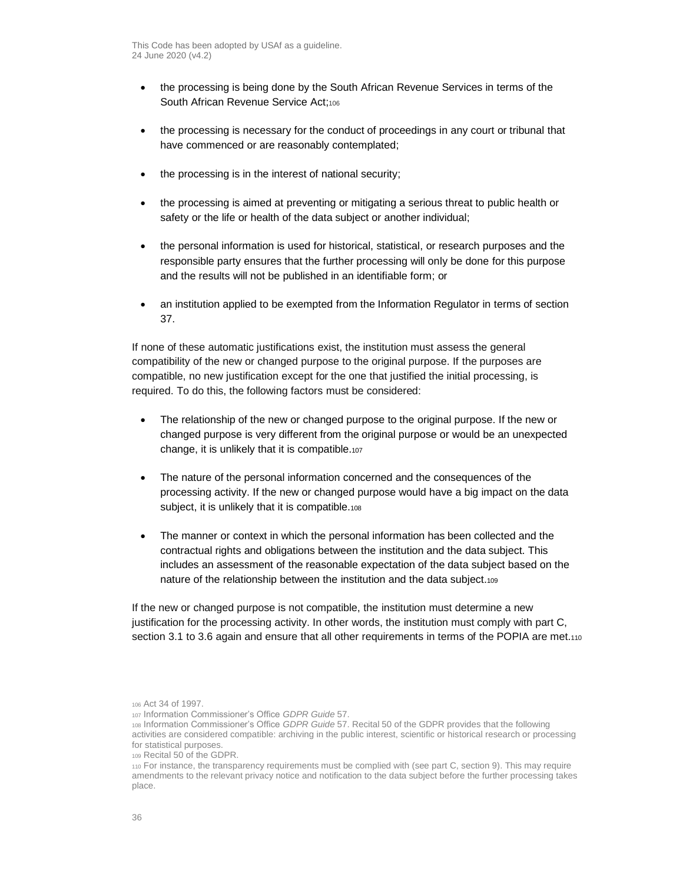- the processing is being done by the South African Revenue Services in terms of the South African Revenue Service Act;[106]

- the processing is necessary for the conduct of proceedings in any court or tribunal that have commenced or are reasonably contemplated;

- the processing is in the interest of national security;

- the processing is aimed at preventing or mitigating a serious threat to public health or safety or the life or health of the data subject or another individual;

- the personal information is used for historical, statistical, or research purposes and the responsible party ensures that the further processing will only be done for this purpose and the results will not be published in an identifiable form; or

- an institution applied to be exempted from the Information Regulator in terms of section 37.

If none of these automatic justifications exist, the institution must assess the general compatibility of the new or changed purpose to the original purpose. If the purposes are compatible, no new justification except for the one that justified the initial processing, is required. To do this, the following factors must be considered:

- The relationship of the new or changed purpose to the original purpose. If the new or changed purpose is very different from the original purpose or would be an unexpected change, it is unlikely that it is compatible.[107]

- The nature of the personal information concerned and the consequences of the processing activity. If the new or changed purpose would have a big impact on the data subject, it is unlikely that it is compatible.[108]

- The manner or context in which the personal information has been collected and the contractual rights and obligations between the institution and the data subject. This includes an assessment of the reasonable expectation of the data subject based on the nature of the relationship between the institution and the data subject.[109]

If the new or changed purpose is not compatible, the institution must determine a new justification for the processing activity. In other words, the institution must comply with part C, section 3.1 to 3.6 again and ensure that all other requirements in terms of the POPIA are met.[110]

[106] Act 34 of 1997.

[107] Information Commissioner's Office *GDPR Guide* 57.

[108] Information Commissioner's Office *GDPR Guide* 57. Recital 50 of the GDPR provides that the following activities are considered compatible: archiving in the public interest, scientific or historical research or processing for statistical purposes.

[109] Recital 50 of the GDPR.

[110] For instance, the transparency requirements must be complied with (see part C, section 9). This may require amendments to the relevant privacy notice and notification to the data subject before the further processing takes place.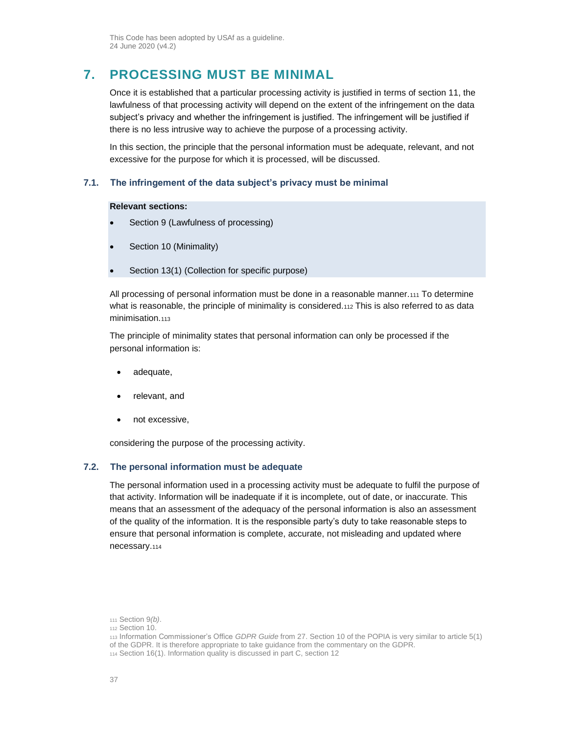## 7. PROCESSING MUST BE MINIMAL

Once it is established that a particular processing activity is justified in terms of section 11, the lawfulness of that processing activity will depend on the extent of the infringement on the data subject's privacy and whether the infringement is justified. The infringement will be justified if there is no less intrusive way to achieve the purpose of a processing activity.

In this section, the principle that the personal information must be adequate, relevant, and not excessive for the purpose for which it is processed, will be discussed.

### 7.1. The infringement of the data subject's privacy must be minimal

**Relevant sections:**

- Section 9 (Lawfulness of processing)
- Section 10 (Minimality)
- Section 13(1) (Collection for specific purpose)

All processing of personal information must be done in a reasonable manner.[111] To determine what is reasonable, the principle of minimality is considered.[112] This is also referred to as data minimisation.[113]

The principle of minimality states that personal information can only be processed if the personal information is:

- adequate,
- relevant, and
- not excessive,

considering the purpose of the processing activity.

### 7.2. The personal information must be adequate

The personal information used in a processing activity must be adequate to fulfil the purpose of that activity. Information will be inadequate if it is incomplete, out of date, or inaccurate. This means that an assessment of the adequacy of the personal information is also an assessment of the quality of the information. It is the responsible party's duty to take reasonable steps to ensure that personal information is complete, accurate, not misleading and updated where necessary.[114]

[111] Section 9*(b)*.
[112] Section 10.
[113] Information Commissioner's Office *GDPR Guide* from 27. Section 10 of the POPIA is very similar to article 5(1) of the GDPR. It is therefore appropriate to take guidance from the commentary on the GDPR.
[114] Section 16(1). Information quality is discussed in part C, section 12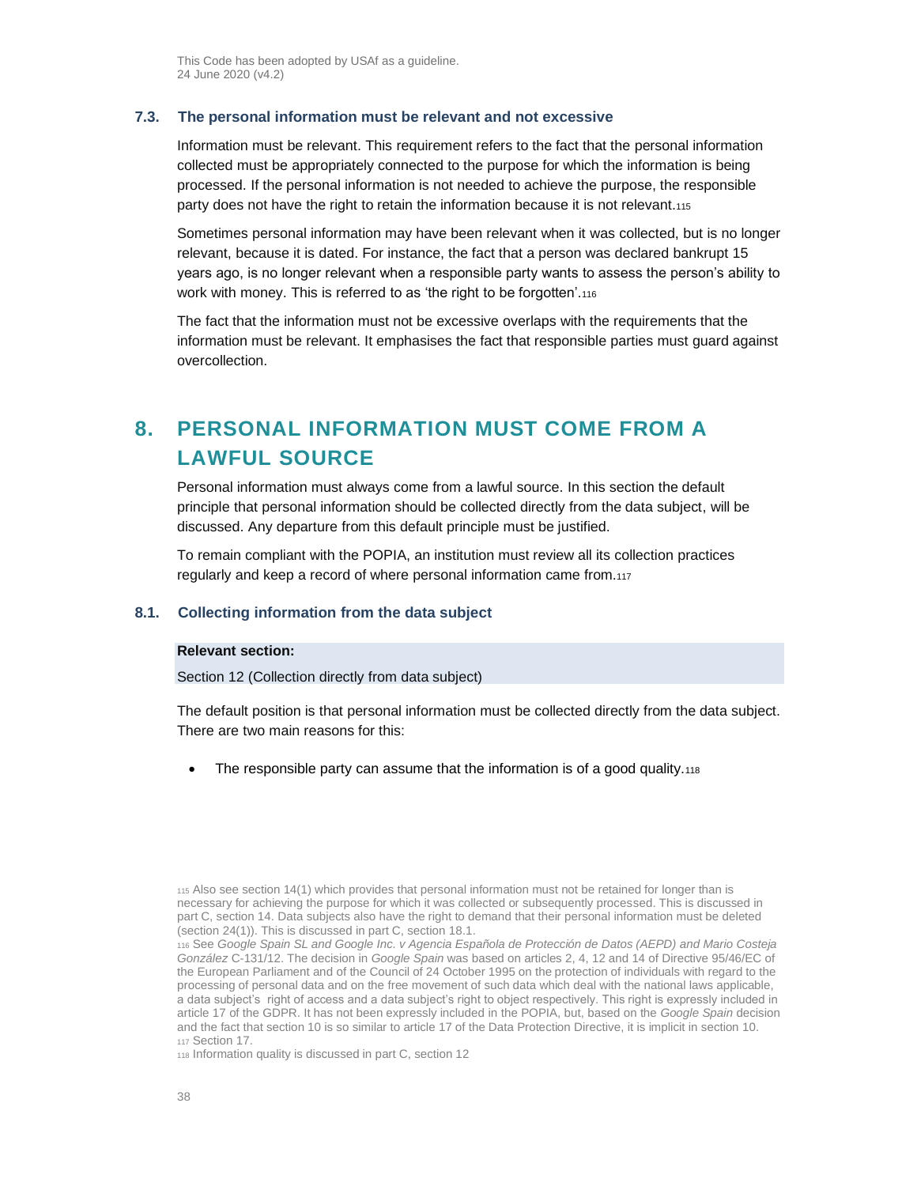### 7.3. The personal information must be relevant and not excessive

Information must be relevant. This requirement refers to the fact that the personal information collected must be appropriately connected to the purpose for which the information is being processed. If the personal information is not needed to achieve the purpose, the responsible party does not have the right to retain the information because it is not relevant.[115]

Sometimes personal information may have been relevant when it was collected, but is no longer relevant, because it is dated. For instance, the fact that a person was declared bankrupt 15 years ago, is no longer relevant when a responsible party wants to assess the person's ability to work with money. This is referred to as 'the right to be forgotten'.[116]

The fact that the information must not be excessive overlaps with the requirements that the information must be relevant. It emphasises the fact that responsible parties must guard against overcollection.

## 8. PERSONAL INFORMATION MUST COME FROM A LAWFUL SOURCE

Personal information must always come from a lawful source. In this section the default principle that personal information should be collected directly from the data subject, will be discussed. Any departure from this default principle must be justified.

To remain compliant with the POPIA, an institution must review all its collection practices regularly and keep a record of where personal information came from.[117]

### 8.1. Collecting information from the data subject

**Relevant section:**

Section 12 (Collection directly from data subject)

The default position is that personal information must be collected directly from the data subject. There are two main reasons for this:

- The responsible party can assume that the information is of a good quality.[118]

---

[115] Also see section 14(1) which provides that personal information must not be retained for longer than is necessary for achieving the purpose for which it was collected or subsequently processed. This is discussed in part C, section 14. Data subjects also have the right to demand that their personal information must be deleted (section 24(1)). This is discussed in part C, section 18.1.

[116] See *Google Spain SL and Google Inc. v Agencia Española de Protección de Datos (AEPD) and Mario Costeja González* C-131/12. The decision in *Google Spain* was based on articles 2, 4, 12 and 14 of Directive 95/46/EC of the European Parliament and of the Council of 24 October 1995 on the protection of individuals with regard to the processing of personal data and on the free movement of such data which deal with the national laws applicable, a data subject's right of access and a data subject's right to object respectively. This right is expressly included in article 17 of the GDPR. It has not been expressly included in the POPIA, but, based on the *Google Spain* decision and the fact that section 10 is so similar to article 17 of the Data Protection Directive, it is implicit in section 10.

[117] Section 17.

[118] Information quality is discussed in part C, section 12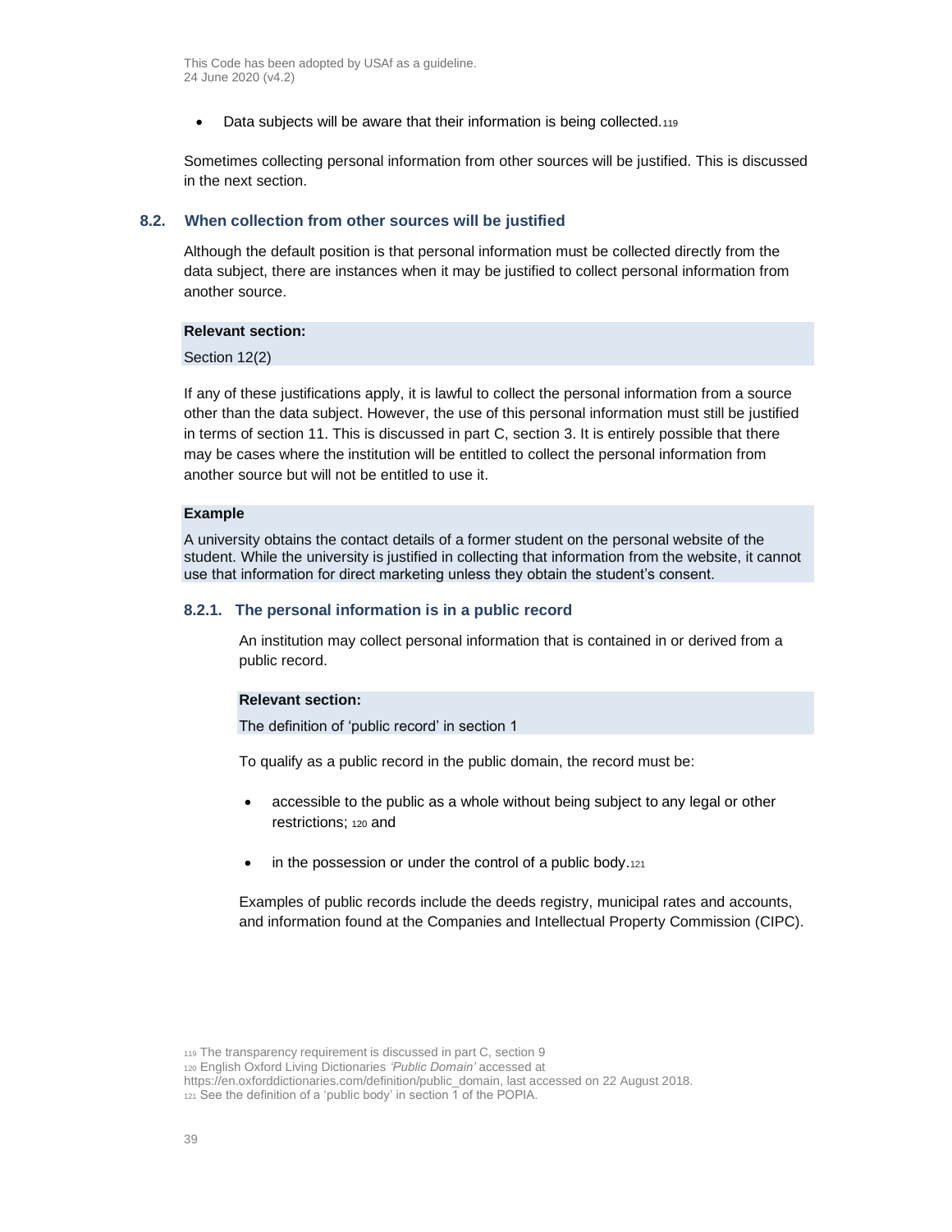- Data subjects will be aware that their information is being collected.[119]

Sometimes collecting personal information from other sources will be justified. This is discussed in the next section.

## 8.2. When collection from other sources will be justified

Although the default position is that personal information must be collected directly from the data subject, there are instances when it may be justified to collect personal information from another source.

**Relevant section:**

Section 12(2)

If any of these justifications apply, it is lawful to collect the personal information from a source other than the data subject. However, the use of this personal information must still be justified in terms of section 11. This is discussed in part C, section 3. It is entirely possible that there may be cases where the institution will be entitled to collect the personal information from another source but will not be entitled to use it.

**Example**

A university obtains the contact details of a former student on the personal website of the student. While the university is justified in collecting that information from the website, it cannot use that information for direct marketing unless they obtain the student's consent.

### 8.2.1. The personal information is in a public record

An institution may collect personal information that is contained in or derived from a public record.

**Relevant section:**

The definition of 'public record' in section 1

To qualify as a public record in the public domain, the record must be:

- accessible to the public as a whole without being subject to any legal or other restrictions; [120] and
- in the possession or under the control of a public body.[121]

Examples of public records include the deeds registry, municipal rates and accounts, and information found at the Companies and Intellectual Property Commission (CIPC).

[119] The transparency requirement is discussed in part C, section 9

[120] English Oxford Living Dictionaries *'Public Domain'* accessed at https://en.oxforddictionaries.com/definition/public_domain, last accessed on 22 August 2018.

[121] See the definition of a 'public body' in section 1 of the POPIA.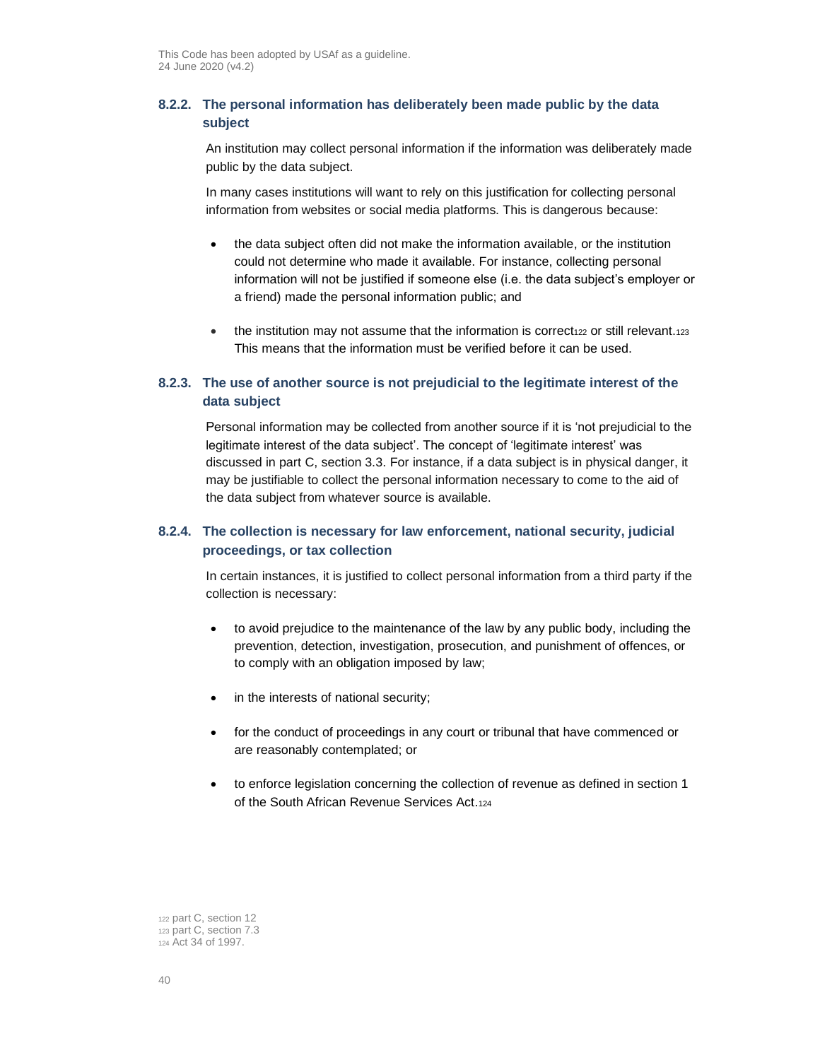### 8.2.2. The personal information has deliberately been made public by the data subject

An institution may collect personal information if the information was deliberately made public by the data subject.

In many cases institutions will want to rely on this justification for collecting personal information from websites or social media platforms. This is dangerous because:

- the data subject often did not make the information available, or the institution could not determine who made it available. For instance, collecting personal information will not be justified if someone else (i.e. the data subject's employer or a friend) made the personal information public; and
- the institution may not assume that the information is correct[122] or still relevant.[123] This means that the information must be verified before it can be used.

### 8.2.3. The use of another source is not prejudicial to the legitimate interest of the data subject

Personal information may be collected from another source if it is 'not prejudicial to the legitimate interest of the data subject'. The concept of 'legitimate interest' was discussed in part C, section 3.3. For instance, if a data subject is in physical danger, it may be justifiable to collect the personal information necessary to come to the aid of the data subject from whatever source is available.

### 8.2.4. The collection is necessary for law enforcement, national security, judicial proceedings, or tax collection

In certain instances, it is justified to collect personal information from a third party if the collection is necessary:

- to avoid prejudice to the maintenance of the law by any public body, including the prevention, detection, investigation, prosecution, and punishment of offences, or to comply with an obligation imposed by law;
- in the interests of national security;
- for the conduct of proceedings in any court or tribunal that have commenced or are reasonably contemplated; or
- to enforce legislation concerning the collection of revenue as defined in section 1 of the South African Revenue Services Act.[124]

[122] part C, section 12
[123] part C, section 7.3
[124] Act 34 of 1997.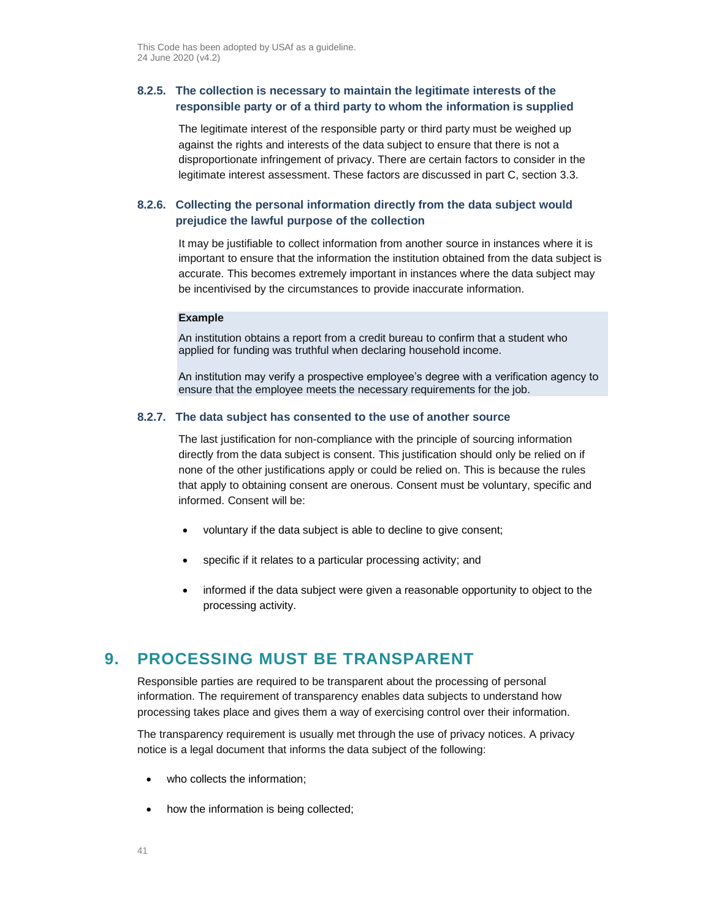### 8.2.5. The collection is necessary to maintain the legitimate interests of the responsible party or of a third party to whom the information is supplied

The legitimate interest of the responsible party or third party must be weighed up against the rights and interests of the data subject to ensure that there is not a disproportionate infringement of privacy. There are certain factors to consider in the legitimate interest assessment. These factors are discussed in part C, section 3.3.

### 8.2.6. Collecting the personal information directly from the data subject would prejudice the lawful purpose of the collection

It may be justifiable to collect information from another source in instances where it is important to ensure that the information the institution obtained from the data subject is accurate. This becomes extremely important in instances where the data subject may be incentivised by the circumstances to provide inaccurate information.

> **Example**
>
> An institution obtains a report from a credit bureau to confirm that a student who applied for funding was truthful when declaring household income.
>
> An institution may verify a prospective employee's degree with a verification agency to ensure that the employee meets the necessary requirements for the job.

### 8.2.7. The data subject has consented to the use of another source

The last justification for non-compliance with the principle of sourcing information directly from the data subject is consent. This justification should only be relied on if none of the other justifications apply or could be relied on. This is because the rules that apply to obtaining consent are onerous. Consent must be voluntary, specific and informed. Consent will be:

- voluntary if the data subject is able to decline to give consent;
- specific if it relates to a particular processing activity; and
- informed if the data subject were given a reasonable opportunity to object to the processing activity.

## 9. PROCESSING MUST BE TRANSPARENT

Responsible parties are required to be transparent about the processing of personal information. The requirement of transparency enables data subjects to understand how processing takes place and gives them a way of exercising control over their information.

The transparency requirement is usually met through the use of privacy notices. A privacy notice is a legal document that informs the data subject of the following:

- who collects the information;
- how the information is being collected;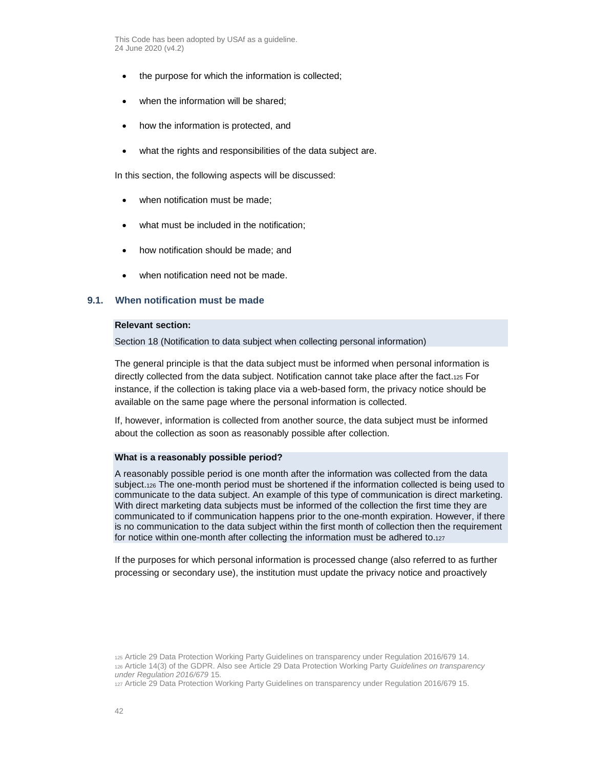- the purpose for which the information is collected;
- when the information will be shared;
- how the information is protected, and
- what the rights and responsibilities of the data subject are.

In this section, the following aspects will be discussed:

- when notification must be made;
- what must be included in the notification;
- how notification should be made; and
- when notification need not be made.

### 9.1. When notification must be made

**Relevant section:**

Section 18 (Notification to data subject when collecting personal information)

The general principle is that the data subject must be informed when personal information is directly collected from the data subject. Notification cannot take place after the fact.[125] For instance, if the collection is taking place via a web-based form, the privacy notice should be available on the same page where the personal information is collected.

If, however, information is collected from another source, the data subject must be informed about the collection as soon as reasonably possible after collection.

**What is a reasonably possible period?**

A reasonably possible period is one month after the information was collected from the data subject.[126] The one-month period must be shortened if the information collected is being used to communicate to the data subject. An example of this type of communication is direct marketing. With direct marketing data subjects must be informed of the collection the first time they are communicated to if communication happens prior to the one-month expiration. However, if there is no communication to the data subject within the first month of collection then the requirement for notice within one-month after collecting the information must be adhered to.[127]

If the purposes for which personal information is processed change (also referred to as further processing or secondary use), the institution must update the privacy notice and proactively

[125] Article 29 Data Protection Working Party Guidelines on transparency under Regulation 2016/679 14.
[126] Article 14(3) of the GDPR. Also see Article 29 Data Protection Working Party *Guidelines on transparency under Regulation 2016/679* 15.
[127] Article 29 Data Protection Working Party Guidelines on transparency under Regulation 2016/679 15.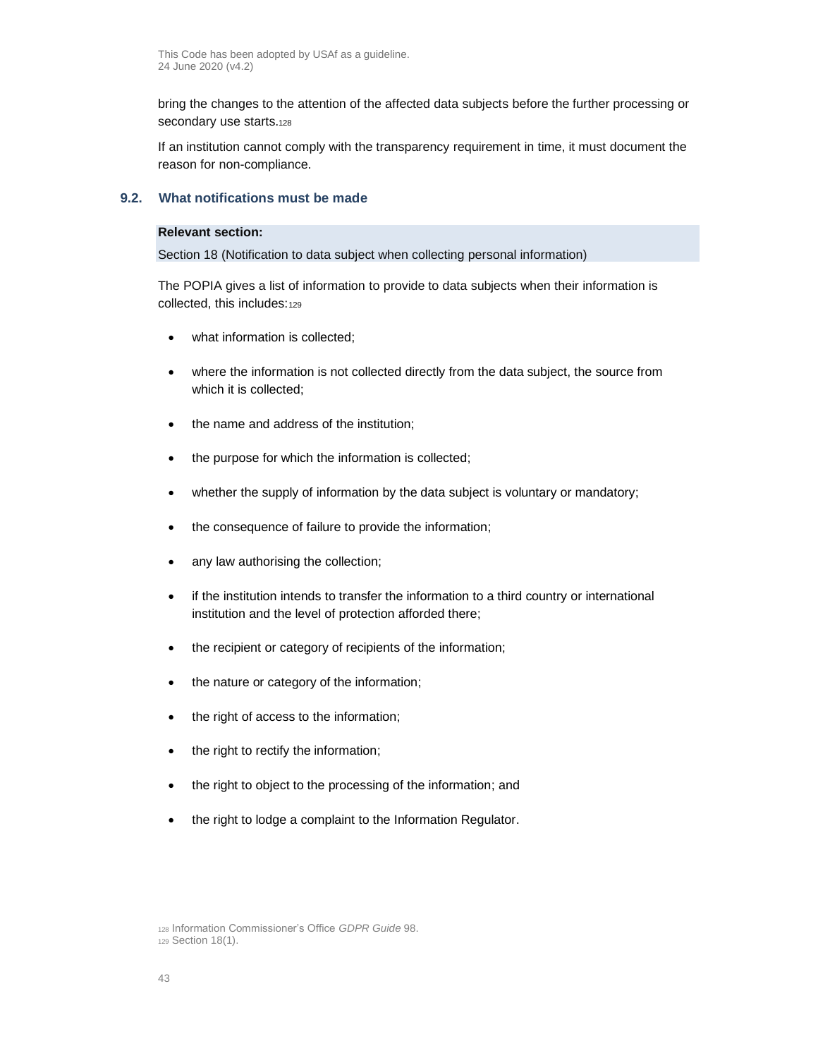bring the changes to the attention of the affected data subjects before the further processing or secondary use starts.[128]

If an institution cannot comply with the transparency requirement in time, it must document the reason for non-compliance.

### 9.2. What notifications must be made

**Relevant section:**

Section 18 (Notification to data subject when collecting personal information)

The POPIA gives a list of information to provide to data subjects when their information is collected, this includes:[129]

- what information is collected;
- where the information is not collected directly from the data subject, the source from which it is collected;
- the name and address of the institution;
- the purpose for which the information is collected;
- whether the supply of information by the data subject is voluntary or mandatory;
- the consequence of failure to provide the information;
- any law authorising the collection;
- if the institution intends to transfer the information to a third country or international institution and the level of protection afforded there;
- the recipient or category of recipients of the information;
- the nature or category of the information;
- the right of access to the information;
- the right to rectify the information;
- the right to object to the processing of the information; and
- the right to lodge a complaint to the Information Regulator.

[128] Information Commissioner's Office *GDPR Guide* 98.
[129] Section 18(1).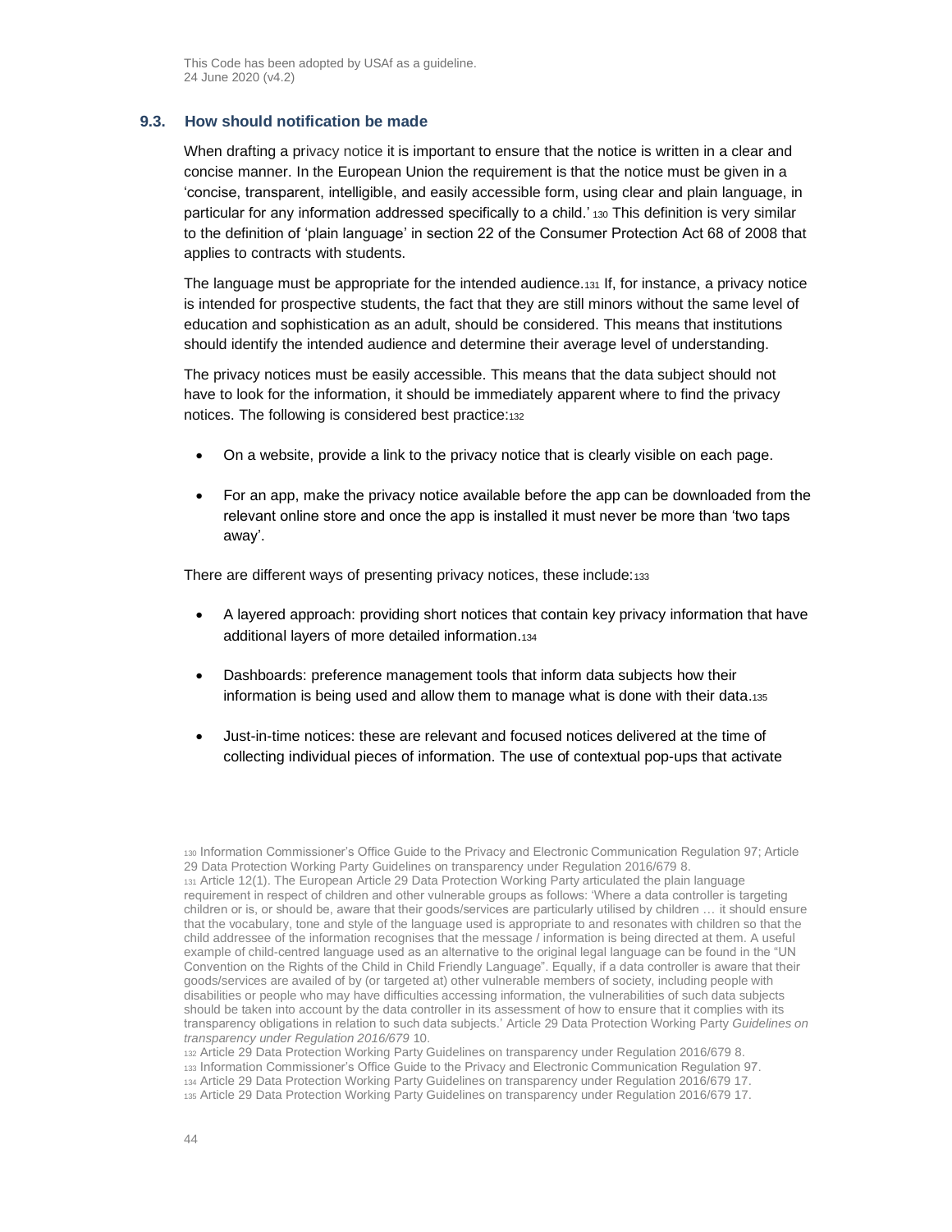### 9.3. How should notification be made

When drafting a privacy notice it is important to ensure that the notice is written in a clear and concise manner. In the European Union the requirement is that the notice must be given in a 'concise, transparent, intelligible, and easily accessible form, using clear and plain language, in particular for any information addressed specifically to a child.' [130] This definition is very similar to the definition of 'plain language' in section 22 of the Consumer Protection Act 68 of 2008 that applies to contracts with students.

The language must be appropriate for the intended audience.[131] If, for instance, a privacy notice is intended for prospective students, the fact that they are still minors without the same level of education and sophistication as an adult, should be considered. This means that institutions should identify the intended audience and determine their average level of understanding.

The privacy notices must be easily accessible. This means that the data subject should not have to look for the information, it should be immediately apparent where to find the privacy notices. The following is considered best practice:[132]

- On a website, provide a link to the privacy notice that is clearly visible on each page.
- For an app, make the privacy notice available before the app can be downloaded from the relevant online store and once the app is installed it must never be more than 'two taps away'.

There are different ways of presenting privacy notices, these include:[133]

- A layered approach: providing short notices that contain key privacy information that have additional layers of more detailed information.[134]
- Dashboards: preference management tools that inform data subjects how their information is being used and allow them to manage what is done with their data.[135]
- Just-in-time notices: these are relevant and focused notices delivered at the time of collecting individual pieces of information. The use of contextual pop-ups that activate

---

[130] Information Commissioner's Office Guide to the Privacy and Electronic Communication Regulation 97; Article 29 Data Protection Working Party Guidelines on transparency under Regulation 2016/679 8.

[131] Article 12(1). The European Article 29 Data Protection Working Party articulated the plain language requirement in respect of children and other vulnerable groups as follows: 'Where a data controller is targeting children or is, or should be, aware that their goods/services are particularly utilised by children … it should ensure that the vocabulary, tone and style of the language used is appropriate to and resonates with children so that the child addressee of the information recognises that the message / information is being directed at them. A useful example of child-centred language used as an alternative to the original legal language can be found in the "UN Convention on the Rights of the Child in Child Friendly Language". Equally, if a data controller is aware that their goods/services are availed of by (or targeted at) other vulnerable members of society, including people with disabilities or people who may have difficulties accessing information, the vulnerabilities of such data subjects should be taken into account by the data controller in its assessment of how to ensure that it complies with its transparency obligations in relation to such data subjects.' Article 29 Data Protection Working Party *Guidelines on transparency under Regulation 2016/679* 10.

[132] Article 29 Data Protection Working Party Guidelines on transparency under Regulation 2016/679 8.

[133] Information Commissioner's Office Guide to the Privacy and Electronic Communication Regulation 97.

[134] Article 29 Data Protection Working Party Guidelines on transparency under Regulation 2016/679 17.

[135] Article 29 Data Protection Working Party Guidelines on transparency under Regulation 2016/679 17.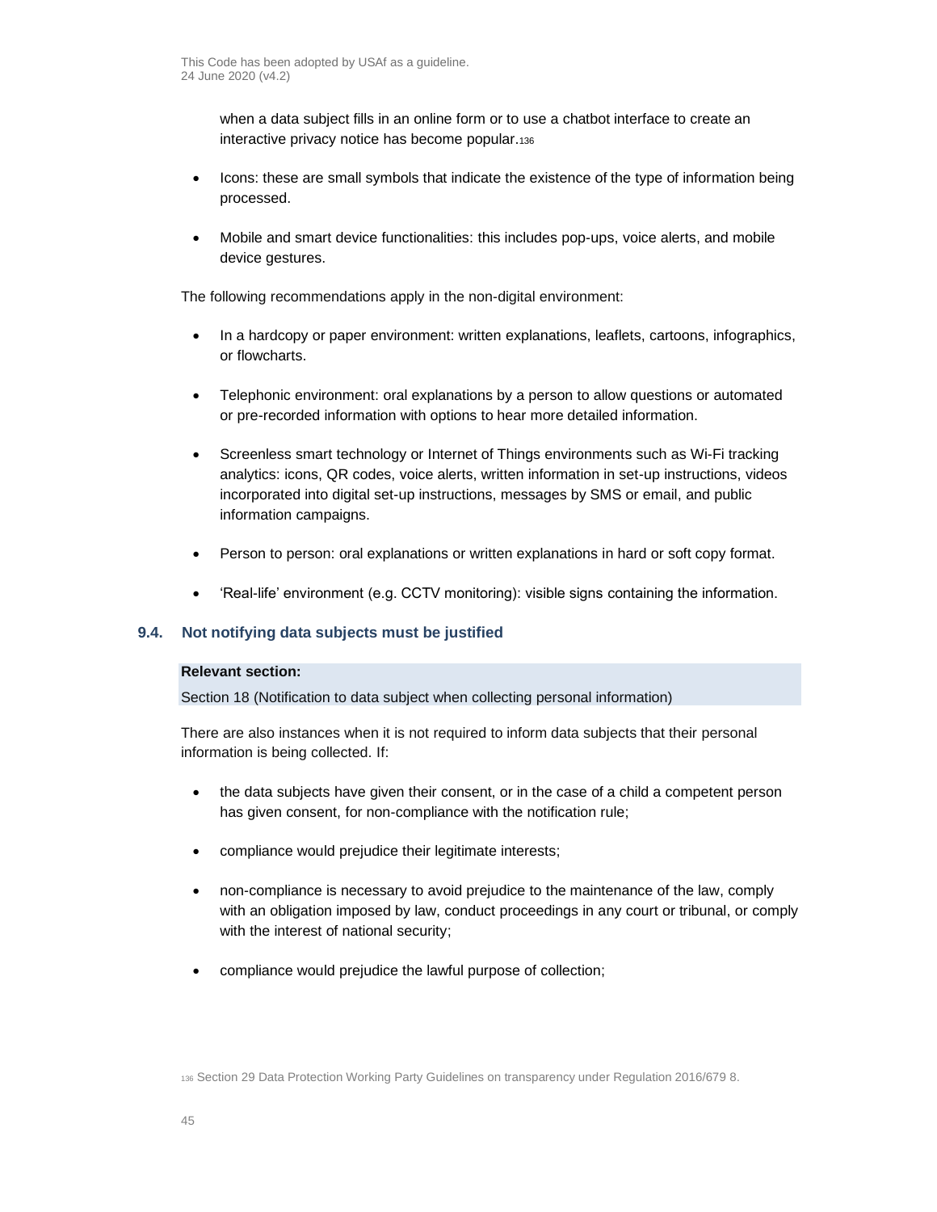when a data subject fills in an online form or to use a chatbot interface to create an interactive privacy notice has become popular.[136]

- Icons: these are small symbols that indicate the existence of the type of information being processed.
- Mobile and smart device functionalities: this includes pop-ups, voice alerts, and mobile device gestures.

The following recommendations apply in the non-digital environment:

- In a hardcopy or paper environment: written explanations, leaflets, cartoons, infographics, or flowcharts.
- Telephonic environment: oral explanations by a person to allow questions or automated or pre-recorded information with options to hear more detailed information.
- Screenless smart technology or Internet of Things environments such as Wi-Fi tracking analytics: icons, QR codes, voice alerts, written information in set-up instructions, videos incorporated into digital set-up instructions, messages by SMS or email, and public information campaigns.
- Person to person: oral explanations or written explanations in hard or soft copy format.
- 'Real-life' environment (e.g. CCTV monitoring): visible signs containing the information.

### 9.4. Not notifying data subjects must be justified

**Relevant section:**

Section 18 (Notification to data subject when collecting personal information)

There are also instances when it is not required to inform data subjects that their personal information is being collected. If:

- the data subjects have given their consent, or in the case of a child a competent person has given consent, for non-compliance with the notification rule;
- compliance would prejudice their legitimate interests;
- non-compliance is necessary to avoid prejudice to the maintenance of the law, comply with an obligation imposed by law, conduct proceedings in any court or tribunal, or comply with the interest of national security;
- compliance would prejudice the lawful purpose of collection;

[136] Section 29 Data Protection Working Party Guidelines on transparency under Regulation 2016/679 8.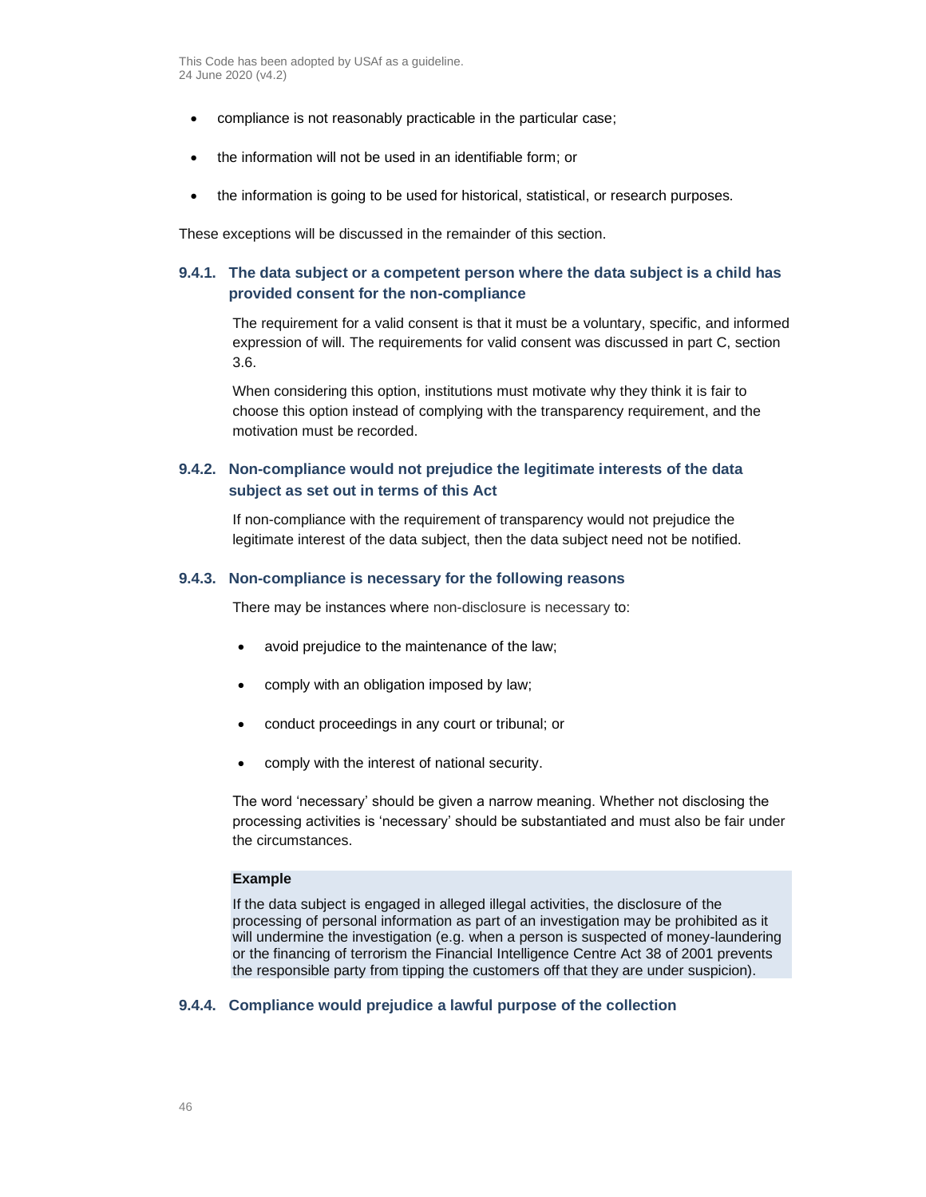- compliance is not reasonably practicable in the particular case;
- the information will not be used in an identifiable form; or
- the information is going to be used for historical, statistical, or research purposes.

These exceptions will be discussed in the remainder of this section.

### 9.4.1. The data subject or a competent person where the data subject is a child has provided consent for the non-compliance

The requirement for a valid consent is that it must be a voluntary, specific, and informed expression of will. The requirements for valid consent was discussed in part C, section 3.6.

When considering this option, institutions must motivate why they think it is fair to choose this option instead of complying with the transparency requirement, and the motivation must be recorded.

### 9.4.2. Non-compliance would not prejudice the legitimate interests of the data subject as set out in terms of this Act

If non-compliance with the requirement of transparency would not prejudice the legitimate interest of the data subject, then the data subject need not be notified.

### 9.4.3. Non-compliance is necessary for the following reasons

There may be instances where non-disclosure is necessary to:

- avoid prejudice to the maintenance of the law;
- comply with an obligation imposed by law;
- conduct proceedings in any court or tribunal; or
- comply with the interest of national security.

The word 'necessary' should be given a narrow meaning. Whether not disclosing the processing activities is 'necessary' should be substantiated and must also be fair under the circumstances.

**Example**

If the data subject is engaged in alleged illegal activities, the disclosure of the processing of personal information as part of an investigation may be prohibited as it will undermine the investigation (e.g. when a person is suspected of money-laundering or the financing of terrorism the Financial Intelligence Centre Act 38 of 2001 prevents the responsible party from tipping the customers off that they are under suspicion).

### 9.4.4. Compliance would prejudice a lawful purpose of the collection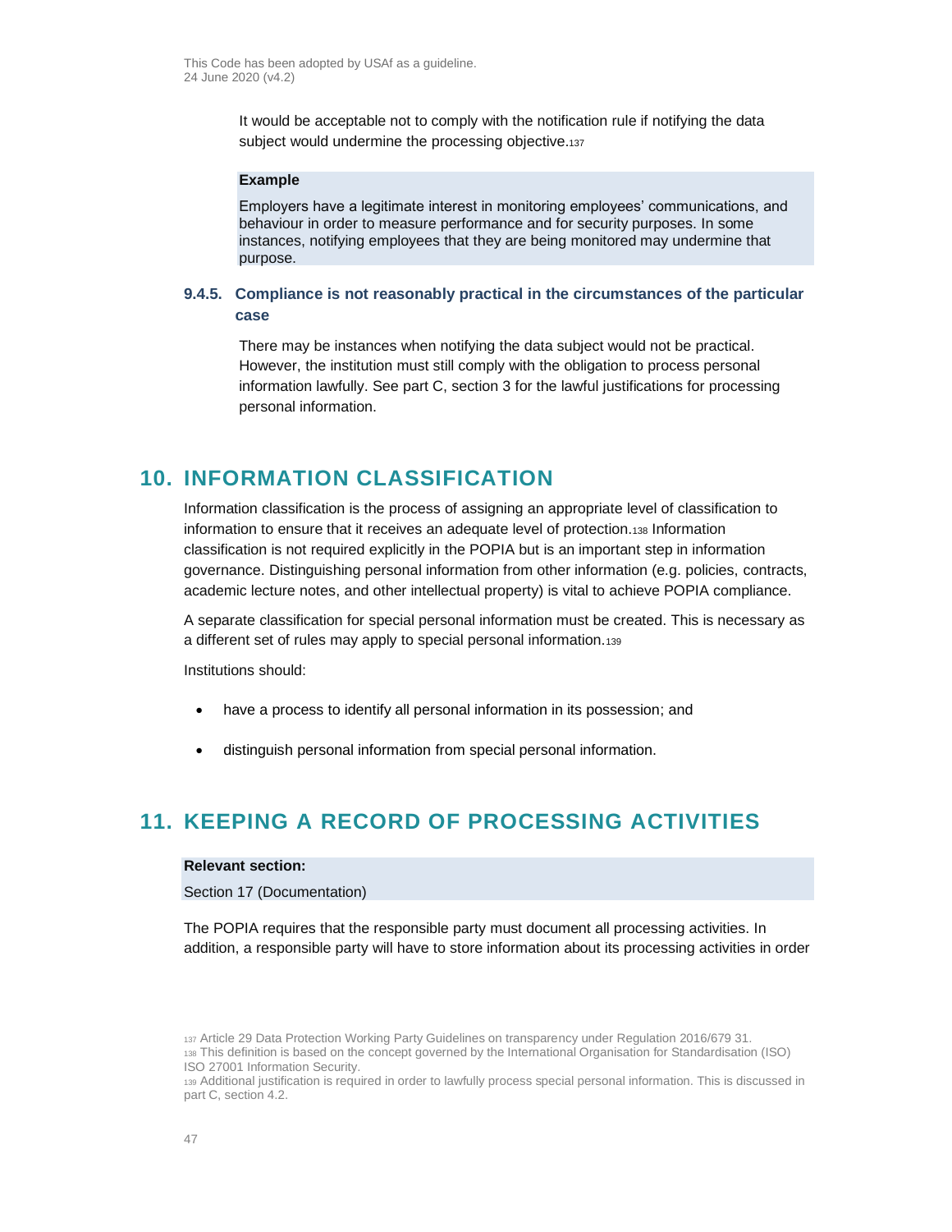It would be acceptable not to comply with the notification rule if notifying the data subject would undermine the processing objective.[137]

**Example**

Employers have a legitimate interest in monitoring employees' communications, and behaviour in order to measure performance and for security purposes. In some instances, notifying employees that they are being monitored may undermine that purpose.

#### 9.4.5. Compliance is not reasonably practical in the circumstances of the particular case

There may be instances when notifying the data subject would not be practical. However, the institution must still comply with the obligation to process personal information lawfully. See part C, section 3 for the lawful justifications for processing personal information.

## 10. INFORMATION CLASSIFICATION

Information classification is the process of assigning an appropriate level of classification to information to ensure that it receives an adequate level of protection.[138] Information classification is not required explicitly in the POPIA but is an important step in information governance. Distinguishing personal information from other information (e.g. policies, contracts, academic lecture notes, and other intellectual property) is vital to achieve POPIA compliance.

A separate classification for special personal information must be created. This is necessary as a different set of rules may apply to special personal information.[139]

Institutions should:

- have a process to identify all personal information in its possession; and
- distinguish personal information from special personal information.

## 11. KEEPING A RECORD OF PROCESSING ACTIVITIES

**Relevant section:**

Section 17 (Documentation)

The POPIA requires that the responsible party must document all processing activities. In addition, a responsible party will have to store information about its processing activities in order

[137] Article 29 Data Protection Working Party Guidelines on transparency under Regulation 2016/679 31.

[138] This definition is based on the concept governed by the International Organisation for Standardisation (ISO) ISO 27001 Information Security.

[139] Additional justification is required in order to lawfully process special personal information. This is discussed in part C, section 4.2.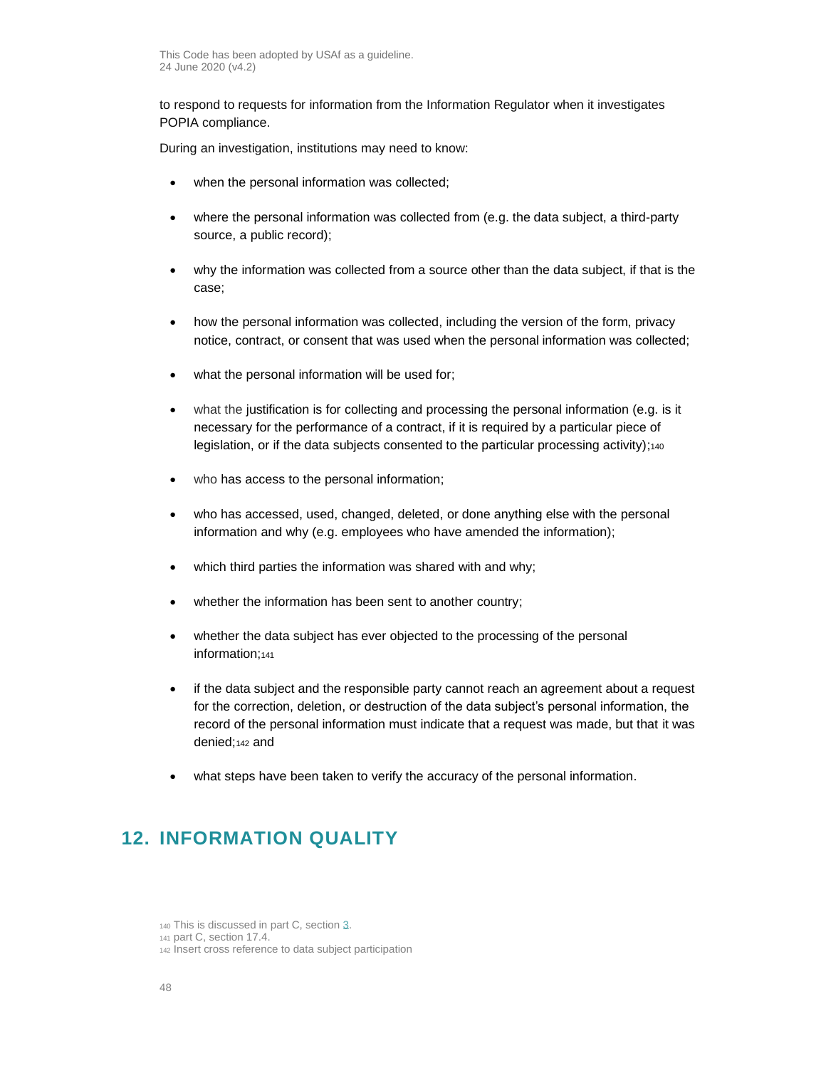to respond to requests for information from the Information Regulator when it investigates POPIA compliance.

During an investigation, institutions may need to know:

- when the personal information was collected;
- where the personal information was collected from (e.g. the data subject, a third-party source, a public record);
- why the information was collected from a source other than the data subject, if that is the case;
- how the personal information was collected, including the version of the form, privacy notice, contract, or consent that was used when the personal information was collected;
- what the personal information will be used for;
- what the justification is for collecting and processing the personal information (e.g. is it necessary for the performance of a contract, if it is required by a particular piece of legislation, or if the data subjects consented to the particular processing activity);[140]
- who has access to the personal information;
- who has accessed, used, changed, deleted, or done anything else with the personal information and why (e.g. employees who have amended the information);
- which third parties the information was shared with and why;
- whether the information has been sent to another country;
- whether the data subject has ever objected to the processing of the personal information;[141]
- if the data subject and the responsible party cannot reach an agreement about a request for the correction, deletion, or destruction of the data subject's personal information, the record of the personal information must indicate that a request was made, but that it was denied;[142] and
- what steps have been taken to verify the accuracy of the personal information.

## 12. INFORMATION QUALITY

[140] This is discussed in part C, section 3.
[141] part C, section 17.4.
[142] Insert cross reference to data subject participation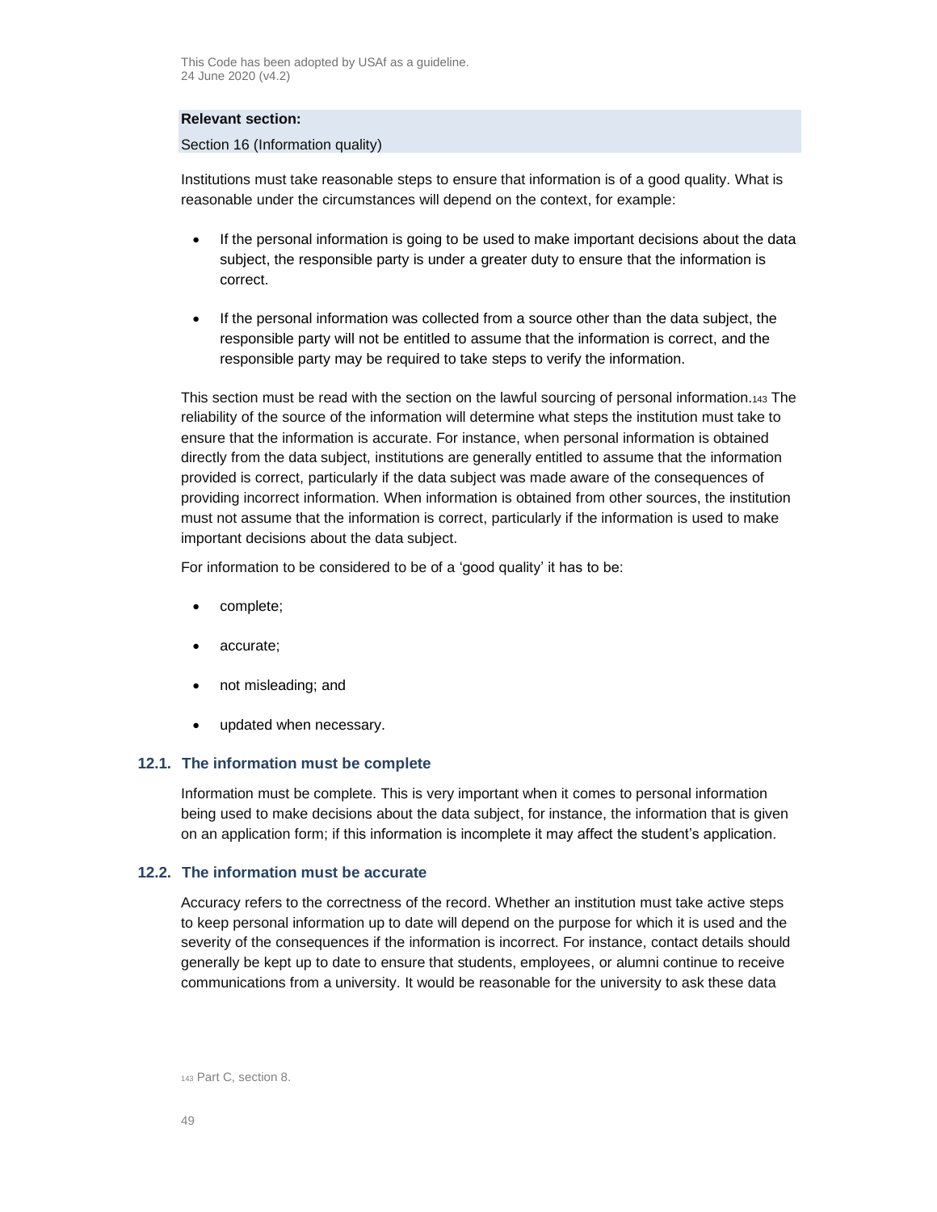**Relevant section:**

Section 16 (Information quality)

Institutions must take reasonable steps to ensure that information is of a good quality. What is reasonable under the circumstances will depend on the context, for example:

- If the personal information is going to be used to make important decisions about the data subject, the responsible party is under a greater duty to ensure that the information is correct.
- If the personal information was collected from a source other than the data subject, the responsible party will not be entitled to assume that the information is correct, and the responsible party may be required to take steps to verify the information.

This section must be read with the section on the lawful sourcing of personal information.[143] The reliability of the source of the information will determine what steps the institution must take to ensure that the information is accurate. For instance, when personal information is obtained directly from the data subject, institutions are generally entitled to assume that the information provided is correct, particularly if the data subject was made aware of the consequences of providing incorrect information. When information is obtained from other sources, the institution must not assume that the information is correct, particularly if the information is used to make important decisions about the data subject.

For information to be considered to be of a 'good quality' it has to be:

- complete;
- accurate;
- not misleading; and
- updated when necessary.

### 12.1. The information must be complete

Information must be complete. This is very important when it comes to personal information being used to make decisions about the data subject, for instance, the information that is given on an application form; if this information is incomplete it may affect the student's application.

### 12.2. The information must be accurate

Accuracy refers to the correctness of the record. Whether an institution must take active steps to keep personal information up to date will depend on the purpose for which it is used and the severity of the consequences if the information is incorrect. For instance, contact details should generally be kept up to date to ensure that students, employees, or alumni continue to receive communications from a university. It would be reasonable for the university to ask these data

[143] Part C, section 8.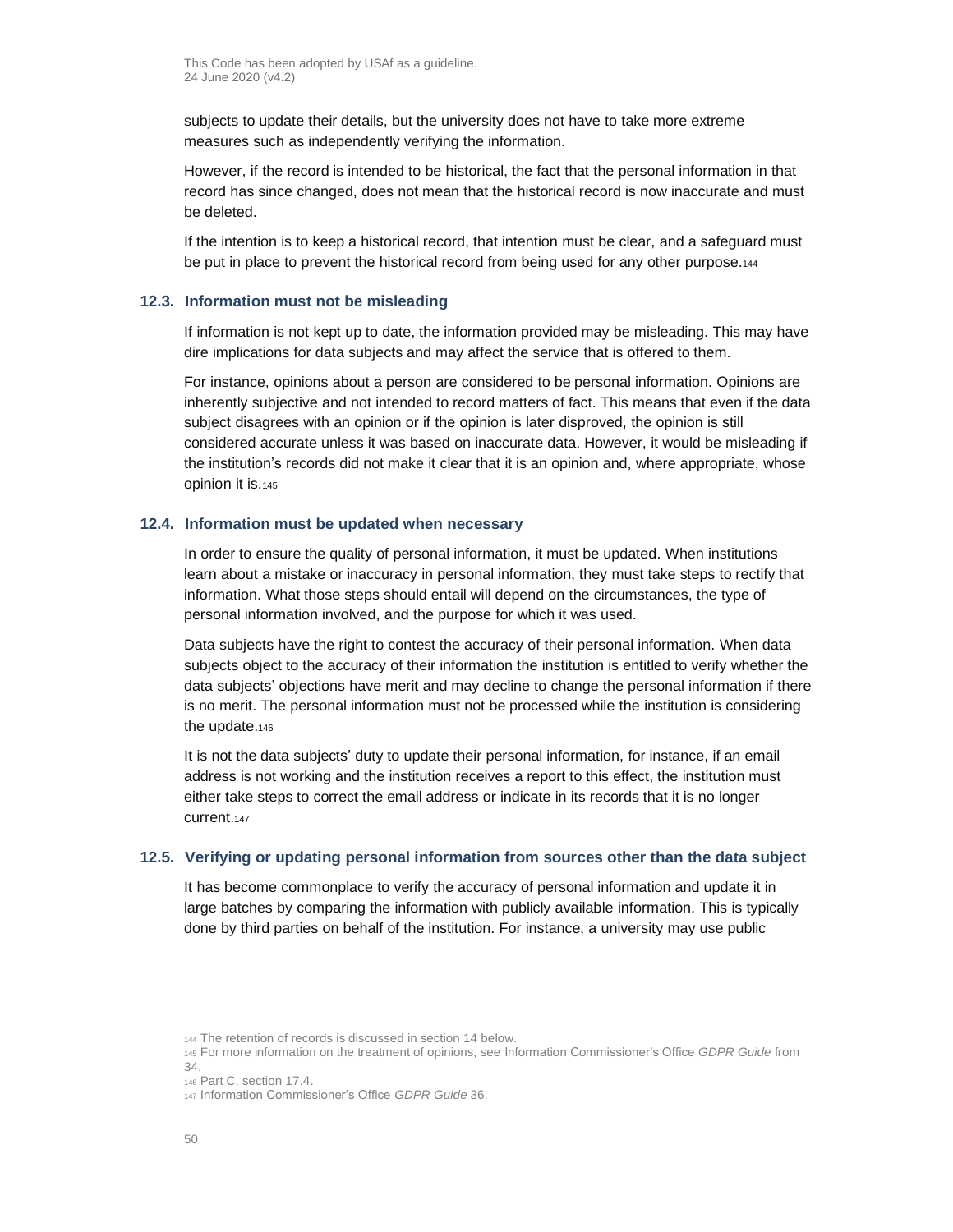subjects to update their details, but the university does not have to take more extreme measures such as independently verifying the information.

However, if the record is intended to be historical, the fact that the personal information in that record has since changed, does not mean that the historical record is now inaccurate and must be deleted.

If the intention is to keep a historical record, that intention must be clear, and a safeguard must be put in place to prevent the historical record from being used for any other purpose.[144]

### 12.3. Information must not be misleading

If information is not kept up to date, the information provided may be misleading. This may have dire implications for data subjects and may affect the service that is offered to them.

For instance, opinions about a person are considered to be personal information. Opinions are inherently subjective and not intended to record matters of fact. This means that even if the data subject disagrees with an opinion or if the opinion is later disproved, the opinion is still considered accurate unless it was based on inaccurate data. However, it would be misleading if the institution's records did not make it clear that it is an opinion and, where appropriate, whose opinion it is.[145]

### 12.4. Information must be updated when necessary

In order to ensure the quality of personal information, it must be updated. When institutions learn about a mistake or inaccuracy in personal information, they must take steps to rectify that information. What those steps should entail will depend on the circumstances, the type of personal information involved, and the purpose for which it was used.

Data subjects have the right to contest the accuracy of their personal information. When data subjects object to the accuracy of their information the institution is entitled to verify whether the data subjects' objections have merit and may decline to change the personal information if there is no merit. The personal information must not be processed while the institution is considering the update.[146]

It is not the data subjects' duty to update their personal information, for instance, if an email address is not working and the institution receives a report to this effect, the institution must either take steps to correct the email address or indicate in its records that it is no longer current.[147]

### 12.5. Verifying or updating personal information from sources other than the data subject

It has become commonplace to verify the accuracy of personal information and update it in large batches by comparing the information with publicly available information. This is typically done by third parties on behalf of the institution. For instance, a university may use public

[144] The retention of records is discussed in section 14 below.

[145] For more information on the treatment of opinions, see Information Commissioner's Office *GDPR Guide* from 34.

[146] Part C, section 17.4.

[147] Information Commissioner's Office *GDPR Guide* 36.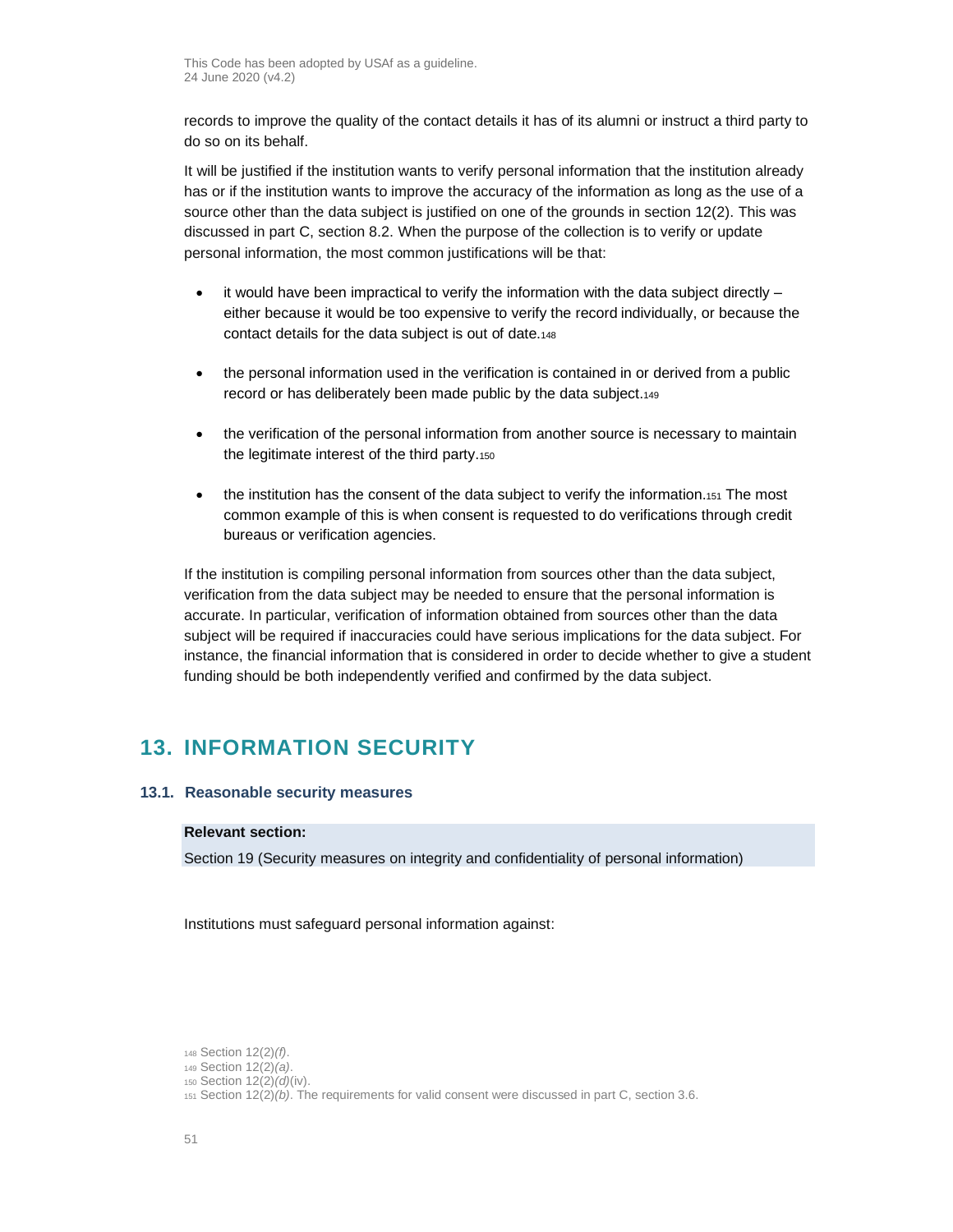records to improve the quality of the contact details it has of its alumni or instruct a third party to do so on its behalf.

It will be justified if the institution wants to verify personal information that the institution already has or if the institution wants to improve the accuracy of the information as long as the use of a source other than the data subject is justified on one of the grounds in section 12(2). This was discussed in part C, section 8.2. When the purpose of the collection is to verify or update personal information, the most common justifications will be that:

- it would have been impractical to verify the information with the data subject directly – either because it would be too expensive to verify the record individually, or because the contact details for the data subject is out of date.[148]
- the personal information used in the verification is contained in or derived from a public record or has deliberately been made public by the data subject.[149]
- the verification of the personal information from another source is necessary to maintain the legitimate interest of the third party.[150]
- the institution has the consent of the data subject to verify the information.[151] The most common example of this is when consent is requested to do verifications through credit bureaus or verification agencies.

If the institution is compiling personal information from sources other than the data subject, verification from the data subject may be needed to ensure that the personal information is accurate. In particular, verification of information obtained from sources other than the data subject will be required if inaccuracies could have serious implications for the data subject. For instance, the financial information that is considered in order to decide whether to give a student funding should be both independently verified and confirmed by the data subject.

## 13. INFORMATION SECURITY

### 13.1. Reasonable security measures

**Relevant section:**

Section 19 (Security measures on integrity and confidentiality of personal information)

Institutions must safeguard personal information against:

[148] Section 12(2)*(f)*.
[149] Section 12(2)*(a)*.
[150] Section 12(2)*(d)*(iv).
[151] Section 12(2)*(b)*. The requirements for valid consent were discussed in part C, section 3.6.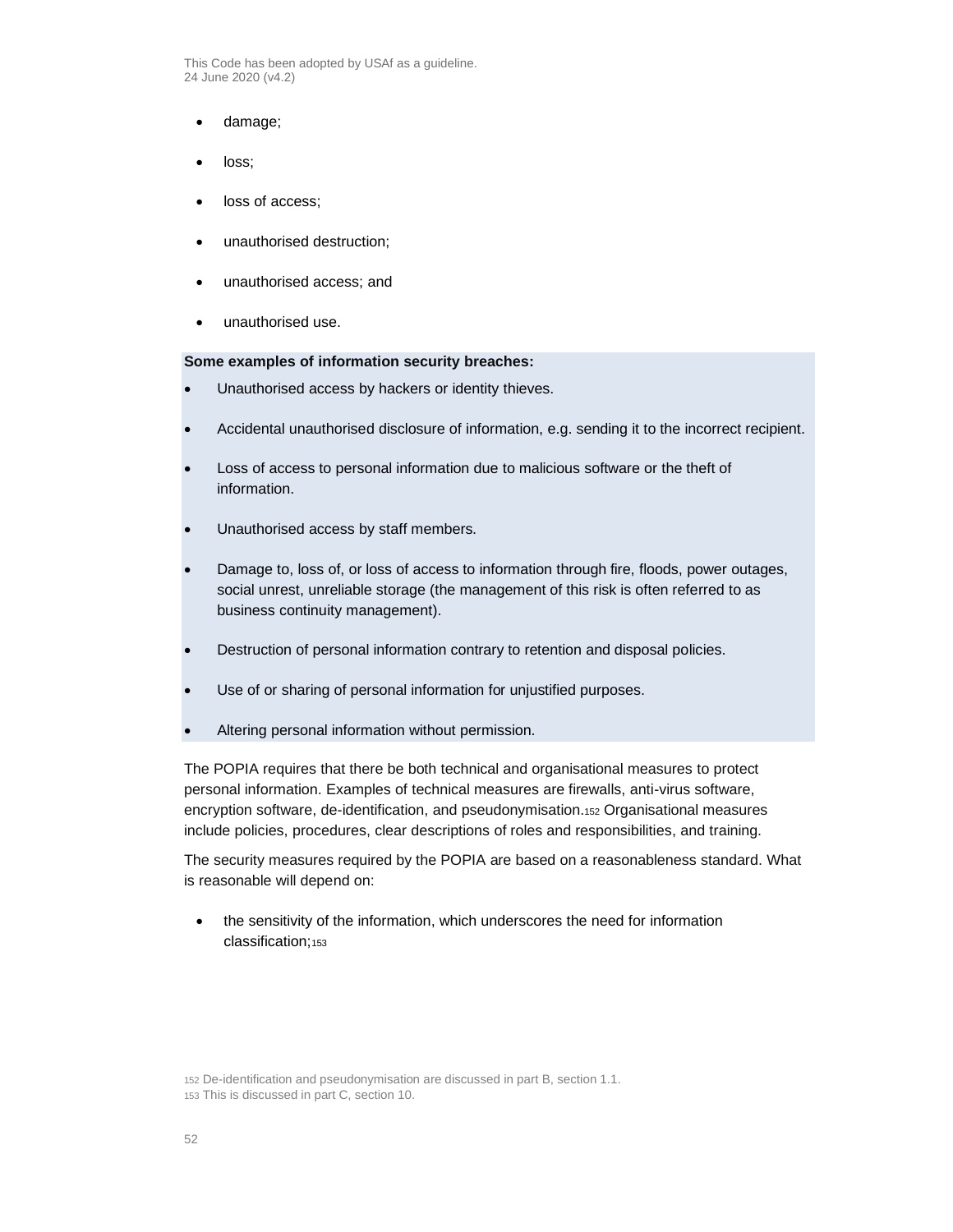- damage;
- loss;
- loss of access;
- unauthorised destruction;
- unauthorised access; and
- unauthorised use.

**Some examples of information security breaches:**

- Unauthorised access by hackers or identity thieves.
- Accidental unauthorised disclosure of information, e.g. sending it to the incorrect recipient.
- Loss of access to personal information due to malicious software or the theft of information.
- Unauthorised access by staff members.
- Damage to, loss of, or loss of access to information through fire, floods, power outages, social unrest, unreliable storage (the management of this risk is often referred to as business continuity management).
- Destruction of personal information contrary to retention and disposal policies.
- Use of or sharing of personal information for unjustified purposes.
- Altering personal information without permission.

The POPIA requires that there be both technical and organisational measures to protect personal information. Examples of technical measures are firewalls, anti-virus software, encryption software, de-identification, and pseudonymisation.[152] Organisational measures include policies, procedures, clear descriptions of roles and responsibilities, and training.

The security measures required by the POPIA are based on a reasonableness standard. What is reasonable will depend on:

- the sensitivity of the information, which underscores the need for information classification;[153]

[152] De-identification and pseudonymisation are discussed in part B, section 1.1.
[153] This is discussed in part C, section 10.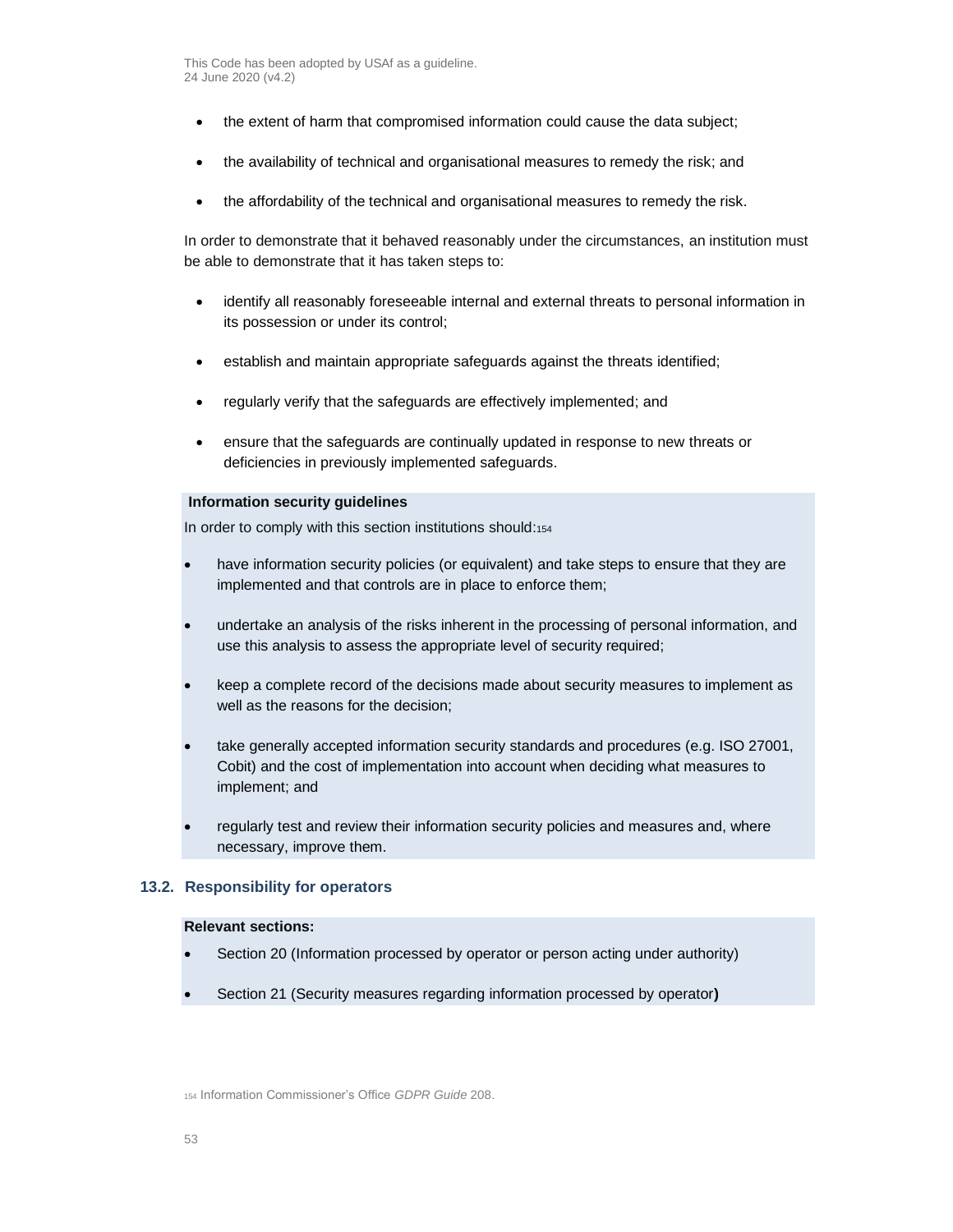- the extent of harm that compromised information could cause the data subject;
- the availability of technical and organisational measures to remedy the risk; and
- the affordability of the technical and organisational measures to remedy the risk.

In order to demonstrate that it behaved reasonably under the circumstances, an institution must be able to demonstrate that it has taken steps to:

- identify all reasonably foreseeable internal and external threats to personal information in its possession or under its control;
- establish and maintain appropriate safeguards against the threats identified;
- regularly verify that the safeguards are effectively implemented; and
- ensure that the safeguards are continually updated in response to new threats or deficiencies in previously implemented safeguards.

**Information security guidelines**

In order to comply with this section institutions should:[154]

- have information security policies (or equivalent) and take steps to ensure that they are implemented and that controls are in place to enforce them;
- undertake an analysis of the risks inherent in the processing of personal information, and use this analysis to assess the appropriate level of security required;
- keep a complete record of the decisions made about security measures to implement as well as the reasons for the decision;
- take generally accepted information security standards and procedures (e.g. ISO 27001, Cobit) and the cost of implementation into account when deciding what measures to implement; and
- regularly test and review their information security policies and measures and, where necessary, improve them.

### 13.2. Responsibility for operators

**Relevant sections:**

- Section 20 (Information processed by operator or person acting under authority)
- Section 21 (Security measures regarding information processed by operator**)**

[154] Information Commissioner's Office *GDPR Guide* 208.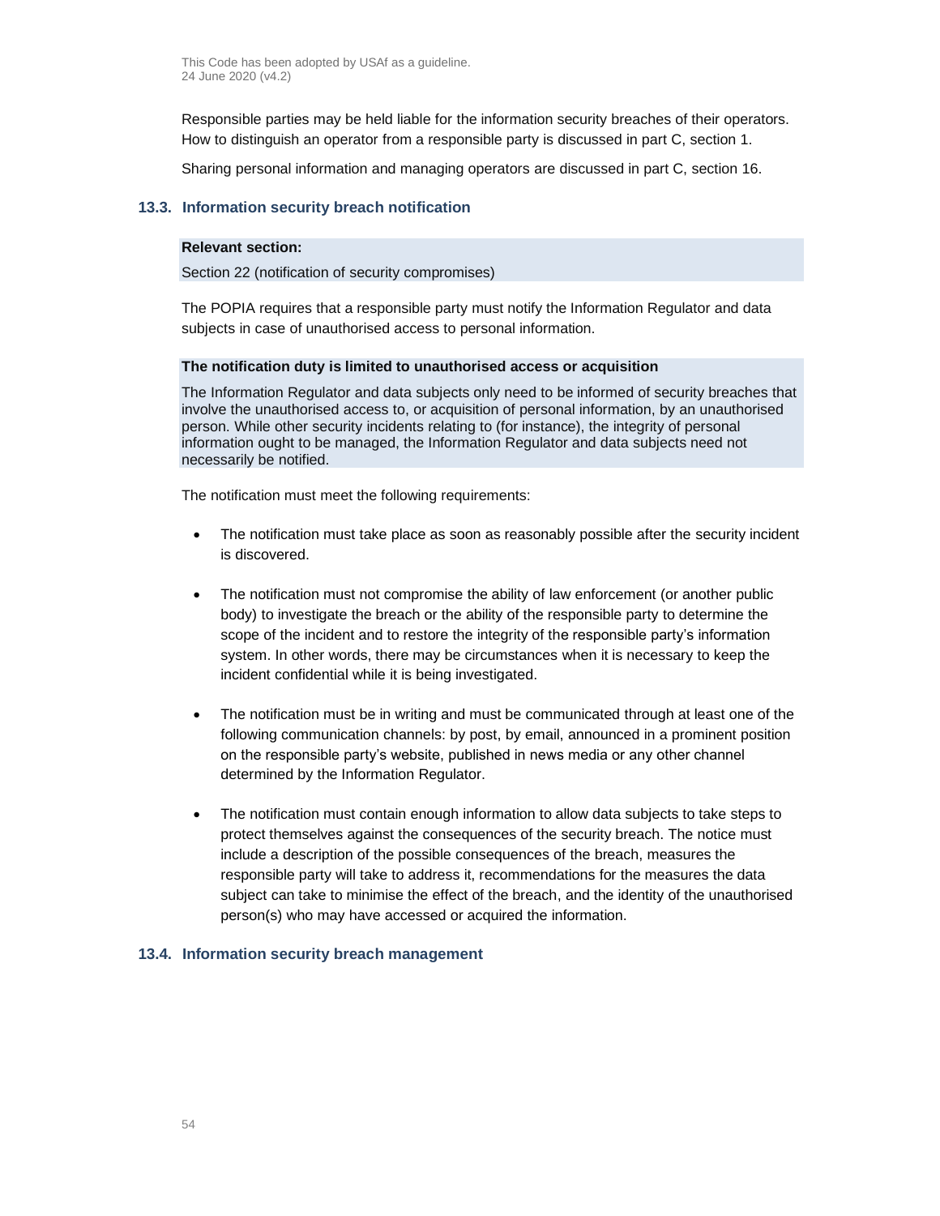Responsible parties may be held liable for the information security breaches of their operators. How to distinguish an operator from a responsible party is discussed in part C, section 1.

Sharing personal information and managing operators are discussed in part C, section 16.

### 13.3. Information security breach notification

**Relevant section:**

Section 22 (notification of security compromises)

The POPIA requires that a responsible party must notify the Information Regulator and data subjects in case of unauthorised access to personal information.

**The notification duty is limited to unauthorised access or acquisition**

The Information Regulator and data subjects only need to be informed of security breaches that involve the unauthorised access to, or acquisition of personal information, by an unauthorised person. While other security incidents relating to (for instance), the integrity of personal information ought to be managed, the Information Regulator and data subjects need not necessarily be notified.

The notification must meet the following requirements:

- The notification must take place as soon as reasonably possible after the security incident is discovered.
- The notification must not compromise the ability of law enforcement (or another public body) to investigate the breach or the ability of the responsible party to determine the scope of the incident and to restore the integrity of the responsible party's information system. In other words, there may be circumstances when it is necessary to keep the incident confidential while it is being investigated.
- The notification must be in writing and must be communicated through at least one of the following communication channels: by post, by email, announced in a prominent position on the responsible party's website, published in news media or any other channel determined by the Information Regulator.
- The notification must contain enough information to allow data subjects to take steps to protect themselves against the consequences of the security breach. The notice must include a description of the possible consequences of the breach, measures the responsible party will take to address it, recommendations for the measures the data subject can take to minimise the effect of the breach, and the identity of the unauthorised person(s) who may have accessed or acquired the information.

### 13.4. Information security breach management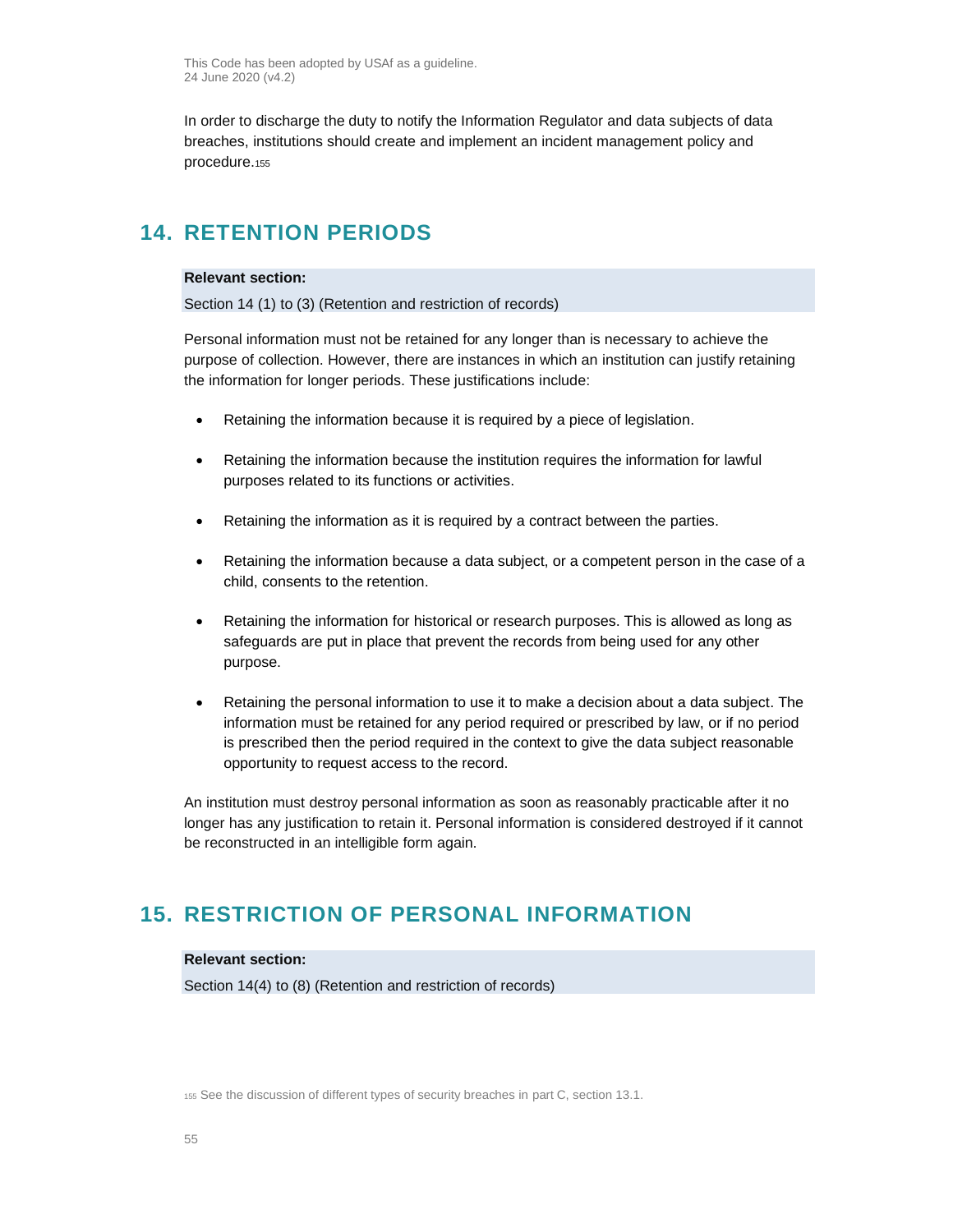In order to discharge the duty to notify the Information Regulator and data subjects of data breaches, institutions should create and implement an incident management policy and procedure.[155]

## 14. RETENTION PERIODS

**Relevant section:**

Section 14 (1) to (3) (Retention and restriction of records)

Personal information must not be retained for any longer than is necessary to achieve the purpose of collection. However, there are instances in which an institution can justify retaining the information for longer periods. These justifications include:

- Retaining the information because it is required by a piece of legislation.
- Retaining the information because the institution requires the information for lawful purposes related to its functions or activities.
- Retaining the information as it is required by a contract between the parties.
- Retaining the information because a data subject, or a competent person in the case of a child, consents to the retention.
- Retaining the information for historical or research purposes. This is allowed as long as safeguards are put in place that prevent the records from being used for any other purpose.
- Retaining the personal information to use it to make a decision about a data subject. The information must be retained for any period required or prescribed by law, or if no period is prescribed then the period required in the context to give the data subject reasonable opportunity to request access to the record.

An institution must destroy personal information as soon as reasonably practicable after it no longer has any justification to retain it. Personal information is considered destroyed if it cannot be reconstructed in an intelligible form again.

## 15. RESTRICTION OF PERSONAL INFORMATION

**Relevant section:**

Section 14(4) to (8) (Retention and restriction of records)

[155] See the discussion of different types of security breaches in part C, section 13.1.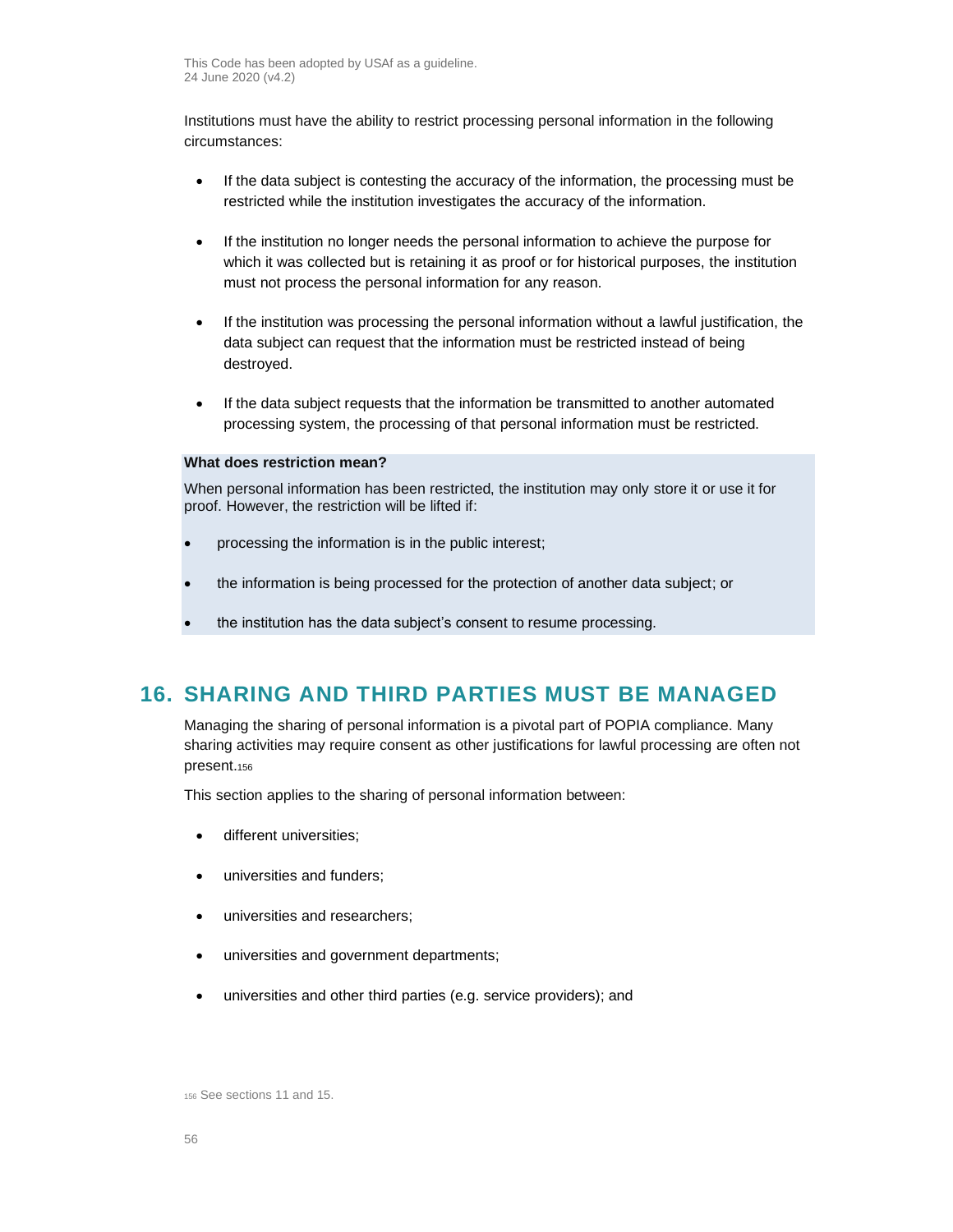Institutions must have the ability to restrict processing personal information in the following circumstances:

- If the data subject is contesting the accuracy of the information, the processing must be restricted while the institution investigates the accuracy of the information.
- If the institution no longer needs the personal information to achieve the purpose for which it was collected but is retaining it as proof or for historical purposes, the institution must not process the personal information for any reason.
- If the institution was processing the personal information without a lawful justification, the data subject can request that the information must be restricted instead of being destroyed.
- If the data subject requests that the information be transmitted to another automated processing system, the processing of that personal information must be restricted.

**What does restriction mean?**

When personal information has been restricted, the institution may only store it or use it for proof. However, the restriction will be lifted if:

- processing the information is in the public interest;
- the information is being processed for the protection of another data subject; or
- the institution has the data subject's consent to resume processing.

## 16. SHARING AND THIRD PARTIES MUST BE MANAGED

Managing the sharing of personal information is a pivotal part of POPIA compliance. Many sharing activities may require consent as other justifications for lawful processing are often not present.[156]

This section applies to the sharing of personal information between:

- different universities;
- universities and funders;
- universities and researchers;
- universities and government departments;
- universities and other third parties (e.g. service providers); and

[156] See sections 11 and 15.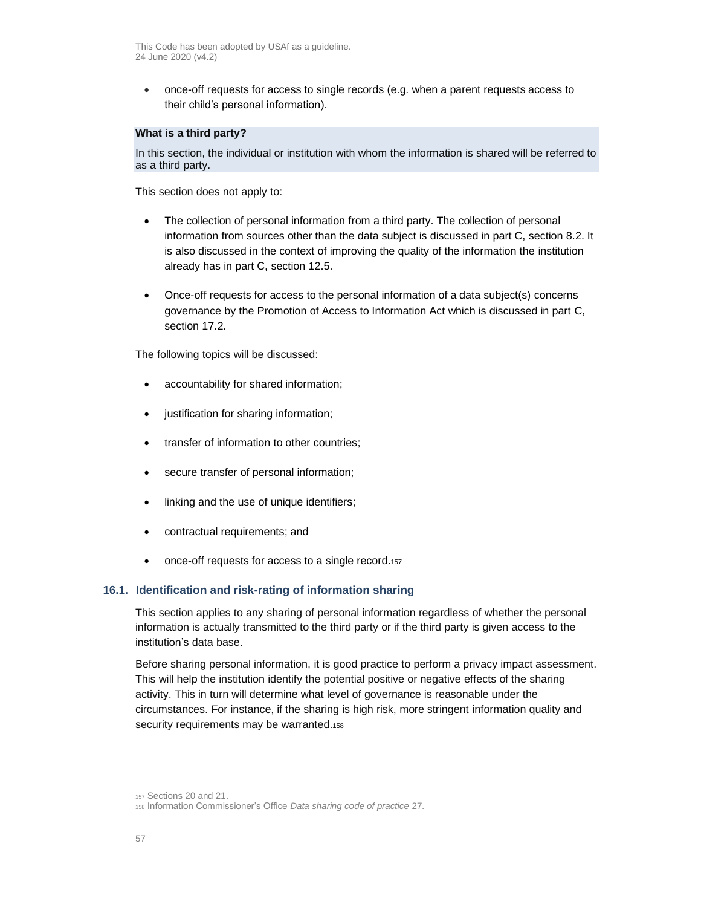- once-off requests for access to single records (e.g. when a parent requests access to their child's personal information).

**What is a third party?**

In this section, the individual or institution with whom the information is shared will be referred to as a third party.

This section does not apply to:

- The collection of personal information from a third party. The collection of personal information from sources other than the data subject is discussed in part C, section 8.2. It is also discussed in the context of improving the quality of the information the institution already has in part C, section 12.5.

- Once-off requests for access to the personal information of a data subject(s) concerns governance by the Promotion of Access to Information Act which is discussed in part C, section 17.2.

The following topics will be discussed:

- accountability for shared information;
- justification for sharing information;
- transfer of information to other countries;
- secure transfer of personal information;
- linking and the use of unique identifiers;
- contractual requirements; and
- once-off requests for access to a single record.[157]

### 16.1. Identification and risk-rating of information sharing

This section applies to any sharing of personal information regardless of whether the personal information is actually transmitted to the third party or if the third party is given access to the institution's data base.

Before sharing personal information, it is good practice to perform a privacy impact assessment. This will help the institution identify the potential positive or negative effects of the sharing activity. This in turn will determine what level of governance is reasonable under the circumstances. For instance, if the sharing is high risk, more stringent information quality and security requirements may be warranted.[158]

[157] Sections 20 and 21.
[158] Information Commissioner's Office *Data sharing code of practice* 27.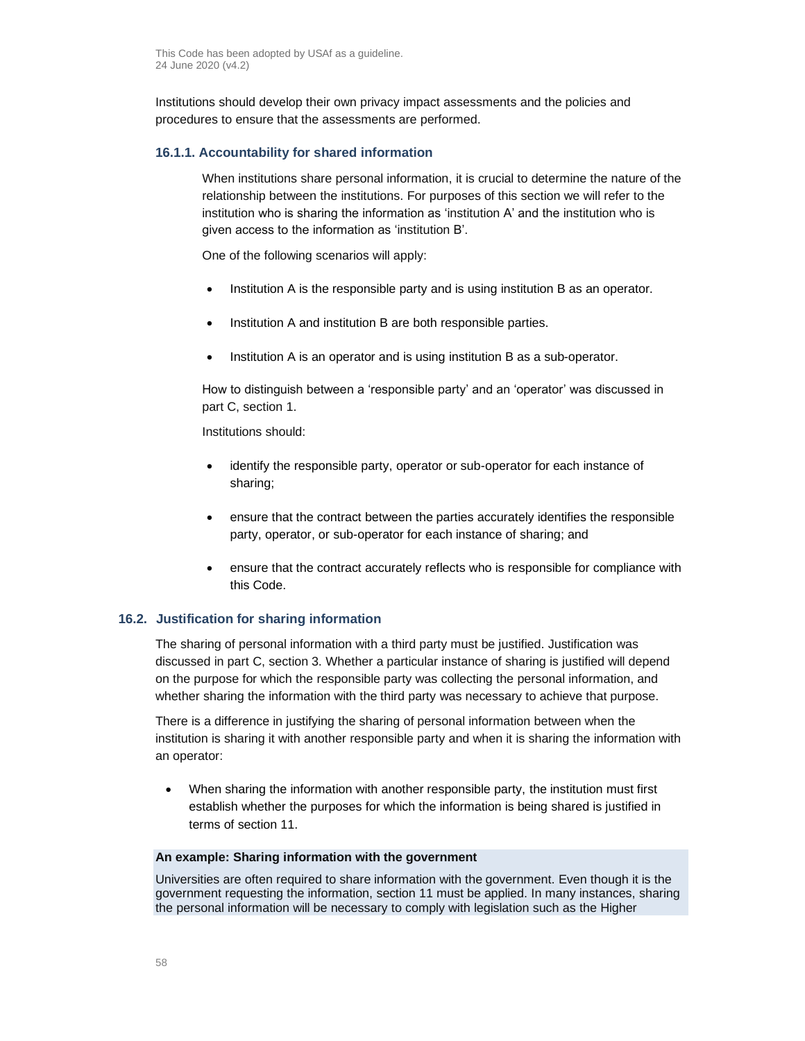Institutions should develop their own privacy impact assessments and the policies and procedures to ensure that the assessments are performed.

### 16.1.1. Accountability for shared information

When institutions share personal information, it is crucial to determine the nature of the relationship between the institutions. For purposes of this section we will refer to the institution who is sharing the information as 'institution A' and the institution who is given access to the information as 'institution B'.

One of the following scenarios will apply:

- Institution A is the responsible party and is using institution B as an operator.
- Institution A and institution B are both responsible parties.
- Institution A is an operator and is using institution B as a sub-operator.

How to distinguish between a 'responsible party' and an 'operator' was discussed in part C, section 1.

Institutions should:

- identify the responsible party, operator or sub-operator for each instance of sharing;
- ensure that the contract between the parties accurately identifies the responsible party, operator, or sub-operator for each instance of sharing; and
- ensure that the contract accurately reflects who is responsible for compliance with this Code.

## 16.2. Justification for sharing information

The sharing of personal information with a third party must be justified. Justification was discussed in part C, section 3. Whether a particular instance of sharing is justified will depend on the purpose for which the responsible party was collecting the personal information, and whether sharing the information with the third party was necessary to achieve that purpose.

There is a difference in justifying the sharing of personal information between when the institution is sharing it with another responsible party and when it is sharing the information with an operator:

- When sharing the information with another responsible party, the institution must first establish whether the purposes for which the information is being shared is justified in terms of section 11.

**An example: Sharing information with the government**

Universities are often required to share information with the government. Even though it is the government requesting the information, section 11 must be applied. In many instances, sharing the personal information will be necessary to comply with legislation such as the Higher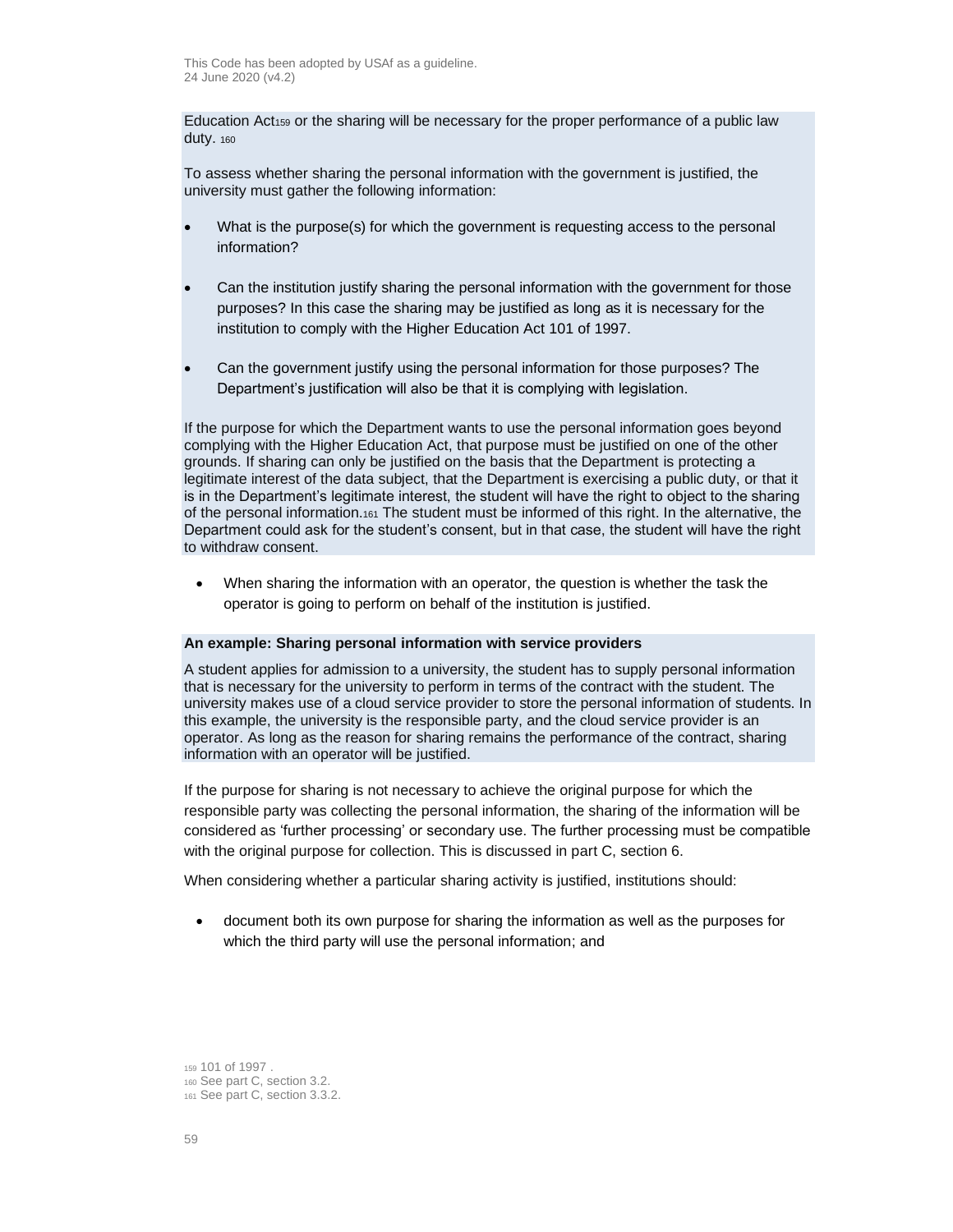Education Act[159] or the sharing will be necessary for the proper performance of a public law duty. [160]

To assess whether sharing the personal information with the government is justified, the university must gather the following information:

- What is the purpose(s) for which the government is requesting access to the personal information?
- Can the institution justify sharing the personal information with the government for those purposes? In this case the sharing may be justified as long as it is necessary for the institution to comply with the Higher Education Act 101 of 1997.
- Can the government justify using the personal information for those purposes? The Department's justification will also be that it is complying with legislation.

If the purpose for which the Department wants to use the personal information goes beyond complying with the Higher Education Act, that purpose must be justified on one of the other grounds. If sharing can only be justified on the basis that the Department is protecting a legitimate interest of the data subject, that the Department is exercising a public duty, or that it is in the Department's legitimate interest, the student will have the right to object to the sharing of the personal information.[161] The student must be informed of this right. In the alternative, the Department could ask for the student's consent, but in that case, the student will have the right to withdraw consent.

- When sharing the information with an operator, the question is whether the task the operator is going to perform on behalf of the institution is justified.

**An example: Sharing personal information with service providers**

A student applies for admission to a university, the student has to supply personal information that is necessary for the university to perform in terms of the contract with the student. The university makes use of a cloud service provider to store the personal information of students. In this example, the university is the responsible party, and the cloud service provider is an operator. As long as the reason for sharing remains the performance of the contract, sharing information with an operator will be justified.

If the purpose for sharing is not necessary to achieve the original purpose for which the responsible party was collecting the personal information, the sharing of the information will be considered as 'further processing' or secondary use. The further processing must be compatible with the original purpose for collection. This is discussed in part C, section 6.

When considering whether a particular sharing activity is justified, institutions should:

- document both its own purpose for sharing the information as well as the purposes for which the third party will use the personal information; and

[159] 101 of 1997 .
[160] See part C, section 3.2.
[161] See part C, section 3.3.2.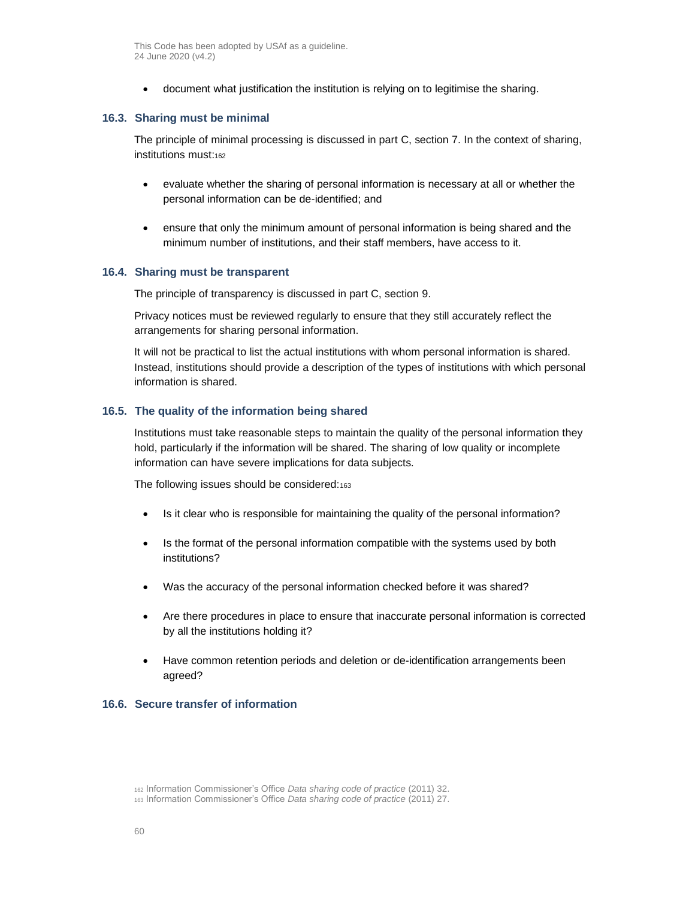- document what justification the institution is relying on to legitimise the sharing.

### 16.3. Sharing must be minimal

The principle of minimal processing is discussed in part C, section 7. In the context of sharing, institutions must:[162]

- evaluate whether the sharing of personal information is necessary at all or whether the personal information can be de-identified; and
- ensure that only the minimum amount of personal information is being shared and the minimum number of institutions, and their staff members, have access to it.

### 16.4. Sharing must be transparent

The principle of transparency is discussed in part C, section 9.

Privacy notices must be reviewed regularly to ensure that they still accurately reflect the arrangements for sharing personal information.

It will not be practical to list the actual institutions with whom personal information is shared. Instead, institutions should provide a description of the types of institutions with which personal information is shared.

### 16.5. The quality of the information being shared

Institutions must take reasonable steps to maintain the quality of the personal information they hold, particularly if the information will be shared. The sharing of low quality or incomplete information can have severe implications for data subjects.

The following issues should be considered:[163]

- Is it clear who is responsible for maintaining the quality of the personal information?
- Is the format of the personal information compatible with the systems used by both institutions?
- Was the accuracy of the personal information checked before it was shared?
- Are there procedures in place to ensure that inaccurate personal information is corrected by all the institutions holding it?
- Have common retention periods and deletion or de-identification arrangements been agreed?

### 16.6. Secure transfer of information

[162] Information Commissioner's Office *Data sharing code of practice* (2011) 32.
[163] Information Commissioner's Office *Data sharing code of practice* (2011) 27.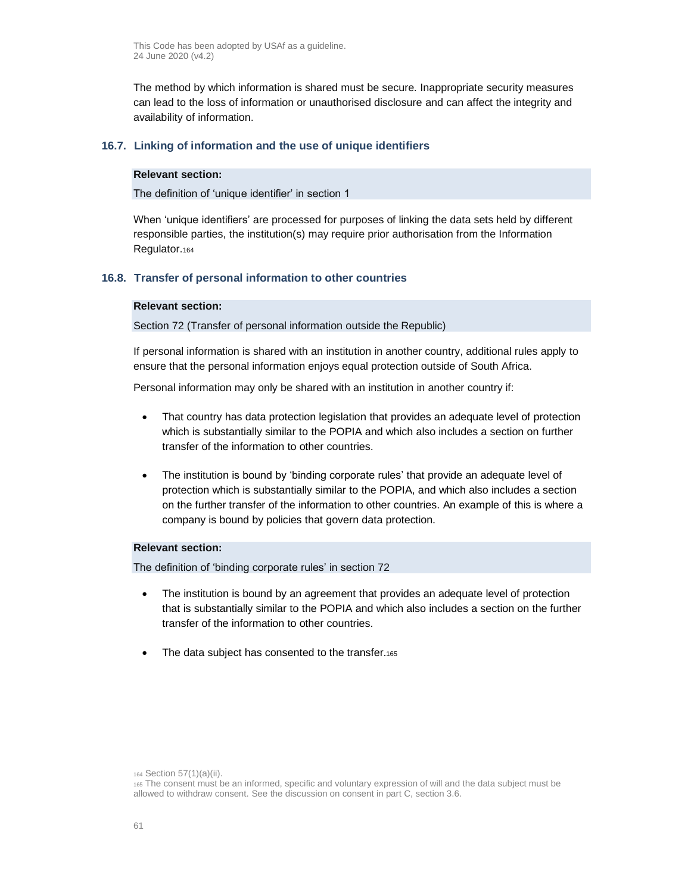The method by which information is shared must be secure. Inappropriate security measures can lead to the loss of information or unauthorised disclosure and can affect the integrity and availability of information.

### 16.7. Linking of information and the use of unique identifiers

**Relevant section:**

The definition of 'unique identifier' in section 1

When 'unique identifiers' are processed for purposes of linking the data sets held by different responsible parties, the institution(s) may require prior authorisation from the Information Regulator.[164]

### 16.8. Transfer of personal information to other countries

**Relevant section:**

Section 72 (Transfer of personal information outside the Republic)

If personal information is shared with an institution in another country, additional rules apply to ensure that the personal information enjoys equal protection outside of South Africa.

Personal information may only be shared with an institution in another country if:

- That country has data protection legislation that provides an adequate level of protection which is substantially similar to the POPIA and which also includes a section on further transfer of the information to other countries.

- The institution is bound by 'binding corporate rules' that provide an adequate level of protection which is substantially similar to the POPIA, and which also includes a section on the further transfer of the information to other countries. An example of this is where a company is bound by policies that govern data protection.

**Relevant section:**

The definition of 'binding corporate rules' in section 72

- The institution is bound by an agreement that provides an adequate level of protection that is substantially similar to the POPIA and which also includes a section on the further transfer of the information to other countries.

- The data subject has consented to the transfer.[165]

---

[164] Section 57(1)(a)(ii).

[165] The consent must be an informed, specific and voluntary expression of will and the data subject must be allowed to withdraw consent. See the discussion on consent in part C, section 3.6.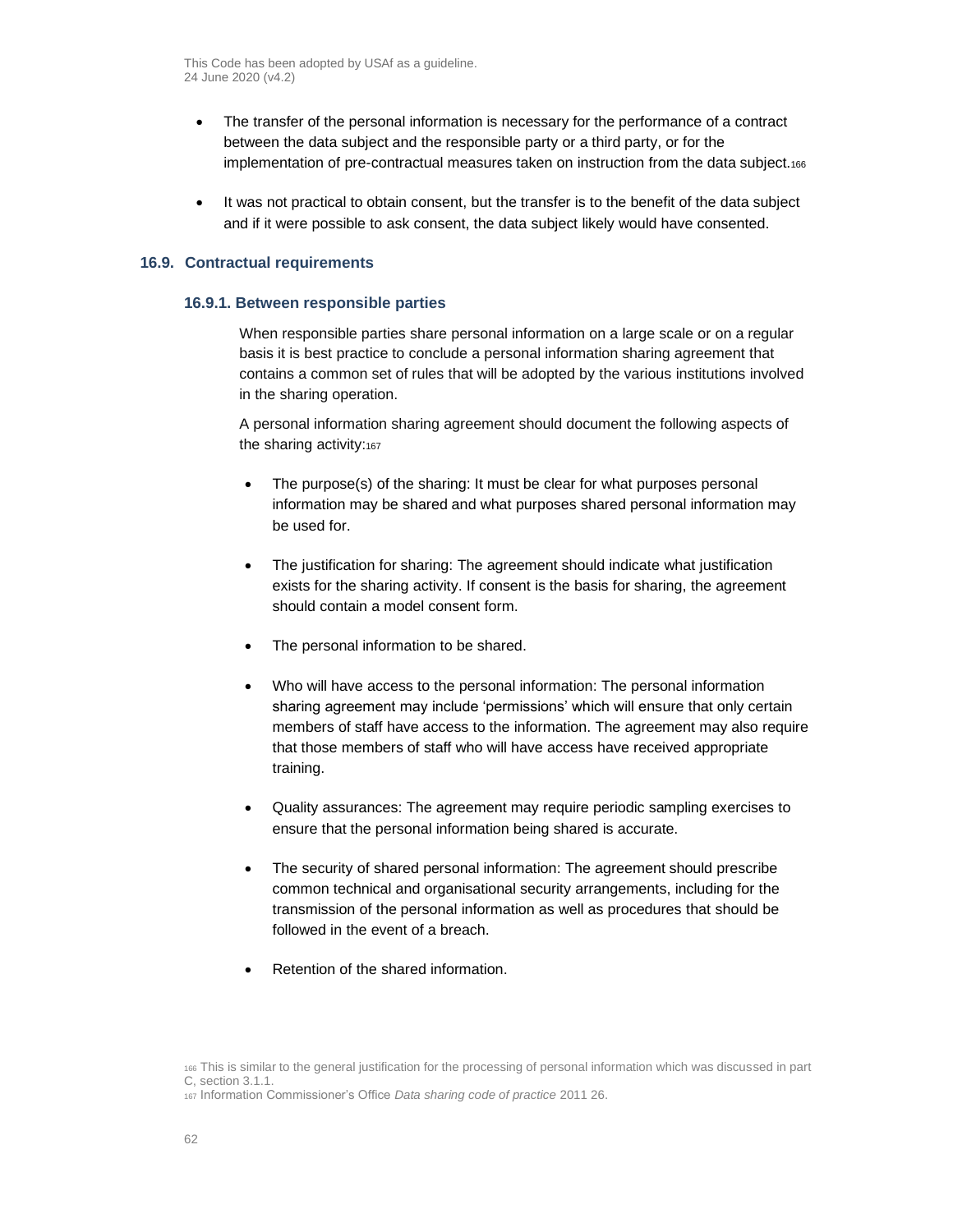- The transfer of the personal information is necessary for the performance of a contract between the data subject and the responsible party or a third party, or for the implementation of pre-contractual measures taken on instruction from the data subject.[166]

- It was not practical to obtain consent, but the transfer is to the benefit of the data subject and if it were possible to ask consent, the data subject likely would have consented.

## 16.9. Contractual requirements

### 16.9.1. Between responsible parties

When responsible parties share personal information on a large scale or on a regular basis it is best practice to conclude a personal information sharing agreement that contains a common set of rules that will be adopted by the various institutions involved in the sharing operation.

A personal information sharing agreement should document the following aspects of the sharing activity:[167]

- The purpose(s) of the sharing: It must be clear for what purposes personal information may be shared and what purposes shared personal information may be used for.

- The justification for sharing: The agreement should indicate what justification exists for the sharing activity. If consent is the basis for sharing, the agreement should contain a model consent form.

- The personal information to be shared.

- Who will have access to the personal information: The personal information sharing agreement may include 'permissions' which will ensure that only certain members of staff have access to the information. The agreement may also require that those members of staff who will have access have received appropriate training.

- Quality assurances: The agreement may require periodic sampling exercises to ensure that the personal information being shared is accurate.

- The security of shared personal information: The agreement should prescribe common technical and organisational security arrangements, including for the transmission of the personal information as well as procedures that should be followed in the event of a breach.

- Retention of the shared information.

[166] This is similar to the general justification for the processing of personal information which was discussed in part C, section 3.1.1.

[167] Information Commissioner's Office *Data sharing code of practice* 2011 26.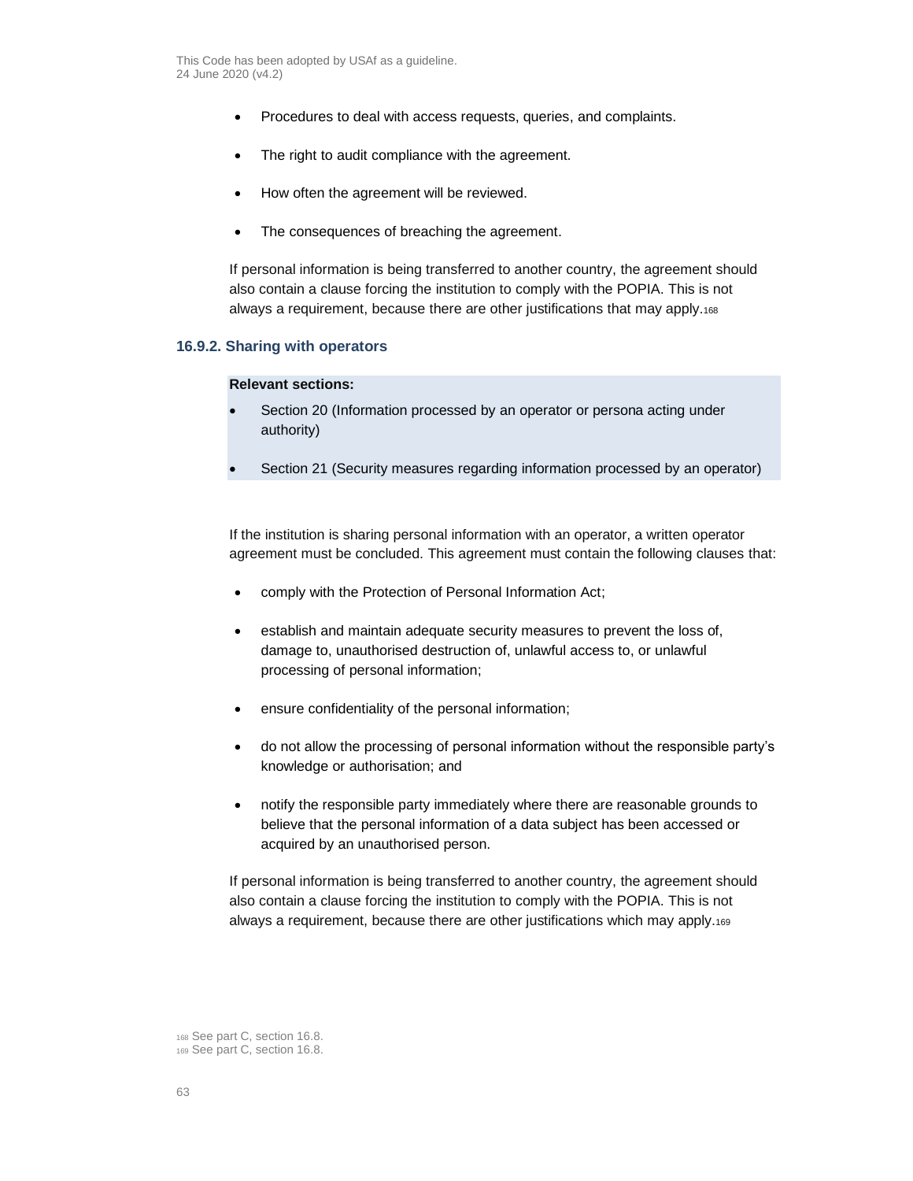- Procedures to deal with access requests, queries, and complaints.
- The right to audit compliance with the agreement.
- How often the agreement will be reviewed.
- The consequences of breaching the agreement.

If personal information is being transferred to another country, the agreement should also contain a clause forcing the institution to comply with the POPIA. This is not always a requirement, because there are other justifications that may apply.[168]

### 16.9.2. Sharing with operators

**Relevant sections:**

- Section 20 (Information processed by an operator or persona acting under authority)
- Section 21 (Security measures regarding information processed by an operator)

If the institution is sharing personal information with an operator, a written operator agreement must be concluded. This agreement must contain the following clauses that:

- comply with the Protection of Personal Information Act;
- establish and maintain adequate security measures to prevent the loss of, damage to, unauthorised destruction of, unlawful access to, or unlawful processing of personal information;
- ensure confidentiality of the personal information;
- do not allow the processing of personal information without the responsible party's knowledge or authorisation; and
- notify the responsible party immediately where there are reasonable grounds to believe that the personal information of a data subject has been accessed or acquired by an unauthorised person.

If personal information is being transferred to another country, the agreement should also contain a clause forcing the institution to comply with the POPIA. This is not always a requirement, because there are other justifications which may apply.[169]

[168] See part C, section 16.8.
[169] See part C, section 16.8.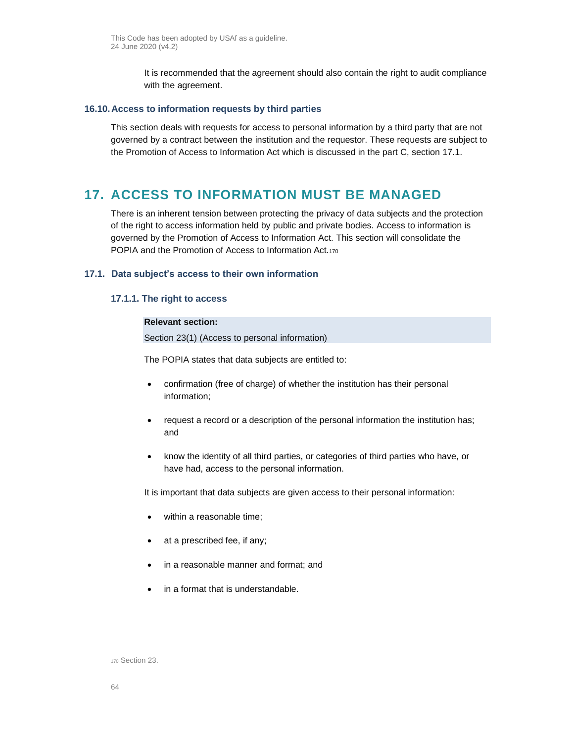It is recommended that the agreement should also contain the right to audit compliance with the agreement.

### 16.10. Access to information requests by third parties

This section deals with requests for access to personal information by a third party that are not governed by a contract between the institution and the requestor. These requests are subject to the Promotion of Access to Information Act which is discussed in the part C, section 17.1.

## 17. ACCESS TO INFORMATION MUST BE MANAGED

There is an inherent tension between protecting the privacy of data subjects and the protection of the right to access information held by public and private bodies. Access to information is governed by the Promotion of Access to Information Act. This section will consolidate the POPIA and the Promotion of Access to Information Act.[170]

### 17.1. Data subject's access to their own information

#### 17.1.1. The right to access

**Relevant section:**

Section 23(1) (Access to personal information)

The POPIA states that data subjects are entitled to:

- confirmation (free of charge) of whether the institution has their personal information;
- request a record or a description of the personal information the institution has; and
- know the identity of all third parties, or categories of third parties who have, or have had, access to the personal information.

It is important that data subjects are given access to their personal information:

- within a reasonable time;
- at a prescribed fee, if any;
- in a reasonable manner and format; and
- in a format that is understandable.

[170] Section 23.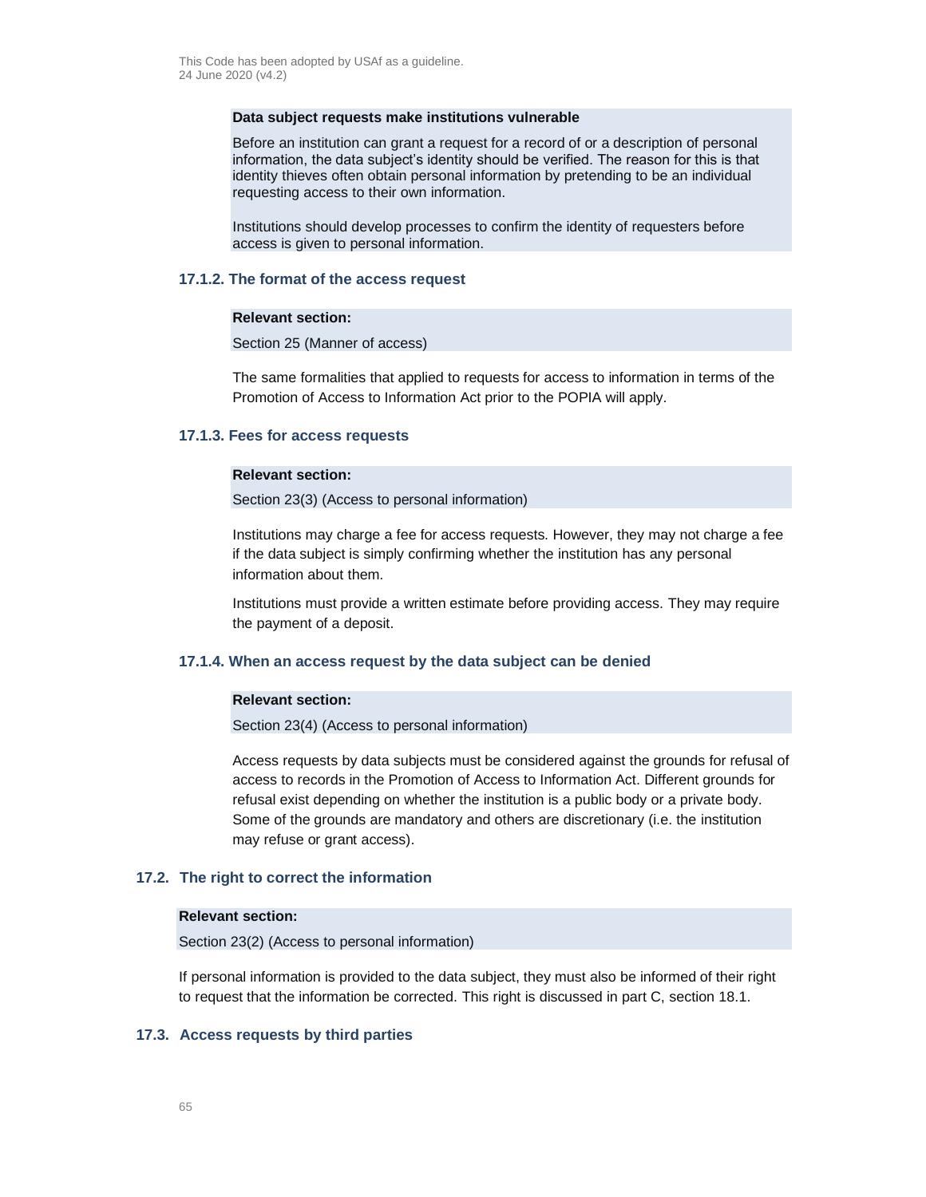**Data subject requests make institutions vulnerable**

Before an institution can grant a request for a record of or a description of personal information, the data subject's identity should be verified. The reason for this is that identity thieves often obtain personal information by pretending to be an individual requesting access to their own information.

Institutions should develop processes to confirm the identity of requesters before access is given to personal information.

#### 17.1.2. The format of the access request

**Relevant section:**

Section 25 (Manner of access)

The same formalities that applied to requests for access to information in terms of the Promotion of Access to Information Act prior to the POPIA will apply.

#### 17.1.3. Fees for access requests

**Relevant section:**

Section 23(3) (Access to personal information)

Institutions may charge a fee for access requests. However, they may not charge a fee if the data subject is simply confirming whether the institution has any personal information about them.

Institutions must provide a written estimate before providing access. They may require the payment of a deposit.

#### 17.1.4. When an access request by the data subject can be denied

**Relevant section:**

Section 23(4) (Access to personal information)

Access requests by data subjects must be considered against the grounds for refusal of access to records in the Promotion of Access to Information Act. Different grounds for refusal exist depending on whether the institution is a public body or a private body. Some of the grounds are mandatory and others are discretionary (i.e. the institution may refuse or grant access).

### 17.2. The right to correct the information

**Relevant section:**

Section 23(2) (Access to personal information)

If personal information is provided to the data subject, they must also be informed of their right to request that the information be corrected. This right is discussed in part C, section 18.1.

### 17.3. Access requests by third parties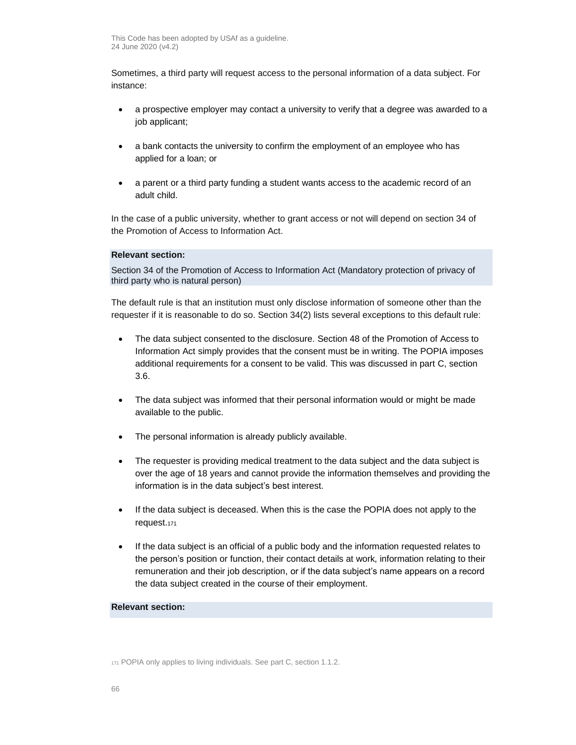Sometimes, a third party will request access to the personal information of a data subject. For instance:

- a prospective employer may contact a university to verify that a degree was awarded to a job applicant;
- a bank contacts the university to confirm the employment of an employee who has applied for a loan; or
- a parent or a third party funding a student wants access to the academic record of an adult child.

In the case of a public university, whether to grant access or not will depend on section 34 of the Promotion of Access to Information Act.

**Relevant section:**

Section 34 of the Promotion of Access to Information Act (Mandatory protection of privacy of third party who is natural person)

The default rule is that an institution must only disclose information of someone other than the requester if it is reasonable to do so. Section 34(2) lists several exceptions to this default rule:

- The data subject consented to the disclosure. Section 48 of the Promotion of Access to Information Act simply provides that the consent must be in writing. The POPIA imposes additional requirements for a consent to be valid. This was discussed in part C, section 3.6.
- The data subject was informed that their personal information would or might be made available to the public.
- The personal information is already publicly available.
- The requester is providing medical treatment to the data subject and the data subject is over the age of 18 years and cannot provide the information themselves and providing the information is in the data subject's best interest.
- If the data subject is deceased. When this is the case the POPIA does not apply to the request.[171]
- If the data subject is an official of a public body and the information requested relates to the person's position or function, their contact details at work, information relating to their remuneration and their job description, or if the data subject's name appears on a record the data subject created in the course of their employment.

**Relevant section:**

[171] POPIA only applies to living individuals. See part C, section 1.1.2.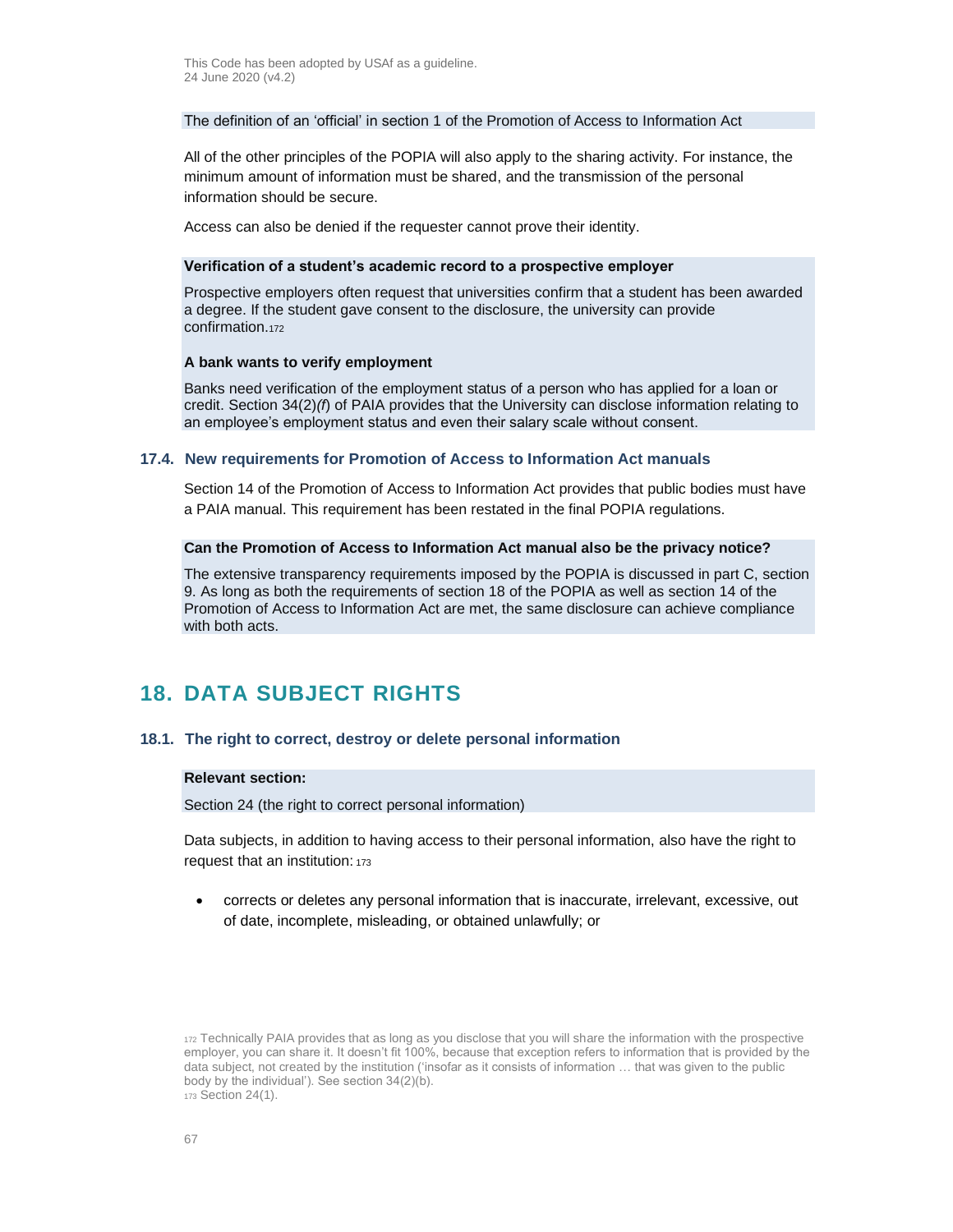The definition of an 'official' in section 1 of the Promotion of Access to Information Act

All of the other principles of the POPIA will also apply to the sharing activity. For instance, the minimum amount of information must be shared, and the transmission of the personal information should be secure.

Access can also be denied if the requester cannot prove their identity.

**Verification of a student's academic record to a prospective employer**

Prospective employers often request that universities confirm that a student has been awarded a degree. If the student gave consent to the disclosure, the university can provide confirmation.[172]

**A bank wants to verify employment**

Banks need verification of the employment status of a person who has applied for a loan or credit. Section 34(2)*(f)* of PAIA provides that the University can disclose information relating to an employee's employment status and even their salary scale without consent.

### 17.4. New requirements for Promotion of Access to Information Act manuals

Section 14 of the Promotion of Access to Information Act provides that public bodies must have a PAIA manual. This requirement has been restated in the final POPIA regulations.

**Can the Promotion of Access to Information Act manual also be the privacy notice?**

The extensive transparency requirements imposed by the POPIA is discussed in part C, section 9. As long as both the requirements of section 18 of the POPIA as well as section 14 of the Promotion of Access to Information Act are met, the same disclosure can achieve compliance with both acts.

## 18. DATA SUBJECT RIGHTS

### 18.1. The right to correct, destroy or delete personal information

**Relevant section:**

Section 24 (the right to correct personal information)

Data subjects, in addition to having access to their personal information, also have the right to request that an institution:[173]

- corrects or deletes any personal information that is inaccurate, irrelevant, excessive, out of date, incomplete, misleading, or obtained unlawfully; or

---

[172] Technically PAIA provides that as long as you disclose that you will share the information with the prospective employer, you can share it. It doesn't fit 100%, because that exception refers to information that is provided by the data subject, not created by the institution ('insofar as it consists of information … that was given to the public body by the individual'). See section 34(2)(b).

[173] Section 24(1).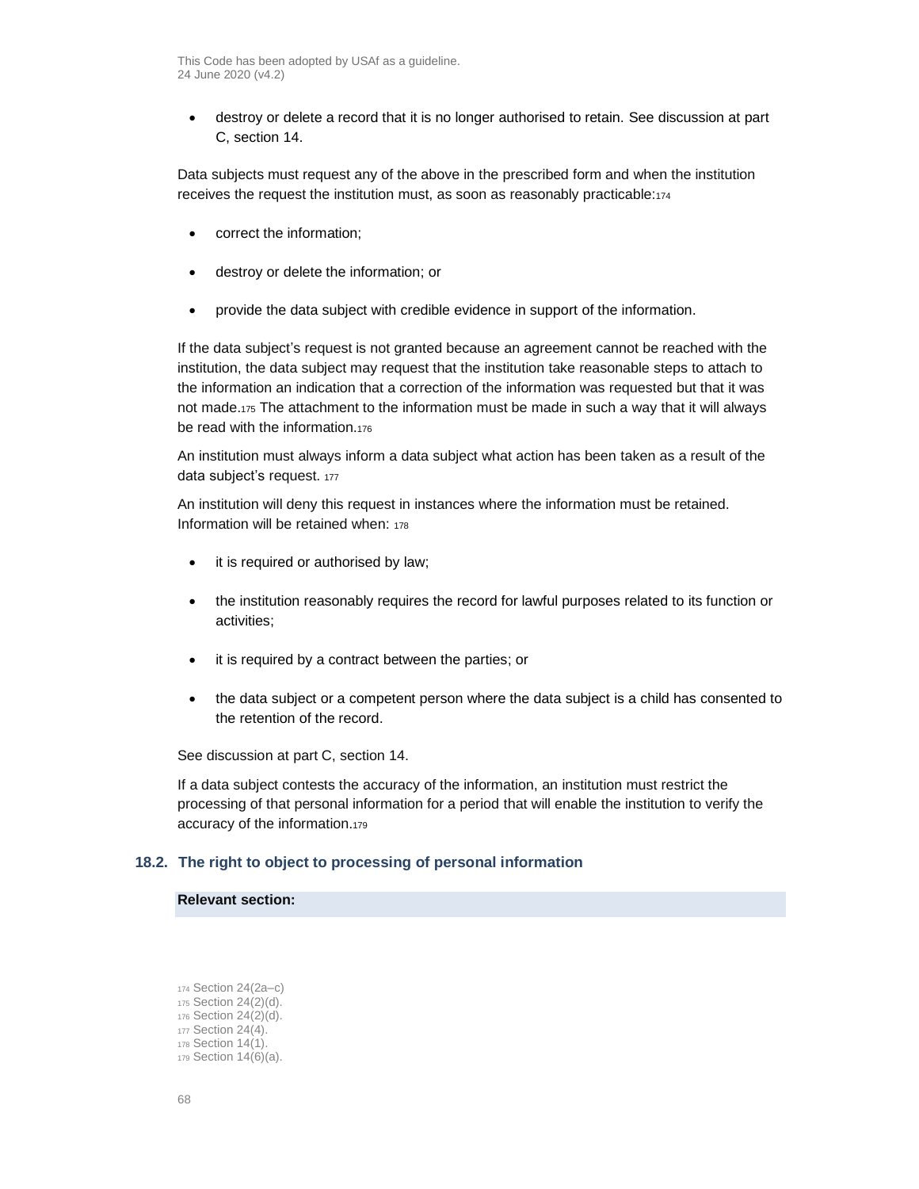- destroy or delete a record that it is no longer authorised to retain. See discussion at part C, section 14.

Data subjects must request any of the above in the prescribed form and when the institution receives the request the institution must, as soon as reasonably practicable:[174]

- correct the information;
- destroy or delete the information; or
- provide the data subject with credible evidence in support of the information.

If the data subject's request is not granted because an agreement cannot be reached with the institution, the data subject may request that the institution take reasonable steps to attach to the information an indication that a correction of the information was requested but that it was not made.[175] The attachment to the information must be made in such a way that it will always be read with the information.[176]

An institution must always inform a data subject what action has been taken as a result of the data subject's request. [177]

An institution will deny this request in instances where the information must be retained. Information will be retained when: [178]

- it is required or authorised by law;
- the institution reasonably requires the record for lawful purposes related to its function or activities;
- it is required by a contract between the parties; or
- the data subject or a competent person where the data subject is a child has consented to the retention of the record.

See discussion at part C, section 14.

If a data subject contests the accuracy of the information, an institution must restrict the processing of that personal information for a period that will enable the institution to verify the accuracy of the information.[179]

### 18.2. The right to object to processing of personal information

**Relevant section:**

[174] Section 24(2a–c)
[175] Section 24(2)(d).
[176] Section 24(2)(d).
[177] Section 24(4).
[178] Section 14(1).
[179] Section 14(6)(a).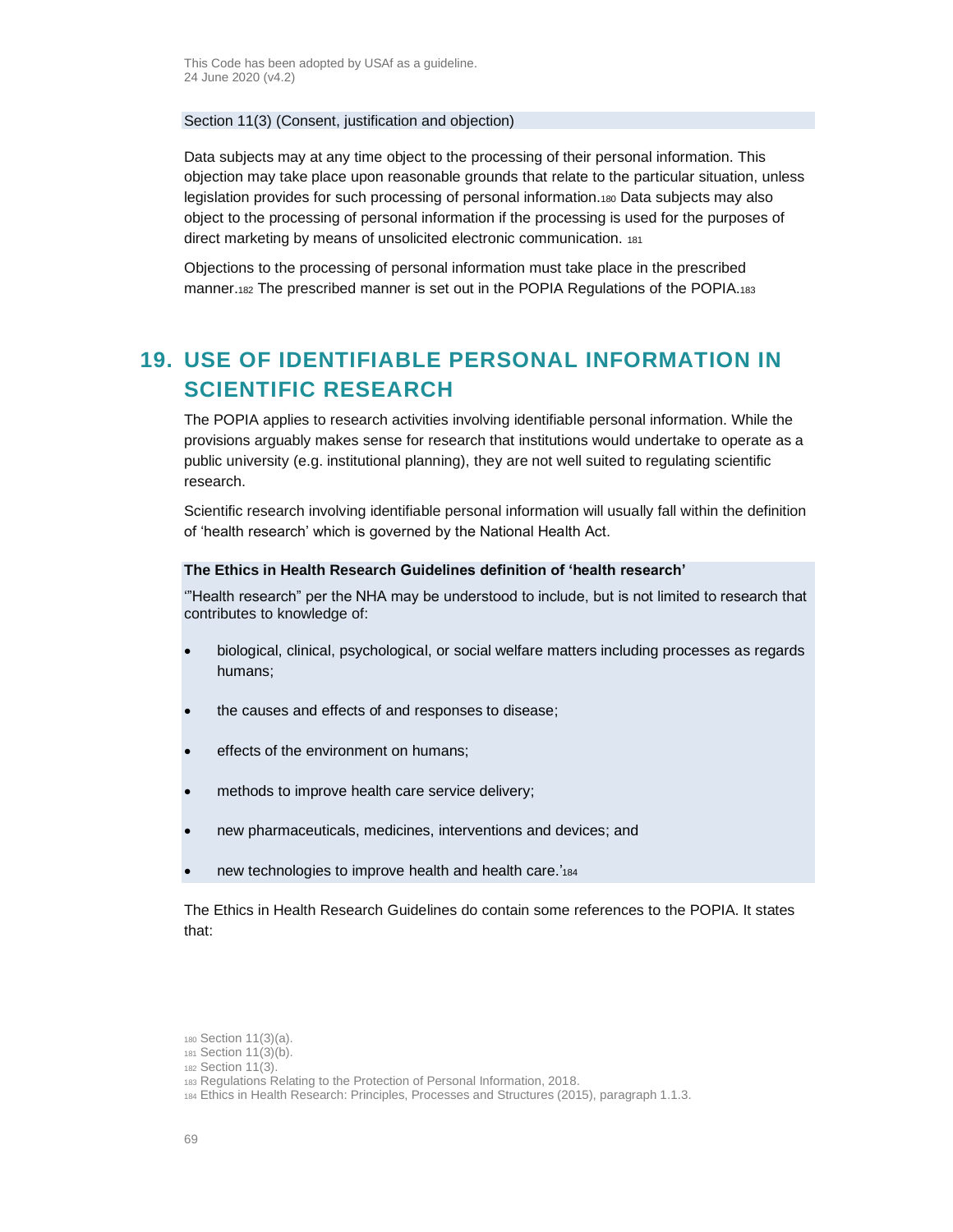Section 11(3) (Consent, justification and objection)

Data subjects may at any time object to the processing of their personal information. This objection may take place upon reasonable grounds that relate to the particular situation, unless legislation provides for such processing of personal information.[180] Data subjects may also object to the processing of personal information if the processing is used for the purposes of direct marketing by means of unsolicited electronic communication. [181]

Objections to the processing of personal information must take place in the prescribed manner.[182] The prescribed manner is set out in the POPIA Regulations of the POPIA.[183]

# 19. USE OF IDENTIFIABLE PERSONAL INFORMATION IN SCIENTIFIC RESEARCH

The POPIA applies to research activities involving identifiable personal information. While the provisions arguably makes sense for research that institutions would undertake to operate as a public university (e.g. institutional planning), they are not well suited to regulating scientific research.

Scientific research involving identifiable personal information will usually fall within the definition of 'health research' which is governed by the National Health Act.

**The Ethics in Health Research Guidelines definition of 'health research'**

'"Health research" per the NHA may be understood to include, but is not limited to research that contributes to knowledge of:

- biological, clinical, psychological, or social welfare matters including processes as regards humans;
- the causes and effects of and responses to disease;
- effects of the environment on humans;
- methods to improve health care service delivery;
- new pharmaceuticals, medicines, interventions and devices; and
- new technologies to improve health and health care.'[184]

The Ethics in Health Research Guidelines do contain some references to the POPIA. It states that:

[180] Section 11(3)(a).
[181] Section 11(3)(b).
[182] Section 11(3).
[183] Regulations Relating to the Protection of Personal Information, 2018.
[184] Ethics in Health Research: Principles, Processes and Structures (2015), paragraph 1.1.3.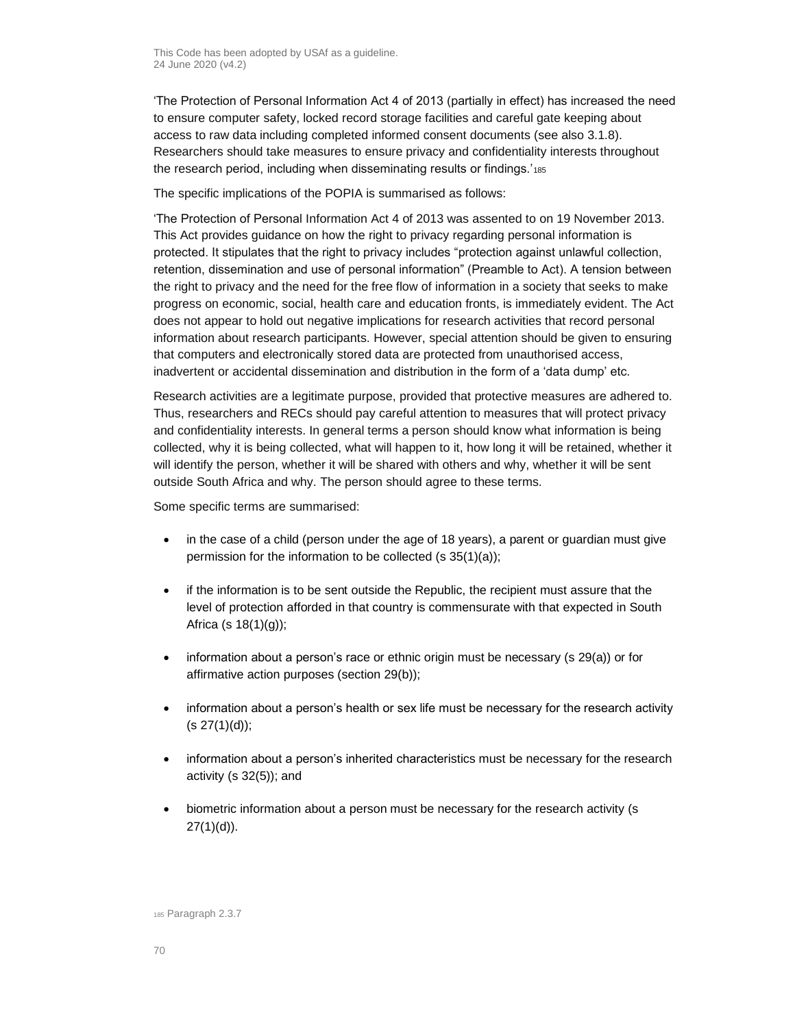'The Protection of Personal Information Act 4 of 2013 (partially in effect) has increased the need to ensure computer safety, locked record storage facilities and careful gate keeping about access to raw data including completed informed consent documents (see also 3.1.8). Researchers should take measures to ensure privacy and confidentiality interests throughout the research period, including when disseminating results or findings.'[185]

The specific implications of the POPIA is summarised as follows:

'The Protection of Personal Information Act 4 of 2013 was assented to on 19 November 2013. This Act provides guidance on how the right to privacy regarding personal information is protected. It stipulates that the right to privacy includes "protection against unlawful collection, retention, dissemination and use of personal information" (Preamble to Act). A tension between the right to privacy and the need for the free flow of information in a society that seeks to make progress on economic, social, health care and education fronts, is immediately evident. The Act does not appear to hold out negative implications for research activities that record personal information about research participants. However, special attention should be given to ensuring that computers and electronically stored data are protected from unauthorised access, inadvertent or accidental dissemination and distribution in the form of a 'data dump' etc.

Research activities are a legitimate purpose, provided that protective measures are adhered to. Thus, researchers and RECs should pay careful attention to measures that will protect privacy and confidentiality interests. In general terms a person should know what information is being collected, why it is being collected, what will happen to it, how long it will be retained, whether it will identify the person, whether it will be shared with others and why, whether it will be sent outside South Africa and why. The person should agree to these terms.

Some specific terms are summarised:

- in the case of a child (person under the age of 18 years), a parent or guardian must give permission for the information to be collected (s 35(1)(a));
- if the information is to be sent outside the Republic, the recipient must assure that the level of protection afforded in that country is commensurate with that expected in South Africa (s 18(1)(g));
- information about a person's race or ethnic origin must be necessary (s 29(a)) or for affirmative action purposes (section 29(b));
- information about a person's health or sex life must be necessary for the research activity (s 27(1)(d));
- information about a person's inherited characteristics must be necessary for the research activity (s 32(5)); and
- biometric information about a person must be necessary for the research activity (s 27(1)(d)).

[185] Paragraph 2.3.7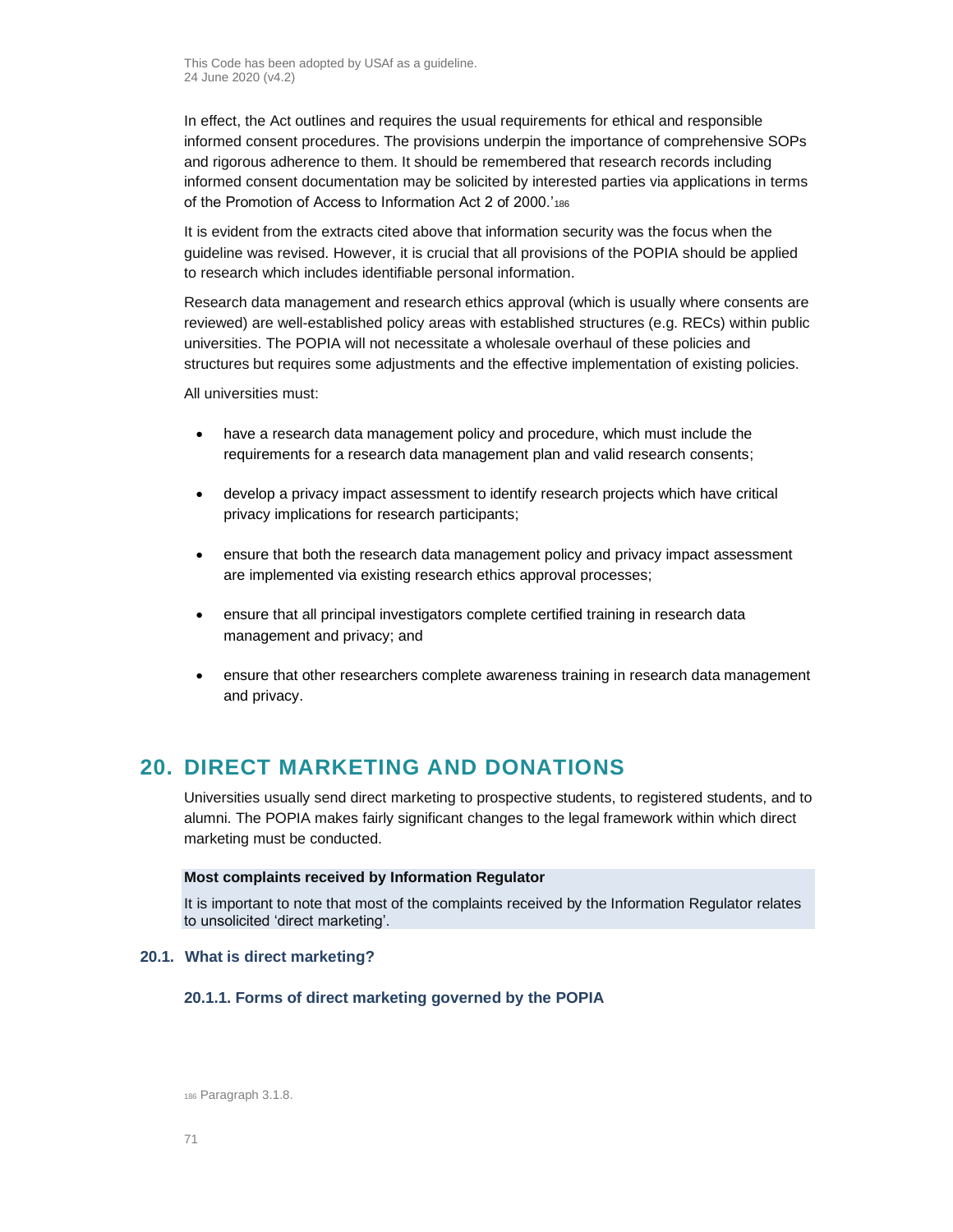In effect, the Act outlines and requires the usual requirements for ethical and responsible informed consent procedures. The provisions underpin the importance of comprehensive SOPs and rigorous adherence to them. It should be remembered that research records including informed consent documentation may be solicited by interested parties via applications in terms of the Promotion of Access to Information Act 2 of 2000.'[186]

It is evident from the extracts cited above that information security was the focus when the guideline was revised. However, it is crucial that all provisions of the POPIA should be applied to research which includes identifiable personal information.

Research data management and research ethics approval (which is usually where consents are reviewed) are well-established policy areas with established structures (e.g. RECs) within public universities. The POPIA will not necessitate a wholesale overhaul of these policies and structures but requires some adjustments and the effective implementation of existing policies.

All universities must:

- have a research data management policy and procedure, which must include the requirements for a research data management plan and valid research consents;
- develop a privacy impact assessment to identify research projects which have critical privacy implications for research participants;
- ensure that both the research data management policy and privacy impact assessment are implemented via existing research ethics approval processes;
- ensure that all principal investigators complete certified training in research data management and privacy; and
- ensure that other researchers complete awareness training in research data management and privacy.

# 20. DIRECT MARKETING AND DONATIONS

Universities usually send direct marketing to prospective students, to registered students, and to alumni. The POPIA makes fairly significant changes to the legal framework within which direct marketing must be conducted.

**Most complaints received by Information Regulator**

It is important to note that most of the complaints received by the Information Regulator relates to unsolicited 'direct marketing'.

## 20.1. What is direct marketing?

### 20.1.1. Forms of direct marketing governed by the POPIA

[186] Paragraph 3.1.8.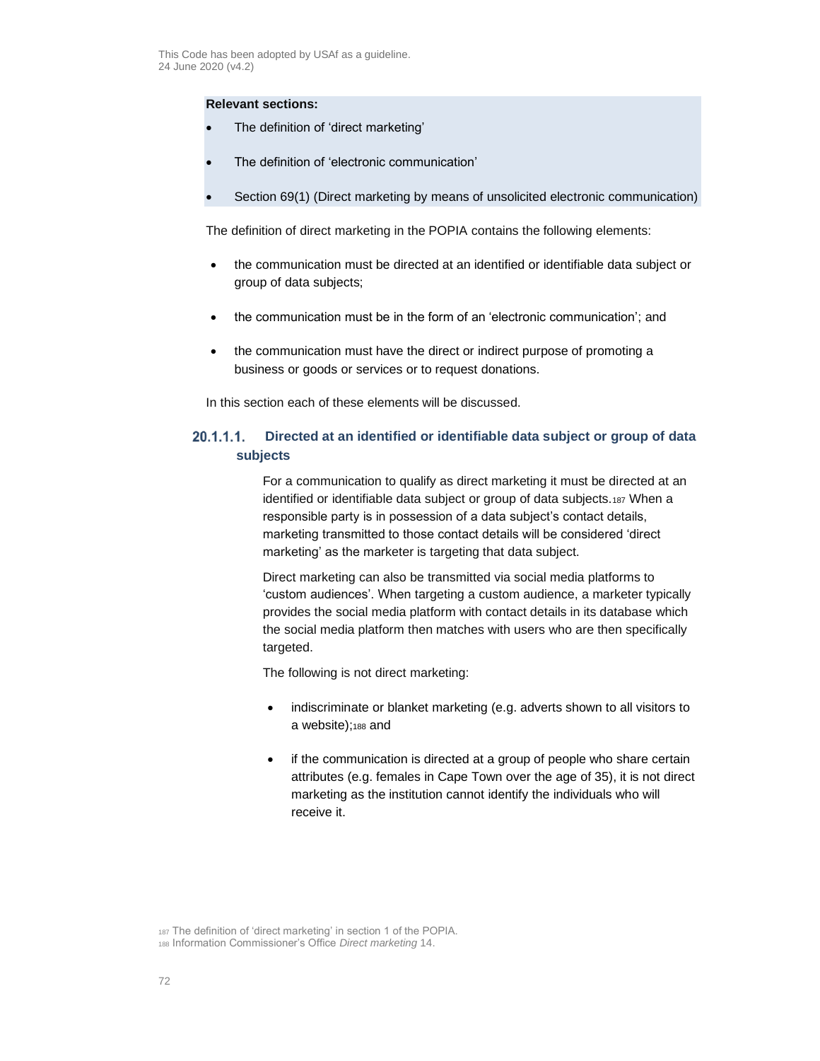**Relevant sections:**

- The definition of 'direct marketing'
- The definition of 'electronic communication'
- Section 69(1) (Direct marketing by means of unsolicited electronic communication)

The definition of direct marketing in the POPIA contains the following elements:

- the communication must be directed at an identified or identifiable data subject or group of data subjects;
- the communication must be in the form of an 'electronic communication'; and
- the communication must have the direct or indirect purpose of promoting a business or goods or services or to request donations.

In this section each of these elements will be discussed.

#### 20.1.1.1. Directed at an identified or identifiable data subject or group of data subjects

For a communication to qualify as direct marketing it must be directed at an identified or identifiable data subject or group of data subjects.[187] When a responsible party is in possession of a data subject's contact details, marketing transmitted to those contact details will be considered 'direct marketing' as the marketer is targeting that data subject.

Direct marketing can also be transmitted via social media platforms to 'custom audiences'. When targeting a custom audience, a marketer typically provides the social media platform with contact details in its database which the social media platform then matches with users who are then specifically targeted.

The following is not direct marketing:

- indiscriminate or blanket marketing (e.g. adverts shown to all visitors to a website);[188] and
- if the communication is directed at a group of people who share certain attributes (e.g. females in Cape Town over the age of 35), it is not direct marketing as the institution cannot identify the individuals who will receive it.

[187] The definition of 'direct marketing' in section 1 of the POPIA.
[188] Information Commissioner's Office *Direct marketing* 14.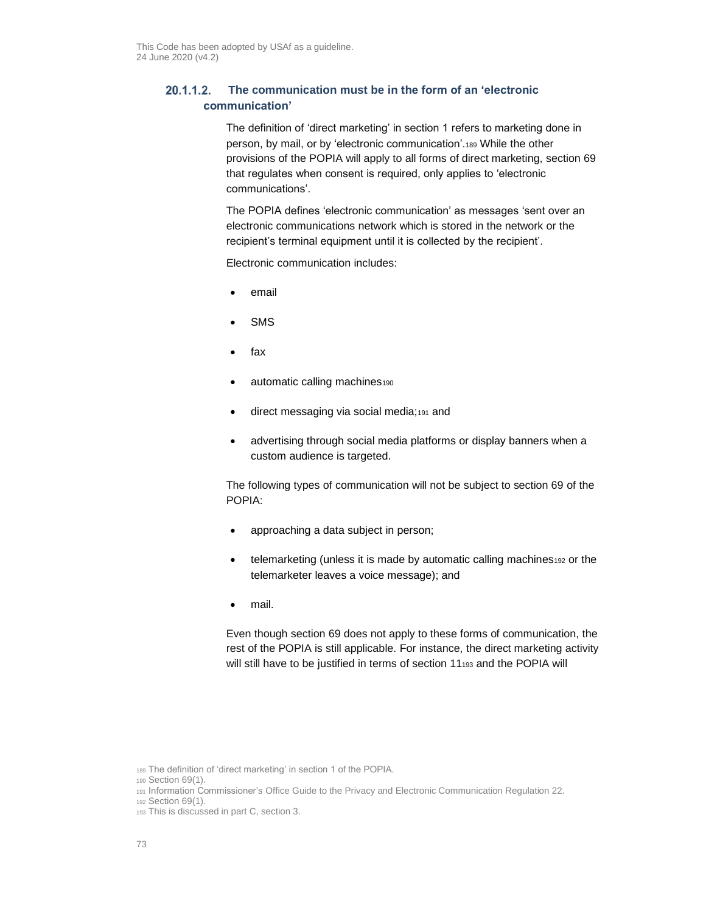#### 20.1.1.2. The communication must be in the form of an 'electronic communication'

The definition of 'direct marketing' in section 1 refers to marketing done in person, by mail, or by 'electronic communication'.[189] While the other provisions of the POPIA will apply to all forms of direct marketing, section 69 that regulates when consent is required, only applies to 'electronic communications'.

The POPIA defines 'electronic communication' as messages 'sent over an electronic communications network which is stored in the network or the recipient's terminal equipment until it is collected by the recipient'.

Electronic communication includes:

- email
- SMS
- fax
- automatic calling machines[190]
- direct messaging via social media;[191] and
- advertising through social media platforms or display banners when a custom audience is targeted.

The following types of communication will not be subject to section 69 of the POPIA:

- approaching a data subject in person;
- telemarketing (unless it is made by automatic calling machines[192] or the telemarketer leaves a voice message); and
- mail.

Even though section 69 does not apply to these forms of communication, the rest of the POPIA is still applicable. For instance, the direct marketing activity will still have to be justified in terms of section 11[193] and the POPIA will

[189] The definition of 'direct marketing' in section 1 of the POPIA.
[190] Section 69(1).
[191] Information Commissioner's Office Guide to the Privacy and Electronic Communication Regulation 22.
[192] Section 69(1).
[193] This is discussed in part C, section 3.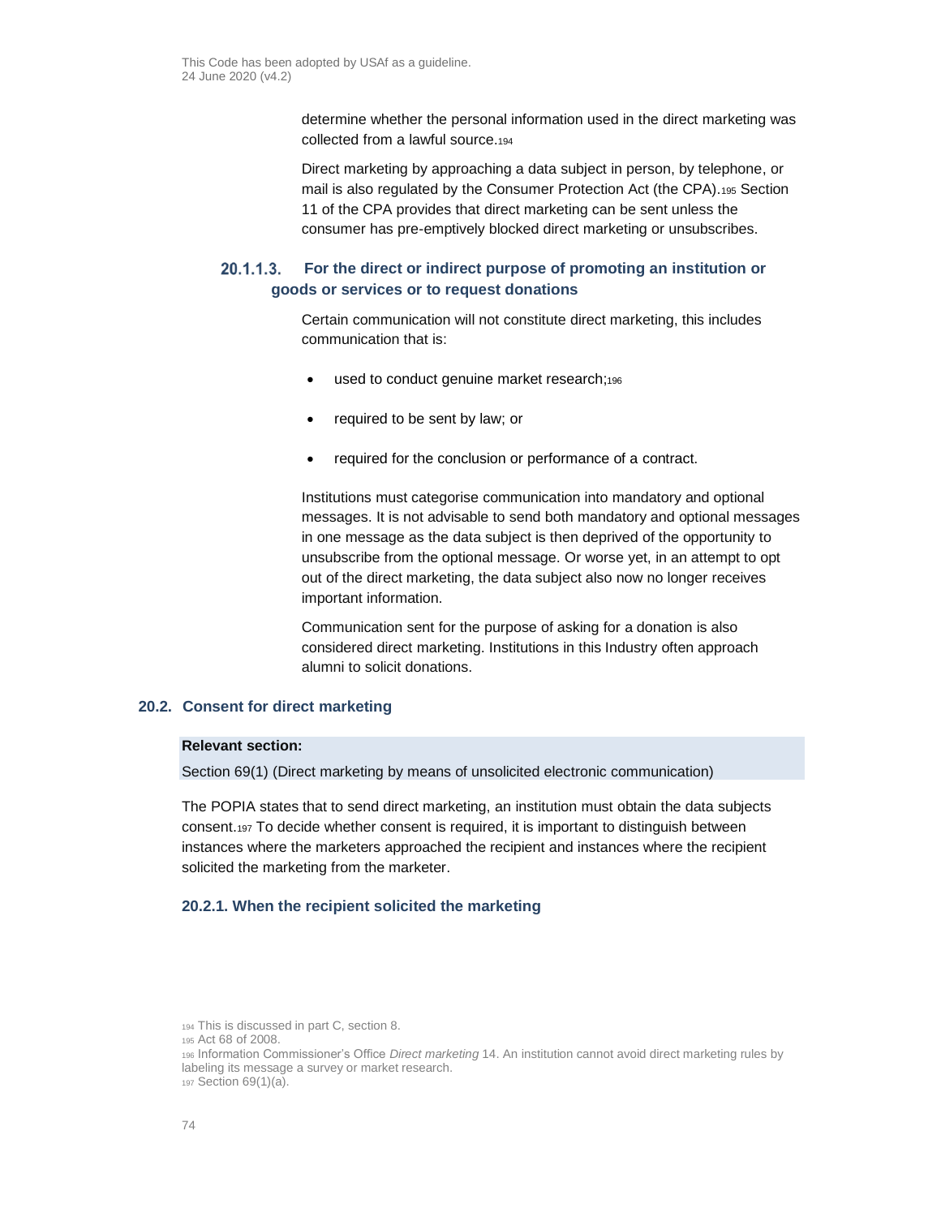determine whether the personal information used in the direct marketing was collected from a lawful source.[194]

Direct marketing by approaching a data subject in person, by telephone, or mail is also regulated by the Consumer Protection Act (the CPA).[195] Section 11 of the CPA provides that direct marketing can be sent unless the consumer has pre-emptively blocked direct marketing or unsubscribes.

#### 20.1.1.3. For the direct or indirect purpose of promoting an institution or goods or services or to request donations

Certain communication will not constitute direct marketing, this includes communication that is:

- used to conduct genuine market research;[196]
- required to be sent by law; or
- required for the conclusion or performance of a contract.

Institutions must categorise communication into mandatory and optional messages. It is not advisable to send both mandatory and optional messages in one message as the data subject is then deprived of the opportunity to unsubscribe from the optional message. Or worse yet, in an attempt to opt out of the direct marketing, the data subject also now no longer receives important information.

Communication sent for the purpose of asking for a donation is also considered direct marketing. Institutions in this Industry often approach alumni to solicit donations.

## 20.2. Consent for direct marketing

**Relevant section:**

Section 69(1) (Direct marketing by means of unsolicited electronic communication)

The POPIA states that to send direct marketing, an institution must obtain the data subjects consent.[197] To decide whether consent is required, it is important to distinguish between instances where the marketers approached the recipient and instances where the recipient solicited the marketing from the marketer.

### 20.2.1. When the recipient solicited the marketing

[194] This is discussed in part C, section 8.
[195] Act 68 of 2008.
[196] Information Commissioner's Office *Direct marketing* 14. An institution cannot avoid direct marketing rules by labeling its message a survey or market research.
[197] Section 69(1)(a).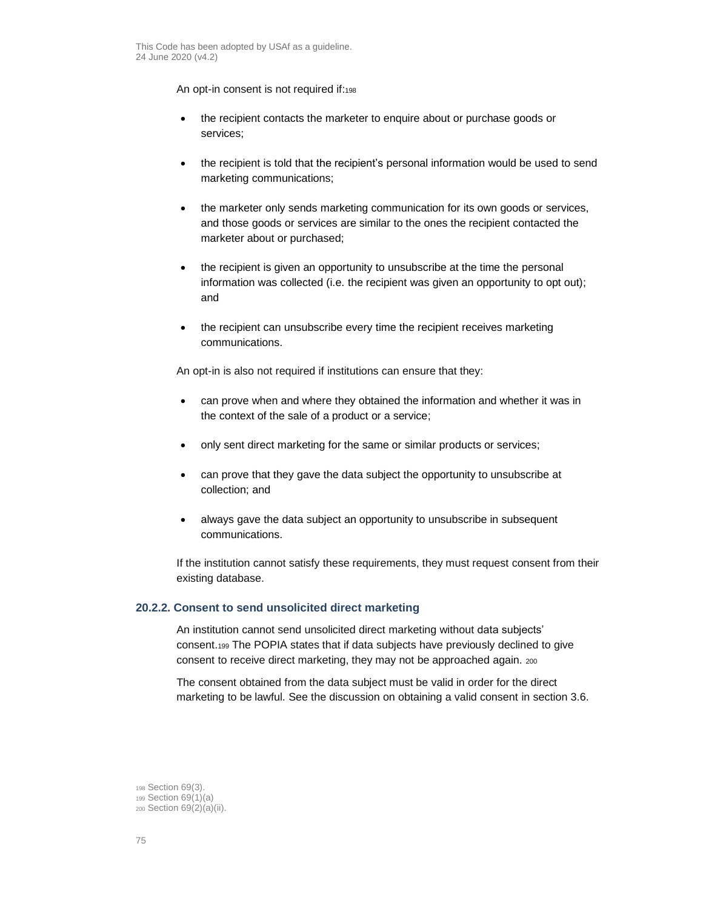An opt-in consent is not required if:[198]

- the recipient contacts the marketer to enquire about or purchase goods or services;
- the recipient is told that the recipient's personal information would be used to send marketing communications;
- the marketer only sends marketing communication for its own goods or services, and those goods or services are similar to the ones the recipient contacted the marketer about or purchased;
- the recipient is given an opportunity to unsubscribe at the time the personal information was collected (i.e. the recipient was given an opportunity to opt out); and
- the recipient can unsubscribe every time the recipient receives marketing communications.

An opt-in is also not required if institutions can ensure that they:

- can prove when and where they obtained the information and whether it was in the context of the sale of a product or a service;
- only sent direct marketing for the same or similar products or services;
- can prove that they gave the data subject the opportunity to unsubscribe at collection; and
- always gave the data subject an opportunity to unsubscribe in subsequent communications.

If the institution cannot satisfy these requirements, they must request consent from their existing database.

### 20.2.2. Consent to send unsolicited direct marketing

An institution cannot send unsolicited direct marketing without data subjects' consent.[199] The POPIA states that if data subjects have previously declined to give consent to receive direct marketing, they may not be approached again. [200]

The consent obtained from the data subject must be valid in order for the direct marketing to be lawful. See the discussion on obtaining a valid consent in section 3.6.

[198] Section 69(3).
[199] Section 69(1)(a)
[200] Section 69(2)(a)(ii).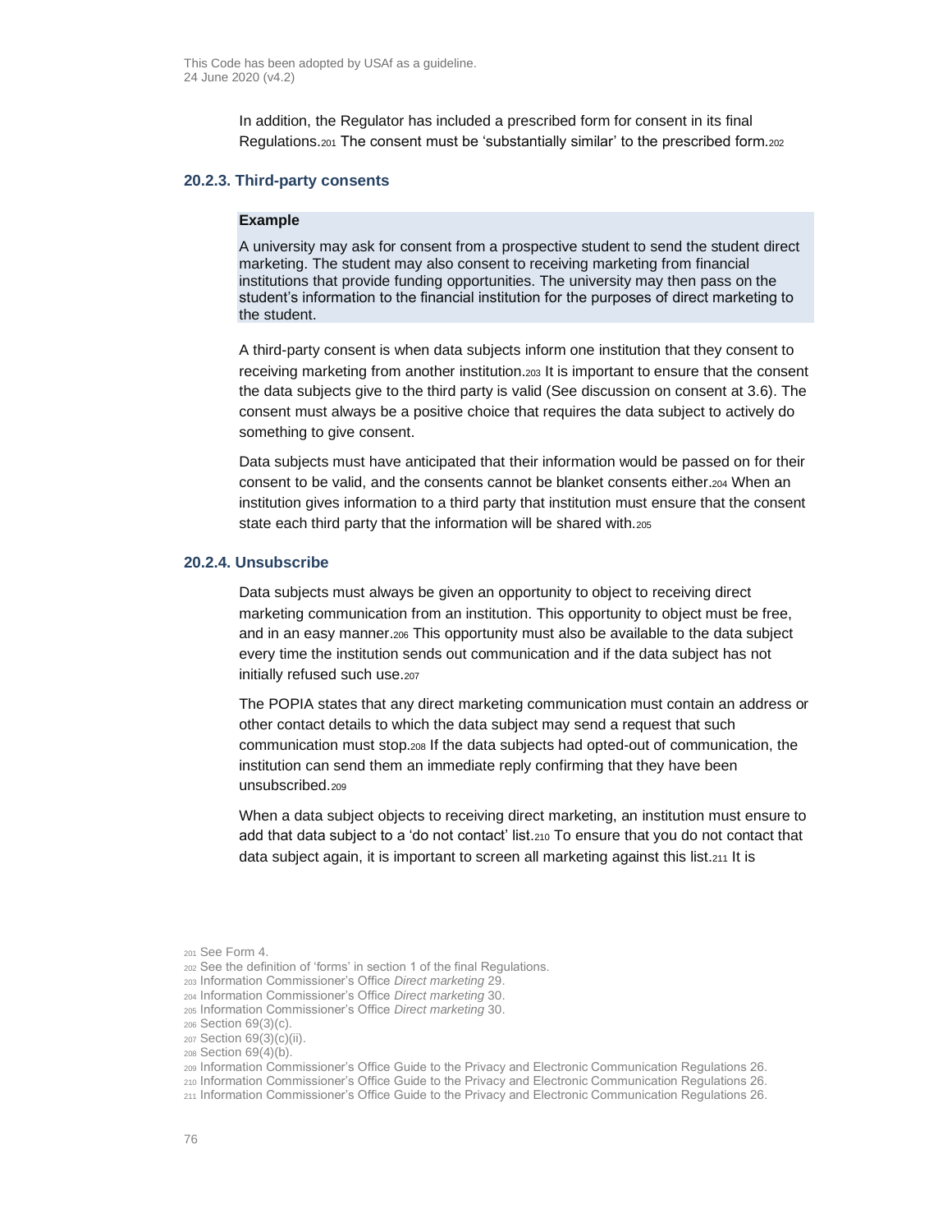In addition, the Regulator has included a prescribed form for consent in its final Regulations.[201] The consent must be 'substantially similar' to the prescribed form.[202]

### 20.2.3. Third-party consents

> **Example**
>
> A university may ask for consent from a prospective student to send the student direct marketing. The student may also consent to receiving marketing from financial institutions that provide funding opportunities. The university may then pass on the student's information to the financial institution for the purposes of direct marketing to the student.

A third-party consent is when data subjects inform one institution that they consent to receiving marketing from another institution.[203] It is important to ensure that the consent the data subjects give to the third party is valid (See discussion on consent at 3.6). The consent must always be a positive choice that requires the data subject to actively do something to give consent.

Data subjects must have anticipated that their information would be passed on for their consent to be valid, and the consents cannot be blanket consents either.[204] When an institution gives information to a third party that institution must ensure that the consent state each third party that the information will be shared with.[205]

### 20.2.4. Unsubscribe

Data subjects must always be given an opportunity to object to receiving direct marketing communication from an institution. This opportunity to object must be free, and in an easy manner.[206] This opportunity must also be available to the data subject every time the institution sends out communication and if the data subject has not initially refused such use.[207]

The POPIA states that any direct marketing communication must contain an address or other contact details to which the data subject may send a request that such communication must stop.[208] If the data subjects had opted-out of communication, the institution can send them an immediate reply confirming that they have been unsubscribed.[209]

When a data subject objects to receiving direct marketing, an institution must ensure to add that data subject to a 'do not contact' list.[210] To ensure that you do not contact that data subject again, it is important to screen all marketing against this list.[211] It is

---

[201] See Form 4.
[202] See the definition of 'forms' in section 1 of the final Regulations.
[203] Information Commissioner's Office *Direct marketing* 29.
[204] Information Commissioner's Office *Direct marketing* 30.
[205] Information Commissioner's Office *Direct marketing* 30.
[206] Section 69(3)(c).
[207] Section 69(3)(c)(ii).
[208] Section 69(4)(b).
[209] Information Commissioner's Office Guide to the Privacy and Electronic Communication Regulations 26.
[210] Information Commissioner's Office Guide to the Privacy and Electronic Communication Regulations 26.
[211] Information Commissioner's Office Guide to the Privacy and Electronic Communication Regulations 26.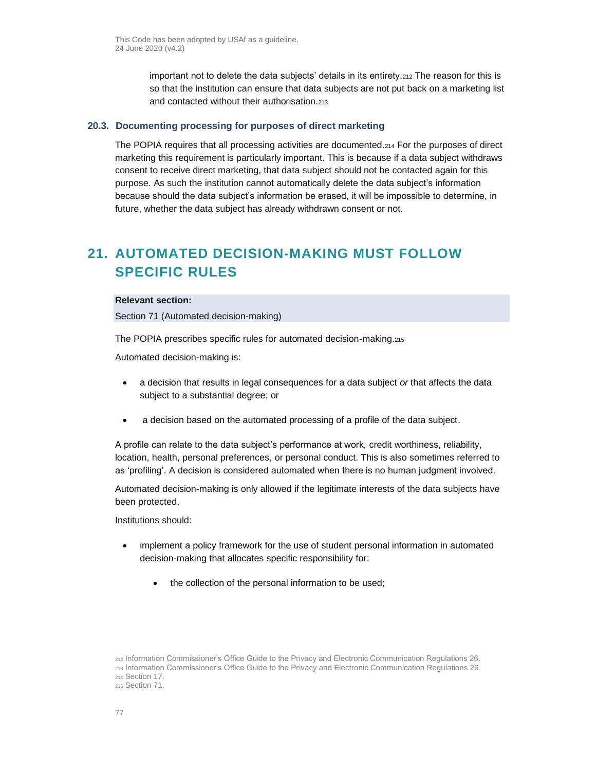important not to delete the data subjects' details in its entirety.[212] The reason for this is so that the institution can ensure that data subjects are not put back on a marketing list and contacted without their authorisation.[213]

### 20.3. Documenting processing for purposes of direct marketing

The POPIA requires that all processing activities are documented.[214] For the purposes of direct marketing this requirement is particularly important. This is because if a data subject withdraws consent to receive direct marketing, that data subject should not be contacted again for this purpose. As such the institution cannot automatically delete the data subject's information because should the data subject's information be erased, it will be impossible to determine, in future, whether the data subject has already withdrawn consent or not.

## 21. AUTOMATED DECISION-MAKING MUST FOLLOW SPECIFIC RULES

**Relevant section:**

Section 71 (Automated decision-making)

The POPIA prescribes specific rules for automated decision-making.[215]

Automated decision-making is:

- a decision that results in legal consequences for a data subject *or* that affects the data subject to a substantial degree; or
- a decision based on the automated processing of a profile of the data subject.

A profile can relate to the data subject's performance at work, credit worthiness, reliability, location, health, personal preferences, or personal conduct. This is also sometimes referred to as 'profiling'. A decision is considered automated when there is no human judgment involved.

Automated decision-making is only allowed if the legitimate interests of the data subjects have been protected.

Institutions should:

- implement a policy framework for the use of student personal information in automated decision-making that allocates specific responsibility for:
    - the collection of the personal information to be used;

[212] Information Commissioner's Office Guide to the Privacy and Electronic Communication Regulations 26.
[213] Information Commissioner's Office Guide to the Privacy and Electronic Communication Regulations 26.
[214] Section 17.
[215] Section 71.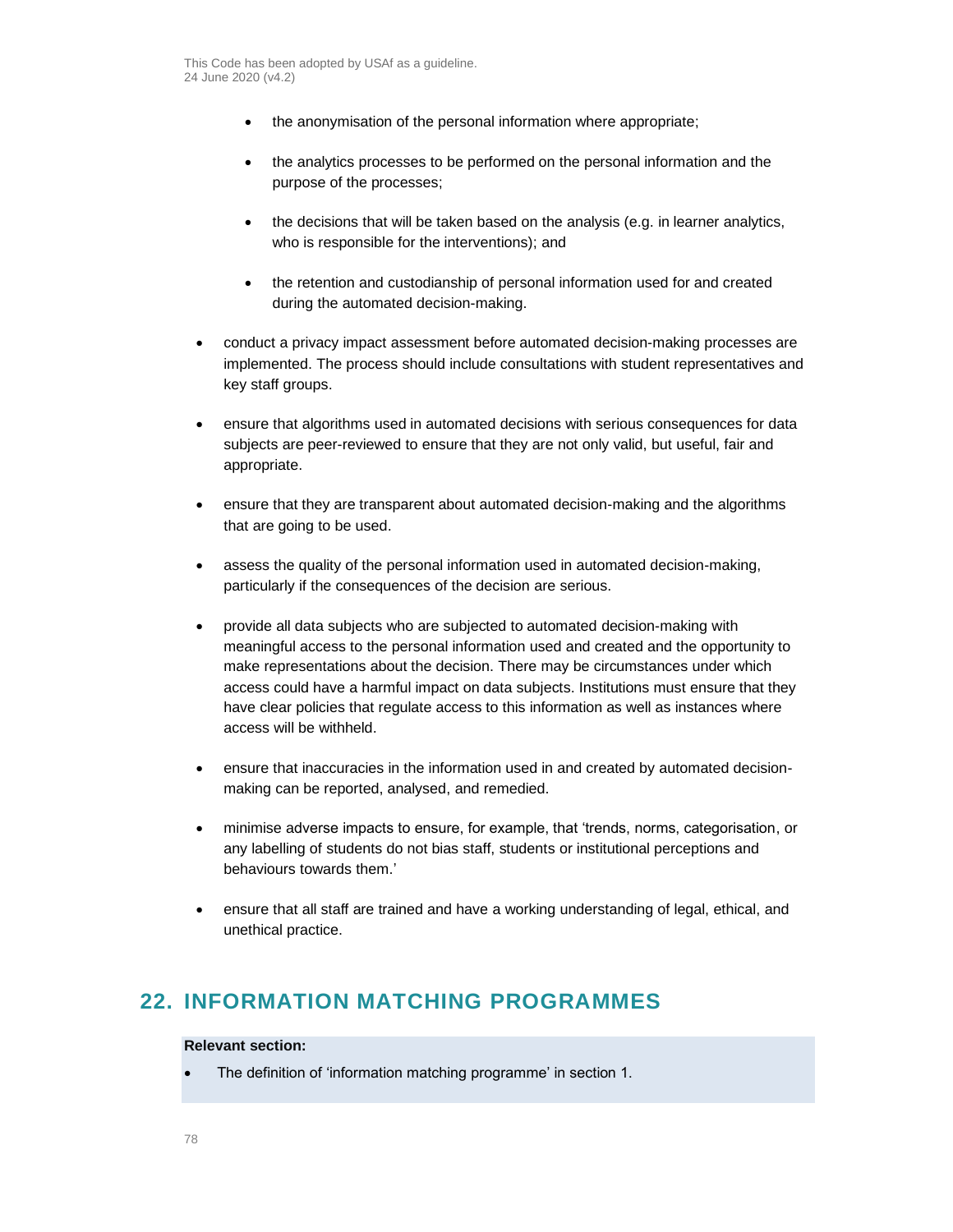- the anonymisation of the personal information where appropriate;
  - the analytics processes to be performed on the personal information and the purpose of the processes;
  - the decisions that will be taken based on the analysis (e.g. in learner analytics, who is responsible for the interventions); and
  - the retention and custodianship of personal information used for and created during the automated decision-making.

- conduct a privacy impact assessment before automated decision-making processes are implemented. The process should include consultations with student representatives and key staff groups.

- ensure that algorithms used in automated decisions with serious consequences for data subjects are peer-reviewed to ensure that they are not only valid, but useful, fair and appropriate.

- ensure that they are transparent about automated decision-making and the algorithms that are going to be used.

- assess the quality of the personal information used in automated decision-making, particularly if the consequences of the decision are serious.

- provide all data subjects who are subjected to automated decision-making with meaningful access to the personal information used and created and the opportunity to make representations about the decision. There may be circumstances under which access could have a harmful impact on data subjects. Institutions must ensure that they have clear policies that regulate access to this information as well as instances where access will be withheld.

- ensure that inaccuracies in the information used in and created by automated decision-making can be reported, analysed, and remedied.

- minimise adverse impacts to ensure, for example, that 'trends, norms, categorisation, or any labelling of students do not bias staff, students or institutional perceptions and behaviours towards them.'

- ensure that all staff are trained and have a working understanding of legal, ethical, and unethical practice.

## 22. INFORMATION MATCHING PROGRAMMES

**Relevant section:**

- The definition of 'information matching programme' in section 1.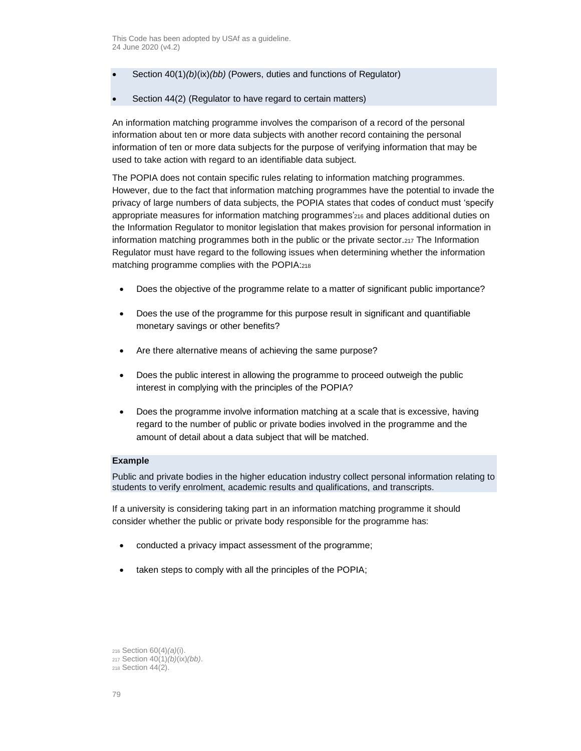- Section 40(1)*(b)*(ix)*(bb)* (Powers, duties and functions of Regulator)
- Section 44(2) (Regulator to have regard to certain matters)

An information matching programme involves the comparison of a record of the personal information about ten or more data subjects with another record containing the personal information of ten or more data subjects for the purpose of verifying information that may be used to take action with regard to an identifiable data subject.

The POPIA does not contain specific rules relating to information matching programmes. However, due to the fact that information matching programmes have the potential to invade the privacy of large numbers of data subjects, the POPIA states that codes of conduct must 'specify appropriate measures for information matching programmes'[216] and places additional duties on the Information Regulator to monitor legislation that makes provision for personal information in information matching programmes both in the public or the private sector.[217] The Information Regulator must have regard to the following issues when determining whether the information matching programme complies with the POPIA:[218]

- Does the objective of the programme relate to a matter of significant public importance?
- Does the use of the programme for this purpose result in significant and quantifiable monetary savings or other benefits?
- Are there alternative means of achieving the same purpose?
- Does the public interest in allowing the programme to proceed outweigh the public interest in complying with the principles of the POPIA?
- Does the programme involve information matching at a scale that is excessive, having regard to the number of public or private bodies involved in the programme and the amount of detail about a data subject that will be matched.

**Example**

Public and private bodies in the higher education industry collect personal information relating to students to verify enrolment, academic results and qualifications, and transcripts.

If a university is considering taking part in an information matching programme it should consider whether the public or private body responsible for the programme has:

- conducted a privacy impact assessment of the programme;
- taken steps to comply with all the principles of the POPIA;

[216] Section 60(4)*(a)*(i).
[217] Section 40(1)*(b)*(ix)*(bb)*.
[218] Section 44(2).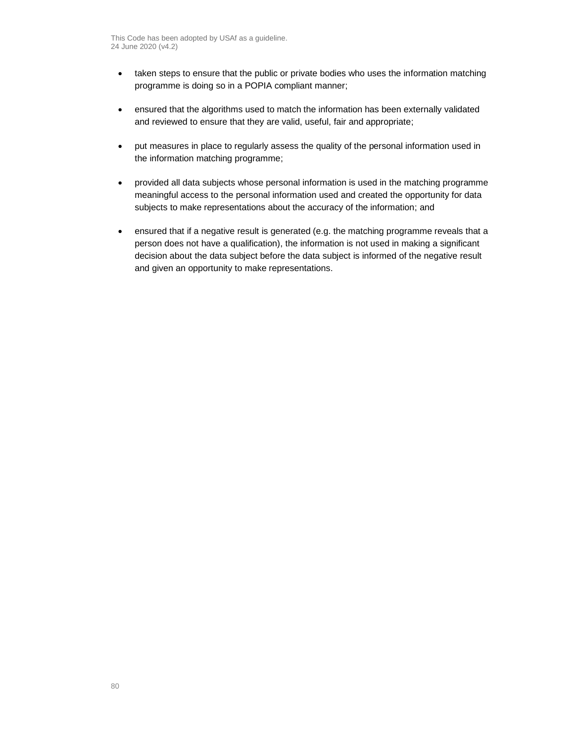- taken steps to ensure that the public or private bodies who uses the information matching programme is doing so in a POPIA compliant manner;

- ensured that the algorithms used to match the information has been externally validated and reviewed to ensure that they are valid, useful, fair and appropriate;

- put measures in place to regularly assess the quality of the personal information used in the information matching programme;

- provided all data subjects whose personal information is used in the matching programme meaningful access to the personal information used and created the opportunity for data subjects to make representations about the accuracy of the information; and

- ensured that if a negative result is generated (e.g. the matching programme reveals that a person does not have a qualification), the information is not used in making a significant decision about the data subject before the data subject is informed of the negative result and given an opportunity to make representations.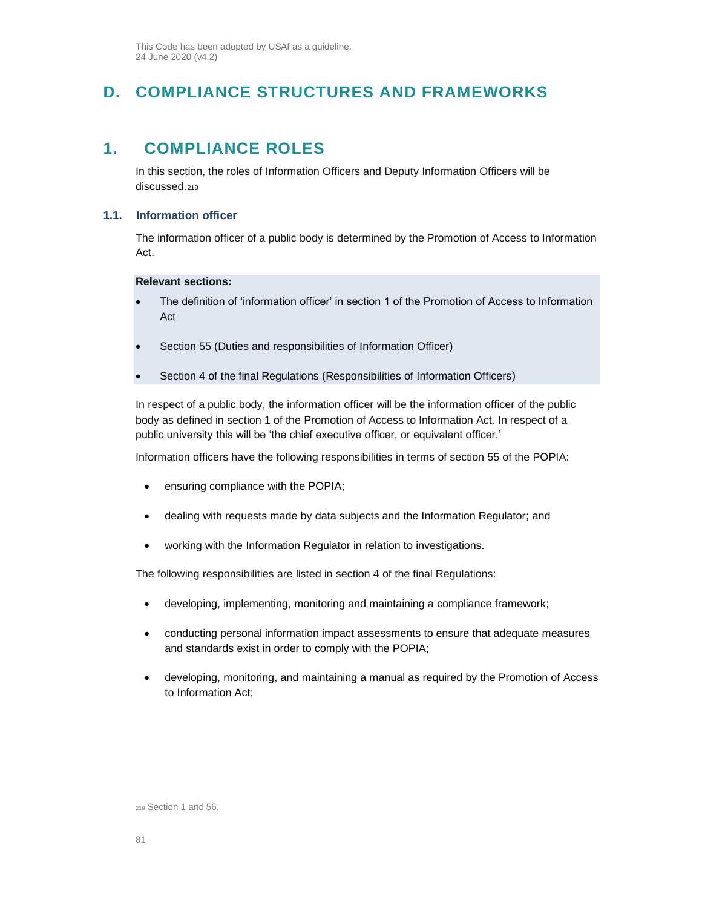# D. COMPLIANCE STRUCTURES AND FRAMEWORKS

## 1. COMPLIANCE ROLES

In this section, the roles of Information Officers and Deputy Information Officers will be discussed.[219]

### 1.1. Information officer

The information officer of a public body is determined by the Promotion of Access to Information Act.

**Relevant sections:**

- The definition of 'information officer' in section 1 of the Promotion of Access to Information Act
- Section 55 (Duties and responsibilities of Information Officer)
- Section 4 of the final Regulations (Responsibilities of Information Officers)

In respect of a public body, the information officer will be the information officer of the public body as defined in section 1 of the Promotion of Access to Information Act. In respect of a public university this will be 'the chief executive officer, or equivalent officer.'

Information officers have the following responsibilities in terms of section 55 of the POPIA:

- ensuring compliance with the POPIA;
- dealing with requests made by data subjects and the Information Regulator; and
- working with the Information Regulator in relation to investigations.

The following responsibilities are listed in section 4 of the final Regulations:

- developing, implementing, monitoring and maintaining a compliance framework;
- conducting personal information impact assessments to ensure that adequate measures and standards exist in order to comply with the POPIA;
- developing, monitoring, and maintaining a manual as required by the Promotion of Access to Information Act;

[219] Section 1 and 56.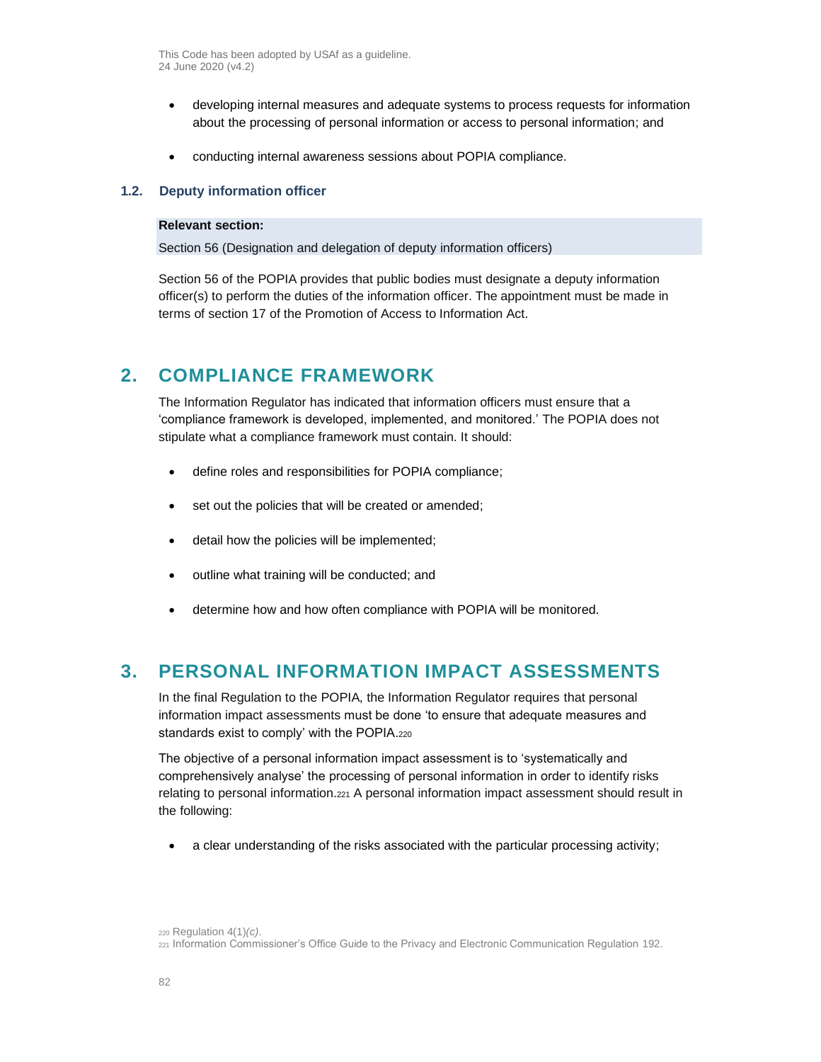- developing internal measures and adequate systems to process requests for information about the processing of personal information or access to personal information; and
- conducting internal awareness sessions about POPIA compliance.

### 1.2. Deputy information officer

**Relevant section:**

Section 56 (Designation and delegation of deputy information officers)

Section 56 of the POPIA provides that public bodies must designate a deputy information officer(s) to perform the duties of the information officer. The appointment must be made in terms of section 17 of the Promotion of Access to Information Act.

## 2. COMPLIANCE FRAMEWORK

The Information Regulator has indicated that information officers must ensure that a 'compliance framework is developed, implemented, and monitored.' The POPIA does not stipulate what a compliance framework must contain. It should:

- define roles and responsibilities for POPIA compliance;
- set out the policies that will be created or amended;
- detail how the policies will be implemented;
- outline what training will be conducted; and
- determine how and how often compliance with POPIA will be monitored.

## 3. PERSONAL INFORMATION IMPACT ASSESSMENTS

In the final Regulation to the POPIA, the Information Regulator requires that personal information impact assessments must be done 'to ensure that adequate measures and standards exist to comply' with the POPIA.[220]

The objective of a personal information impact assessment is to 'systematically and comprehensively analyse' the processing of personal information in order to identify risks relating to personal information.[221] A personal information impact assessment should result in the following:

- a clear understanding of the risks associated with the particular processing activity;

[220] Regulation 4(1)*(c)*.
[221] Information Commissioner's Office Guide to the Privacy and Electronic Communication Regulation 192.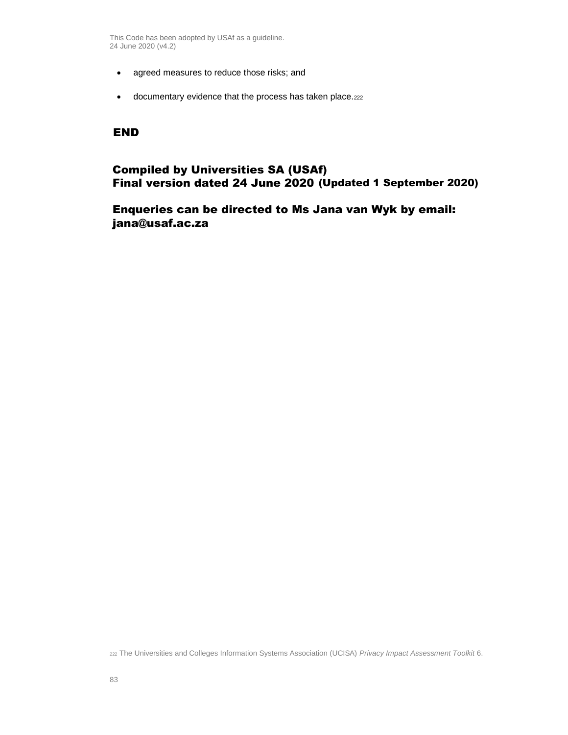- agreed measures to reduce those risks; and
- documentary evidence that the process has taken place.[222]

## END

## Compiled by Universities SA (USAf)
## Final version dated 24 June 2020 (Updated 1 September 2020)

## Enqueries can be directed to Ms Jana van Wyk by email: jana@usaf.ac.za

[222] The Universities and Colleges Information Systems Association (UCISA) *Privacy Impact Assessment Toolkit* 6.